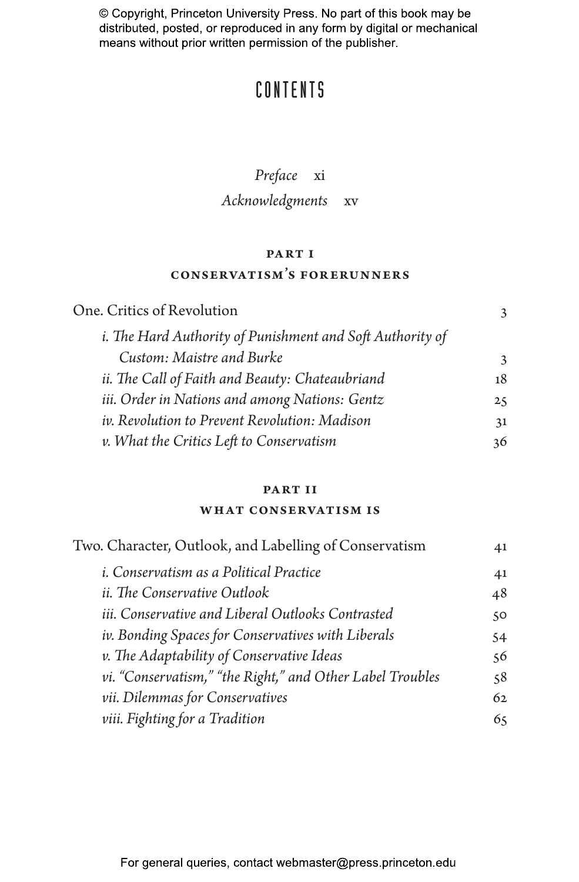© Copyright, Princeton University Press. No part of this book may be distributed, posted, or reproduced in any form by digital or mechanical means without prior written permission of the publisher.

# CONTENTS

*Preface* xi

*Acknowledgments* xv

## PART I
## CONSERVATISM'S FORERUNNERS

One. Critics of Revolution 3

- *i. The Hard Authority of Punishment and Soft Authority of Custom: Maistre and Burke* 3
- *ii. The Call of Faith and Beauty: Chateaubriand* 18
- *iii. Order in Nations and among Nations: Gentz* 25
- *iv. Revolution to Prevent Revolution: Madison* 31
- *v. What the Critics Left to Conservatism* 36

## PART II
## WHAT CONSERVATISM IS

Two. Character, Outlook, and Labelling of Conservatism 41

- *i. Conservatism as a Political Practice* 41
- *ii. The Conservative Outlook* 48
- *iii. Conservative and Liberal Outlooks Contrasted* 50
- *iv. Bonding Spaces for Conservatives with Liberals* 54
- *v. The Adaptability of Conservative Ideas* 56
- *vi. "Conservatism," "the Right," and Other Label Troubles* 58
- *vii. Dilemmas for Conservatives* 62
- *viii. Fighting for a Tradition* 65

For general queries, contact webmaster@press.princeton.edu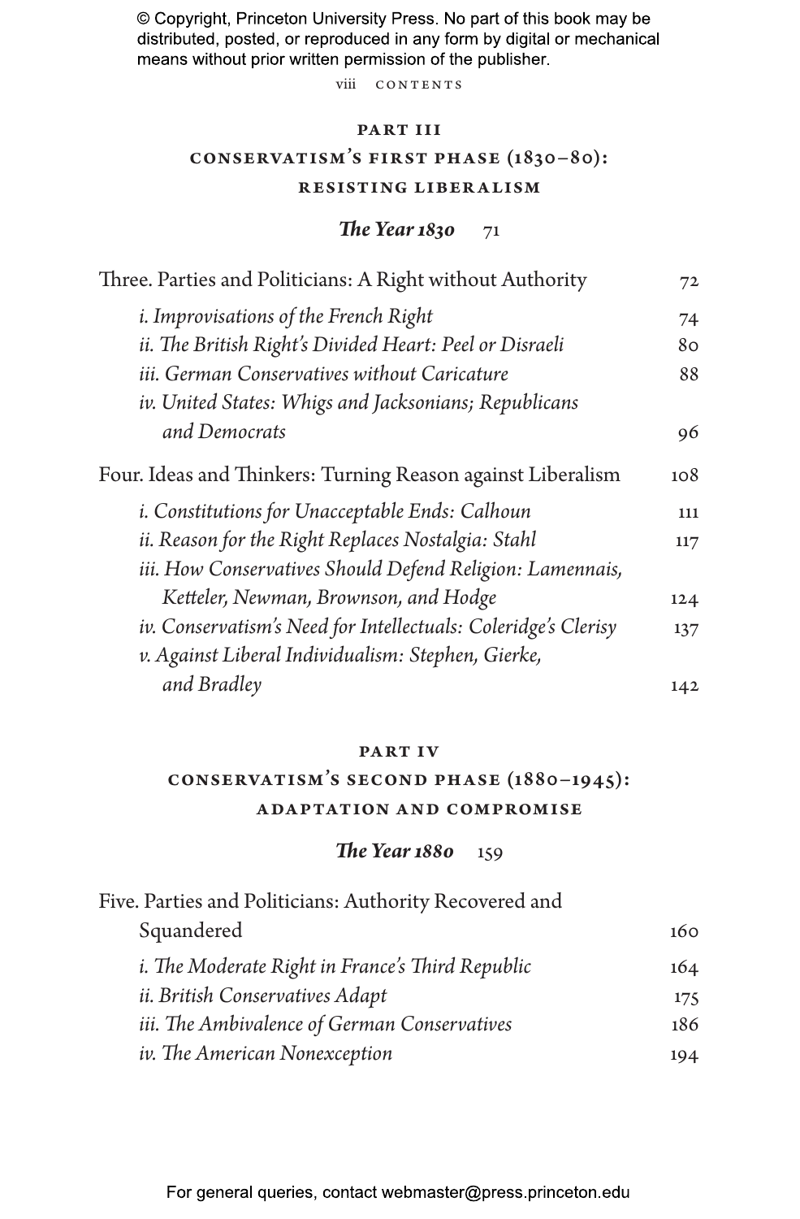## PART III

## CONSERVATISM'S FIRST PHASE (1830–80): RESISTING LIBERALISM

***The Year 1830*** 71

Three. Parties and Politicians: A Right without Authority 72

- *i. Improvisations of the French Right* 74
- *ii. The British Right's Divided Heart: Peel or Disraeli* 80
- *iii. German Conservatives without Caricature* 88
- *iv. United States: Whigs and Jacksonians; Republicans and Democrats* 96

Four. Ideas and Thinkers: Turning Reason against Liberalism 108

- *i. Constitutions for Unacceptable Ends: Calhoun* 111
- *ii. Reason for the Right Replaces Nostalgia: Stahl* 117
- *iii. How Conservatives Should Defend Religion: Lamennais, Ketteler, Newman, Brownson, and Hodge* 124
- *iv. Conservatism's Need for Intellectuals: Coleridge's Clerisy* 137
- *v. Against Liberal Individualism: Stephen, Gierke, and Bradley* 142

## PART IV

## CONSERVATISM'S SECOND PHASE (1880–1945): ADAPTATION AND COMPROMISE

***The Year 1880*** 159

Five. Parties and Politicians: Authority Recovered and Squandered 160

- *i. The Moderate Right in France's Third Republic* 164
- *ii. British Conservatives Adapt* 175
- *iii. The Ambivalence of German Conservatives* 186
- *iv. The American Nonexception* 194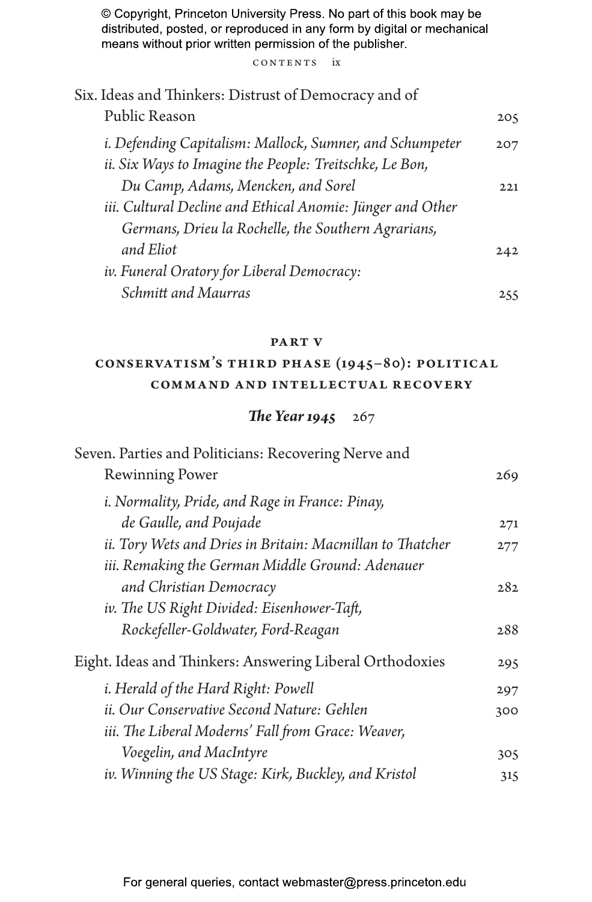Six. Ideas and Thinkers: Distrust of Democracy and of Public Reason 205

*i. Defending Capitalism: Mallock, Sumner, and Schumpeter* 207

*ii. Six Ways to Imagine the People: Treitschke, Le Bon, Du Camp, Adams, Mencken, and Sorel* 221

*iii. Cultural Decline and Ethical Anomie: Jünger and Other Germans, Drieu la Rochelle, the Southern Agrarians, and Eliot* 242

*iv. Funeral Oratory for Liberal Democracy: Schmitt and Maurras* 255

## PART V

## CONSERVATISM'S THIRD PHASE (1945–80): POLITICAL COMMAND AND INTELLECTUAL RECOVERY

***The Year 1945*** 267

Seven. Parties and Politicians: Recovering Nerve and Rewinning Power 269

*i. Normality, Pride, and Rage in France: Pinay, de Gaulle, and Poujade* 271

*ii. Tory Wets and Dries in Britain: Macmillan to Thatcher* 277

*iii. Remaking the German Middle Ground: Adenauer and Christian Democracy* 282

*iv. The US Right Divided: Eisenhower-Taft, Rockefeller-Goldwater, Ford-Reagan* 288

Eight. Ideas and Thinkers: Answering Liberal Orthodoxies 295

*i. Herald of the Hard Right: Powell* 297

*ii. Our Conservative Second Nature: Gehlen* 300

*iii. The Liberal Moderns' Fall from Grace: Weaver, Voegelin, and MacIntyre* 305

*iv. Winning the US Stage: Kirk, Buckley, and Kristol* 315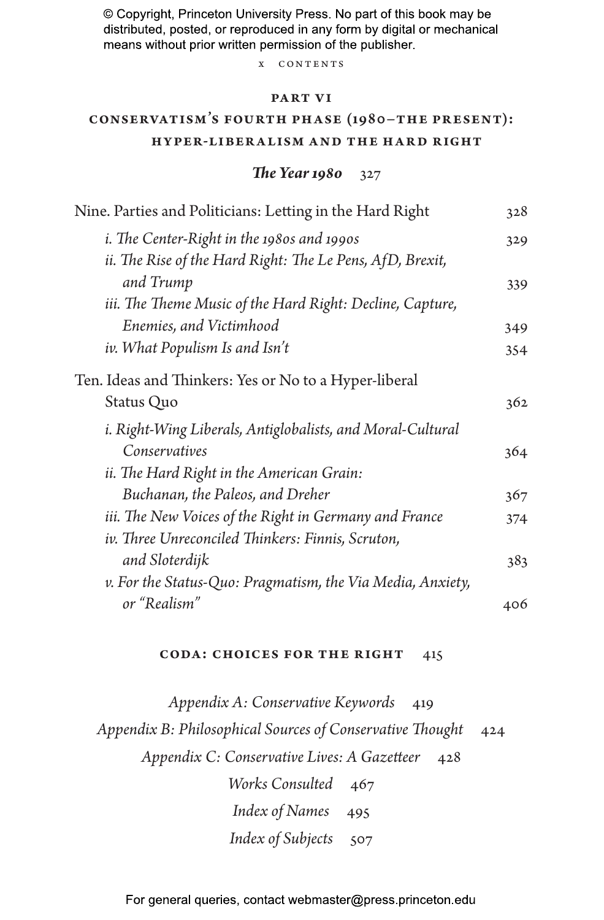## PART VI

## CONSERVATISM'S FOURTH PHASE (1980–THE PRESENT): HYPER-LIBERALISM AND THE HARD RIGHT

***The Year 1980*** 327

Nine. Parties and Politicians: Letting in the Hard Right 328

- *i. The Center-Right in the 1980s and 1990s* 329
- *ii. The Rise of the Hard Right: The Le Pens, AfD, Brexit, and Trump* 339
- *iii. The Theme Music of the Hard Right: Decline, Capture, Enemies, and Victimhood* 349
- *iv. What Populism Is and Isn't* 354

Ten. Ideas and Thinkers: Yes or No to a Hyper-liberal Status Quo 362

- *i. Right-Wing Liberals, Antiglobalists, and Moral-Cultural Conservatives* 364
- *ii. The Hard Right in the American Grain: Buchanan, the Paleos, and Dreher* 367
- *iii. The New Voices of the Right in Germany and France* 374
- *iv. Three Unreconciled Thinkers: Finnis, Scruton, and Sloterdijk* 383
- *v. For the Status-Quo: Pragmatism, the Via Media, Anxiety, or "Realism"* 406

**CODA: CHOICES FOR THE RIGHT** 415

*Appendix A: Conservative Keywords* 419

*Appendix B: Philosophical Sources of Conservative Thought* 424

*Appendix C: Conservative Lives: A Gazetteer* 428

*Works Consulted* 467

*Index of Names* 495

*Index of Subjects* 507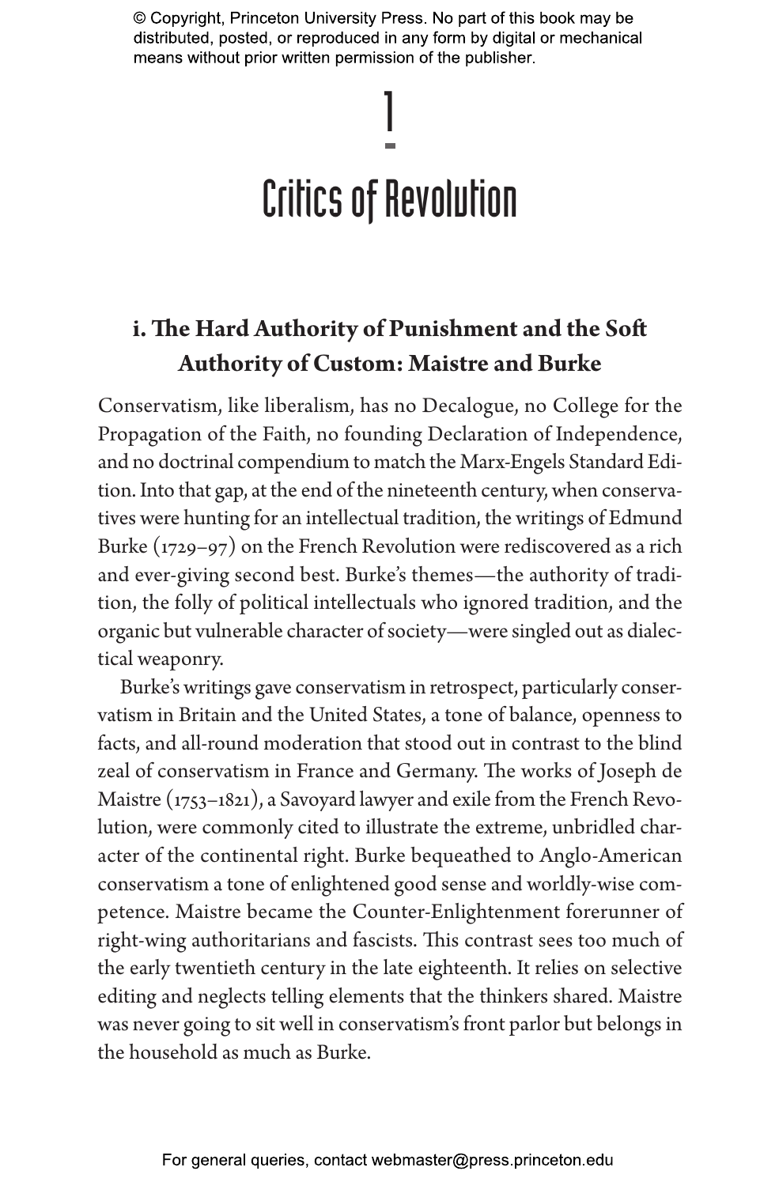# 1

# Critics of Revolution

### i. The Hard Authority of Punishment and the Soft Authority of Custom: Maistre and Burke

Conservatism, like liberalism, has no Decalogue, no College for the Propagation of the Faith, no founding Declaration of Independence, and no doctrinal compendium to match the Marx-Engels Standard Edition. Into that gap, at the end of the nineteenth century, when conservatives were hunting for an intellectual tradition, the writings of Edmund Burke (1729–97) on the French Revolution were rediscovered as a rich and ever-giving second best. Burke's themes—the authority of tradition, the folly of political intellectuals who ignored tradition, and the organic but vulnerable character of society—were singled out as dialectical weaponry.

Burke's writings gave conservatism in retrospect, particularly conservatism in Britain and the United States, a tone of balance, openness to facts, and all-round moderation that stood out in contrast to the blind zeal of conservatism in France and Germany. The works of Joseph de Maistre (1753–1821), a Savoyard lawyer and exile from the French Revolution, were commonly cited to illustrate the extreme, unbridled character of the continental right. Burke bequeathed to Anglo-American conservatism a tone of enlightened good sense and worldly-wise competence. Maistre became the Counter-Enlightenment forerunner of right-wing authoritarians and fascists. This contrast sees too much of the early twentieth century in the late eighteenth. It relies on selective editing and neglects telling elements that the thinkers shared. Maistre was never going to sit well in conservatism's front parlor but belongs in the household as much as Burke.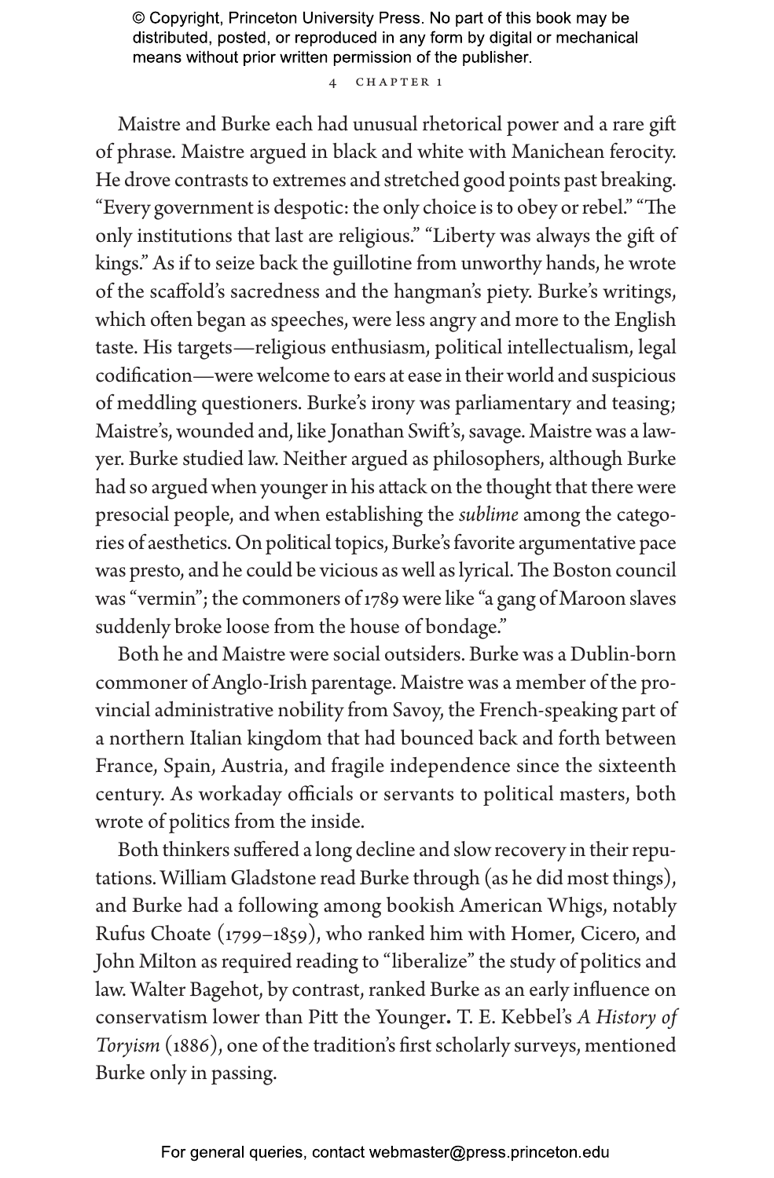Maistre and Burke each had unusual rhetorical power and a rare gift of phrase. Maistre argued in black and white with Manichean ferocity. He drove contrasts to extremes and stretched good points past breaking. "Every government is despotic: the only choice is to obey or rebel." "The only institutions that last are religious." "Liberty was always the gift of kings." As if to seize back the guillotine from unworthy hands, he wrote of the scaffold's sacredness and the hangman's piety. Burke's writings, which often began as speeches, were less angry and more to the English taste. His targets—religious enthusiasm, political intellectualism, legal codification—were welcome to ears at ease in their world and suspicious of meddling questioners. Burke's irony was parliamentary and teasing; Maistre's, wounded and, like Jonathan Swift's, savage. Maistre was a lawyer. Burke studied law. Neither argued as philosophers, although Burke had so argued when younger in his attack on the thought that there were presocial people, and when establishing the *sublime* among the categories of aesthetics. On political topics, Burke's favorite argumentative pace was presto, and he could be vicious as well as lyrical. The Boston council was "vermin"; the commoners of 1789 were like "a gang of Maroon slaves suddenly broke loose from the house of bondage."

Both he and Maistre were social outsiders. Burke was a Dublin-born commoner of Anglo-Irish parentage. Maistre was a member of the provincial administrative nobility from Savoy, the French-speaking part of a northern Italian kingdom that had bounced back and forth between France, Spain, Austria, and fragile independence since the sixteenth century. As workaday officials or servants to political masters, both wrote of politics from the inside.

Both thinkers suffered a long decline and slow recovery in their reputations. William Gladstone read Burke through (as he did most things), and Burke had a following among bookish American Whigs, notably Rufus Choate (1799–1859), who ranked him with Homer, Cicero, and John Milton as required reading to "liberalize" the study of politics and law. Walter Bagehot, by contrast, ranked Burke as an early influence on conservatism lower than Pitt the Younger. T. E. Kebbel's *A History of Toryism* (1886), one of the tradition's first scholarly surveys, mentioned Burke only in passing.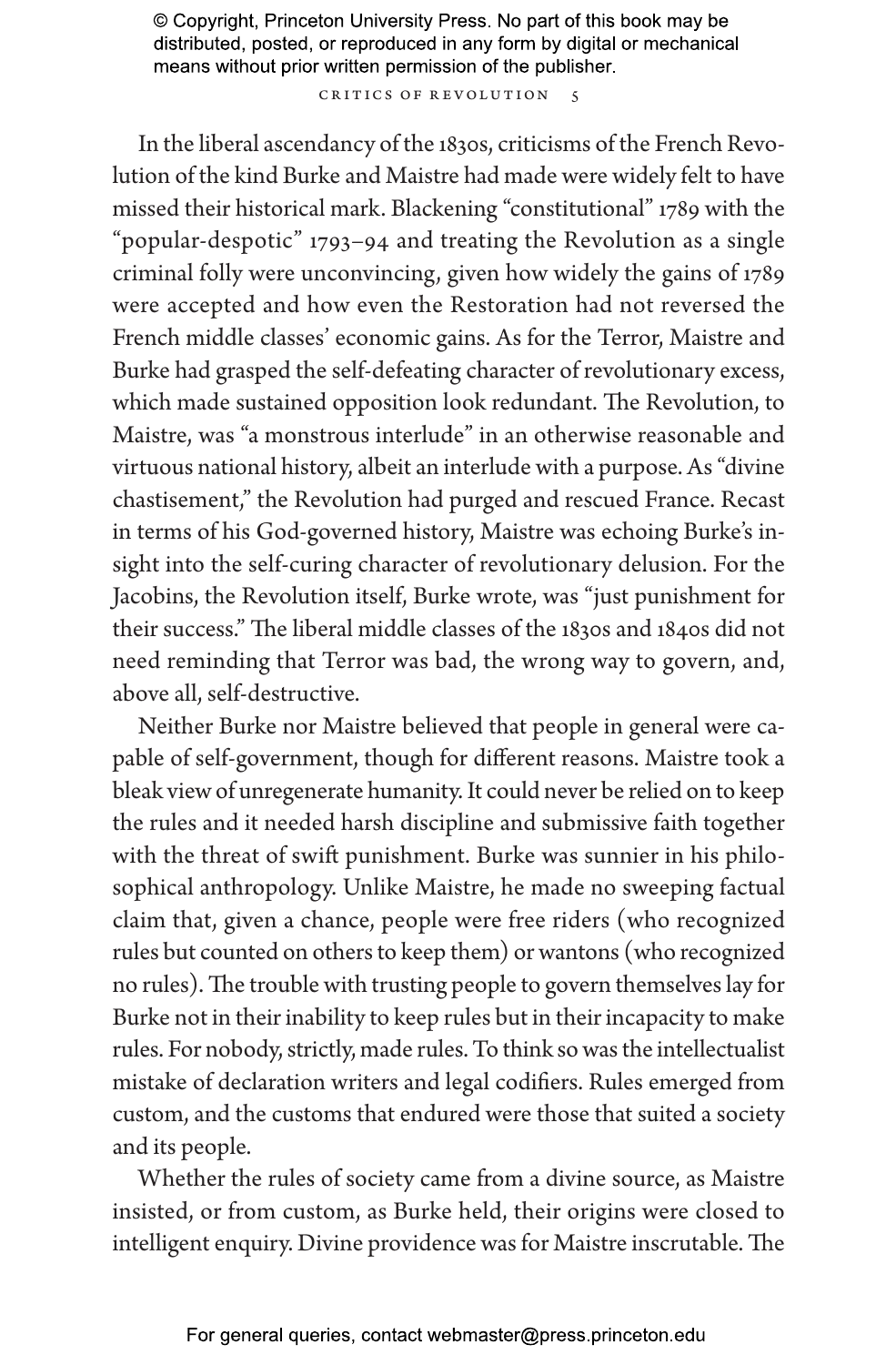In the liberal ascendancy of the 1830s, criticisms of the French Revolution of the kind Burke and Maistre had made were widely felt to have missed their historical mark. Blackening "constitutional" 1789 with the "popular-despotic" 1793–94 and treating the Revolution as a single criminal folly were unconvincing, given how widely the gains of 1789 were accepted and how even the Restoration had not reversed the French middle classes' economic gains. As for the Terror, Maistre and Burke had grasped the self-defeating character of revolutionary excess, which made sustained opposition look redundant. The Revolution, to Maistre, was "a monstrous interlude" in an otherwise reasonable and virtuous national history, albeit an interlude with a purpose. As "divine chastisement," the Revolution had purged and rescued France. Recast in terms of his God-governed history, Maistre was echoing Burke's insight into the self-curing character of revolutionary delusion. For the Jacobins, the Revolution itself, Burke wrote, was "just punishment for their success." The liberal middle classes of the 1830s and 1840s did not need reminding that Terror was bad, the wrong way to govern, and, above all, self-destructive.

Neither Burke nor Maistre believed that people in general were capable of self-government, though for different reasons. Maistre took a bleak view of unregenerate humanity. It could never be relied on to keep the rules and it needed harsh discipline and submissive faith together with the threat of swift punishment. Burke was sunnier in his philosophical anthropology. Unlike Maistre, he made no sweeping factual claim that, given a chance, people were free riders (who recognized rules but counted on others to keep them) or wantons (who recognized no rules). The trouble with trusting people to govern themselves lay for Burke not in their inability to keep rules but in their incapacity to make rules. For nobody, strictly, made rules. To think so was the intellectualist mistake of declaration writers and legal codifiers. Rules emerged from custom, and the customs that endured were those that suited a society and its people.

Whether the rules of society came from a divine source, as Maistre insisted, or from custom, as Burke held, their origins were closed to intelligent enquiry. Divine providence was for Maistre inscrutable. The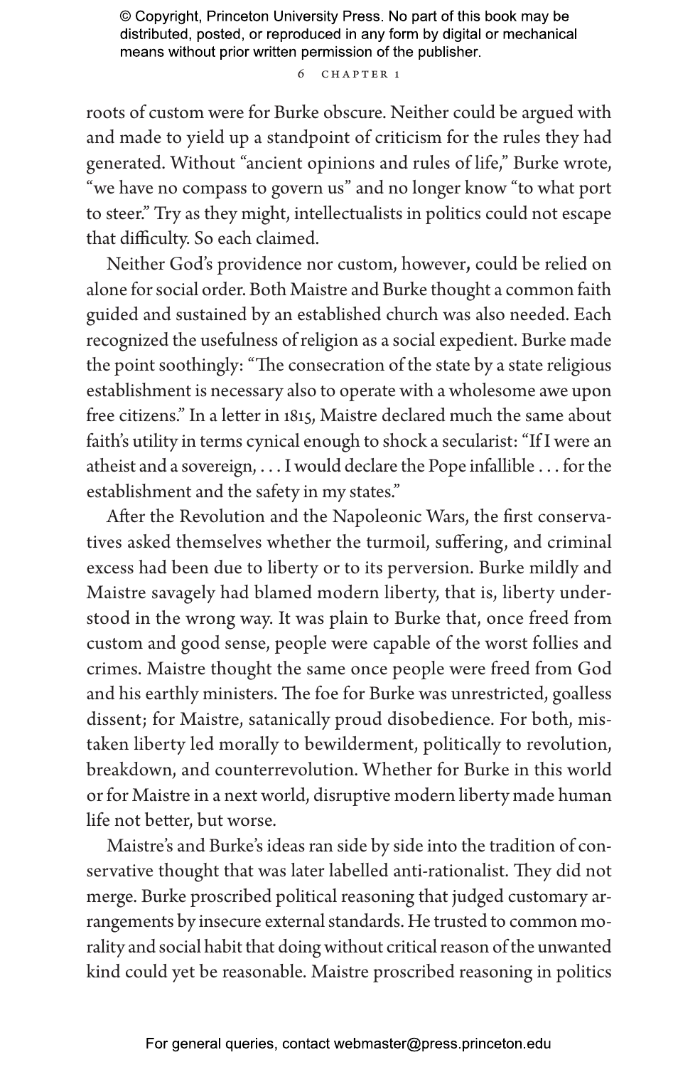roots of custom were for Burke obscure. Neither could be argued with and made to yield up a standpoint of criticism for the rules they had generated. Without "ancient opinions and rules of life," Burke wrote, "we have no compass to govern us" and no longer know "to what port to steer." Try as they might, intellectualists in politics could not escape that difficulty. So each claimed.

Neither God's providence nor custom, however, could be relied on alone for social order. Both Maistre and Burke thought a common faith guided and sustained by an established church was also needed. Each recognized the usefulness of religion as a social expedient. Burke made the point soothingly: "The consecration of the state by a state religious establishment is necessary also to operate with a wholesome awe upon free citizens." In a letter in 1815, Maistre declared much the same about faith's utility in terms cynical enough to shock a secularist: "If I were an atheist and a sovereign, . . . I would declare the Pope infallible . . . for the establishment and the safety in my states."

After the Revolution and the Napoleonic Wars, the first conservatives asked themselves whether the turmoil, suffering, and criminal excess had been due to liberty or to its perversion. Burke mildly and Maistre savagely had blamed modern liberty, that is, liberty understood in the wrong way. It was plain to Burke that, once freed from custom and good sense, people were capable of the worst follies and crimes. Maistre thought the same once people were freed from God and his earthly ministers. The foe for Burke was unrestricted, goalless dissent; for Maistre, satanically proud disobedience. For both, mistaken liberty led morally to bewilderment, politically to revolution, breakdown, and counterrevolution. Whether for Burke in this world or for Maistre in a next world, disruptive modern liberty made human life not better, but worse.

Maistre's and Burke's ideas ran side by side into the tradition of conservative thought that was later labelled anti-rationalist. They did not merge. Burke proscribed political reasoning that judged customary arrangements by insecure external standards. He trusted to common morality and social habit that doing without critical reason of the unwanted kind could yet be reasonable. Maistre proscribed reasoning in politics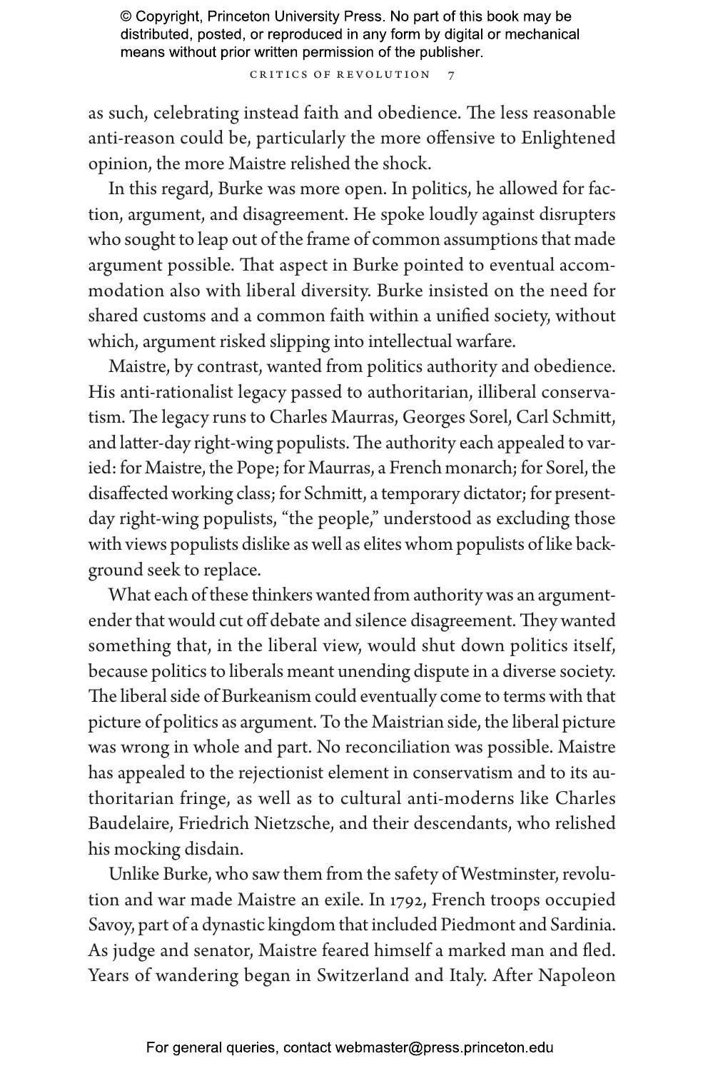as such, celebrating instead faith and obedience. The less reasonable anti-reason could be, particularly the more offensive to Enlightened opinion, the more Maistre relished the shock.

In this regard, Burke was more open. In politics, he allowed for faction, argument, and disagreement. He spoke loudly against disrupters who sought to leap out of the frame of common assumptions that made argument possible. That aspect in Burke pointed to eventual accommodation also with liberal diversity. Burke insisted on the need for shared customs and a common faith within a unified society, without which, argument risked slipping into intellectual warfare.

Maistre, by contrast, wanted from politics authority and obedience. His anti-rationalist legacy passed to authoritarian, illiberal conservatism. The legacy runs to Charles Maurras, Georges Sorel, Carl Schmitt, and latter-day right-wing populists. The authority each appealed to varied: for Maistre, the Pope; for Maurras, a French monarch; for Sorel, the disaffected working class; for Schmitt, a temporary dictator; for present-day right-wing populists, "the people," understood as excluding those with views populists dislike as well as elites whom populists of like background seek to replace.

What each of these thinkers wanted from authority was an argument-ender that would cut off debate and silence disagreement. They wanted something that, in the liberal view, would shut down politics itself, because politics to liberals meant unending dispute in a diverse society. The liberal side of Burkeanism could eventually come to terms with that picture of politics as argument. To the Maistrian side, the liberal picture was wrong in whole and part. No reconciliation was possible. Maistre has appealed to the rejectionist element in conservatism and to its authoritarian fringe, as well as to cultural anti-moderns like Charles Baudelaire, Friedrich Nietzsche, and their descendants, who relished his mocking disdain.

Unlike Burke, who saw them from the safety of Westminster, revolution and war made Maistre an exile. In 1792, French troops occupied Savoy, part of a dynastic kingdom that included Piedmont and Sardinia. As judge and senator, Maistre feared himself a marked man and fled. Years of wandering began in Switzerland and Italy. After Napoleon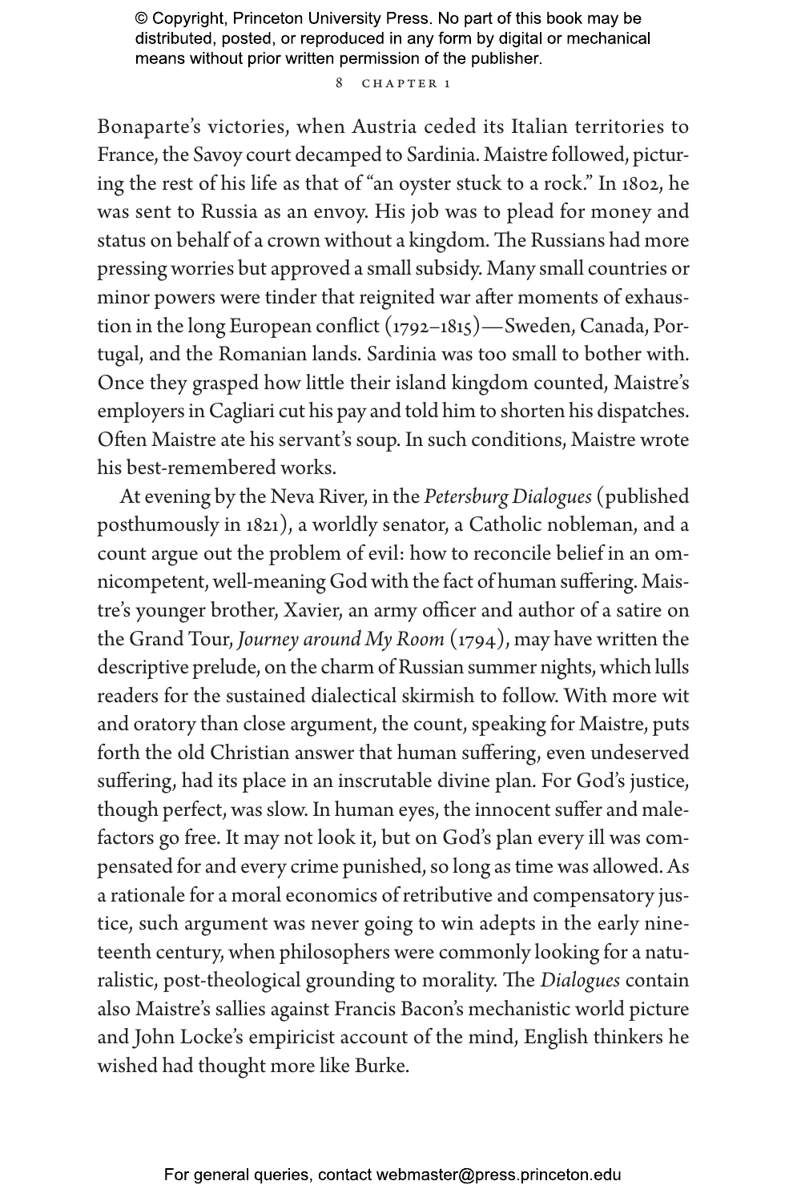Bonaparte's victories, when Austria ceded its Italian territories to France, the Savoy court decamped to Sardinia. Maistre followed, picturing the rest of his life as that of "an oyster stuck to a rock." In 1802, he was sent to Russia as an envoy. His job was to plead for money and status on behalf of a crown without a kingdom. The Russians had more pressing worries but approved a small subsidy. Many small countries or minor powers were tinder that reignited war after moments of exhaustion in the long European conflict (1792–1815)—Sweden, Canada, Portugal, and the Romanian lands. Sardinia was too small to bother with. Once they grasped how little their island kingdom counted, Maistre's employers in Cagliari cut his pay and told him to shorten his dispatches. Often Maistre ate his servant's soup. In such conditions, Maistre wrote his best-remembered works.

At evening by the Neva River, in the *Petersburg Dialogues* (published posthumously in 1821), a worldly senator, a Catholic nobleman, and a count argue out the problem of evil: how to reconcile belief in an omnicompetent, well-meaning God with the fact of human suffering. Maistre's younger brother, Xavier, an army officer and author of a satire on the Grand Tour, *Journey around My Room* (1794), may have written the descriptive prelude, on the charm of Russian summer nights, which lulls readers for the sustained dialectical skirmish to follow. With more wit and oratory than close argument, the count, speaking for Maistre, puts forth the old Christian answer that human suffering, even undeserved suffering, had its place in an inscrutable divine plan. For God's justice, though perfect, was slow. In human eyes, the innocent suffer and malefactors go free. It may not look it, but on God's plan every ill was compensated for and every crime punished, so long as time was allowed. As a rationale for a moral economics of retributive and compensatory justice, such argument was never going to win adepts in the early nineteenth century, when philosophers were commonly looking for a naturalistic, post-theological grounding to morality. The *Dialogues* contain also Maistre's sallies against Francis Bacon's mechanistic world picture and John Locke's empiricist account of the mind, English thinkers he wished had thought more like Burke.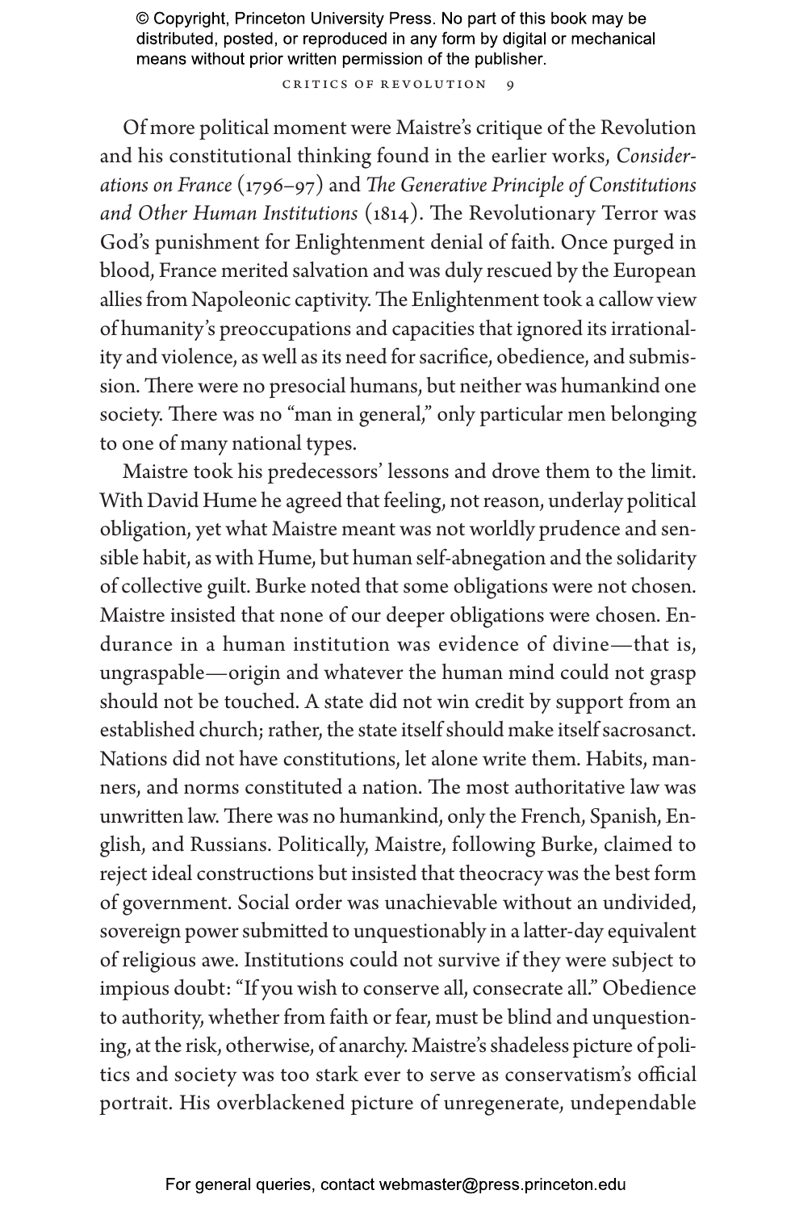Of more political moment were Maistre's critique of the Revolution and his constitutional thinking found in the earlier works, *Considerations on France* (1796–97) and *The Generative Principle of Constitutions and Other Human Institutions* (1814). The Revolutionary Terror was God's punishment for Enlightenment denial of faith. Once purged in blood, France merited salvation and was duly rescued by the European allies from Napoleonic captivity. The Enlightenment took a callow view of humanity's preoccupations and capacities that ignored its irrationality and violence, as well as its need for sacrifice, obedience, and submission. There were no presocial humans, but neither was humankind one society. There was no "man in general," only particular men belonging to one of many national types.

Maistre took his predecessors' lessons and drove them to the limit. With David Hume he agreed that feeling, not reason, underlay political obligation, yet what Maistre meant was not worldly prudence and sensible habit, as with Hume, but human self-abnegation and the solidarity of collective guilt. Burke noted that some obligations were not chosen. Maistre insisted that none of our deeper obligations were chosen. Endurance in a human institution was evidence of divine—that is, ungraspable—origin and whatever the human mind could not grasp should not be touched. A state did not win credit by support from an established church; rather, the state itself should make itself sacrosanct. Nations did not have constitutions, let alone write them. Habits, manners, and norms constituted a nation. The most authoritative law was unwritten law. There was no humankind, only the French, Spanish, English, and Russians. Politically, Maistre, following Burke, claimed to reject ideal constructions but insisted that theocracy was the best form of government. Social order was unachievable without an undivided, sovereign power submitted to unquestionably in a latter-day equivalent of religious awe. Institutions could not survive if they were subject to impious doubt: "If you wish to conserve all, consecrate all." Obedience to authority, whether from faith or fear, must be blind and unquestioning, at the risk, otherwise, of anarchy. Maistre's shadeless picture of politics and society was too stark ever to serve as conservatism's official portrait. His overblackened picture of unregenerate, undependable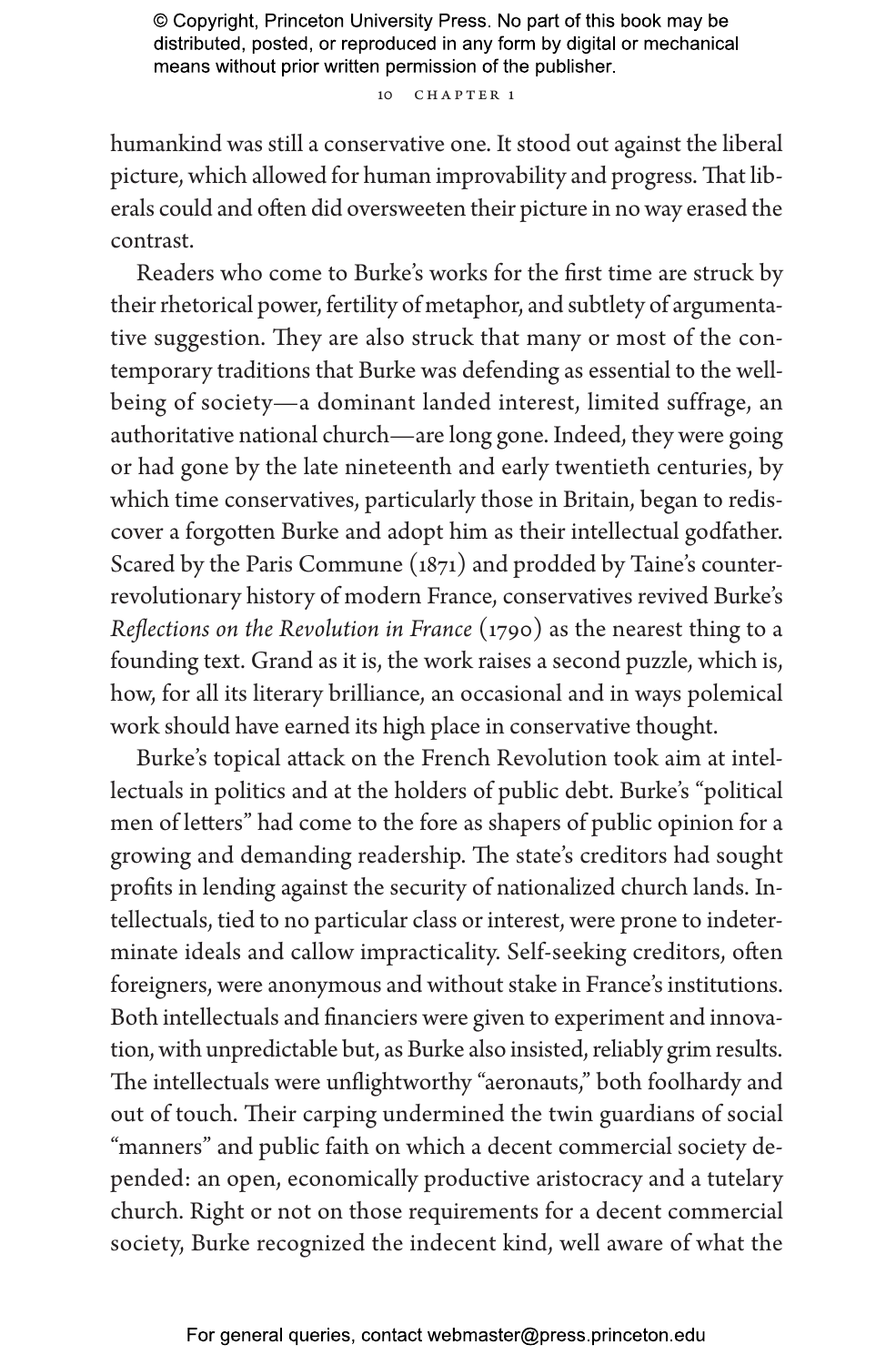humankind was still a conservative one. It stood out against the liberal picture, which allowed for human improvability and progress. That liberals could and often did oversweeten their picture in no way erased the contrast.

Readers who come to Burke's works for the first time are struck by their rhetorical power, fertility of metaphor, and subtlety of argumentative suggestion. They are also struck that many or most of the contemporary traditions that Burke was defending as essential to the well-being of society—a dominant landed interest, limited suffrage, an authoritative national church—are long gone. Indeed, they were going or had gone by the late nineteenth and early twentieth centuries, by which time conservatives, particularly those in Britain, began to rediscover a forgotten Burke and adopt him as their intellectual godfather. Scared by the Paris Commune (1871) and prodded by Taine's counter-revolutionary history of modern France, conservatives revived Burke's *Reflections on the Revolution in France* (1790) as the nearest thing to a founding text. Grand as it is, the work raises a second puzzle, which is, how, for all its literary brilliance, an occasional and in ways polemical work should have earned its high place in conservative thought.

Burke's topical attack on the French Revolution took aim at intellectuals in politics and at the holders of public debt. Burke's "political men of letters" had come to the fore as shapers of public opinion for a growing and demanding readership. The state's creditors had sought profits in lending against the security of nationalized church lands. Intellectuals, tied to no particular class or interest, were prone to indeterminate ideals and callow impracticality. Self-seeking creditors, often foreigners, were anonymous and without stake in France's institutions. Both intellectuals and financiers were given to experiment and innovation, with unpredictable but, as Burke also insisted, reliably grim results. The intellectuals were unflightworthy "aeronauts," both foolhardy and out of touch. Their carping undermined the twin guardians of social "manners" and public faith on which a decent commercial society depended: an open, economically productive aristocracy and a tutelary church. Right or not on those requirements for a decent commercial society, Burke recognized the indecent kind, well aware of what the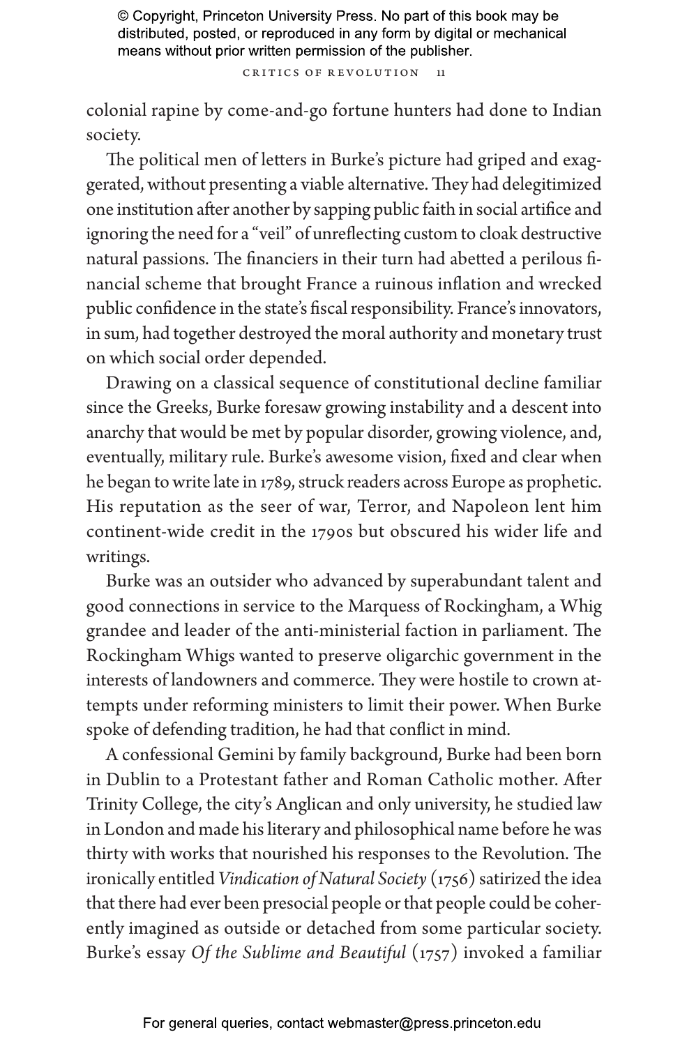colonial rapine by come-and-go fortune hunters had done to Indian society.

The political men of letters in Burke's picture had griped and exaggerated, without presenting a viable alternative. They had delegitimized one institution after another by sapping public faith in social artifice and ignoring the need for a "veil" of unreflecting custom to cloak destructive natural passions. The financiers in their turn had abetted a perilous financial scheme that brought France a ruinous inflation and wrecked public confidence in the state's fiscal responsibility. France's innovators, in sum, had together destroyed the moral authority and monetary trust on which social order depended.

Drawing on a classical sequence of constitutional decline familiar since the Greeks, Burke foresaw growing instability and a descent into anarchy that would be met by popular disorder, growing violence, and, eventually, military rule. Burke's awesome vision, fixed and clear when he began to write late in 1789, struck readers across Europe as prophetic. His reputation as the seer of war, Terror, and Napoleon lent him continent-wide credit in the 1790s but obscured his wider life and writings.

Burke was an outsider who advanced by superabundant talent and good connections in service to the Marquess of Rockingham, a Whig grandee and leader of the anti-ministerial faction in parliament. The Rockingham Whigs wanted to preserve oligarchic government in the interests of landowners and commerce. They were hostile to crown attempts under reforming ministers to limit their power. When Burke spoke of defending tradition, he had that conflict in mind.

A confessional Gemini by family background, Burke had been born in Dublin to a Protestant father and Roman Catholic mother. After Trinity College, the city's Anglican and only university, he studied law in London and made his literary and philosophical name before he was thirty with works that nourished his responses to the Revolution. The ironically entitled *Vindication of Natural Society* (1756) satirized the idea that there had ever been presocial people or that people could be coherently imagined as outside or detached from some particular society. Burke's essay *Of the Sublime and Beautiful* (1757) invoked a familiar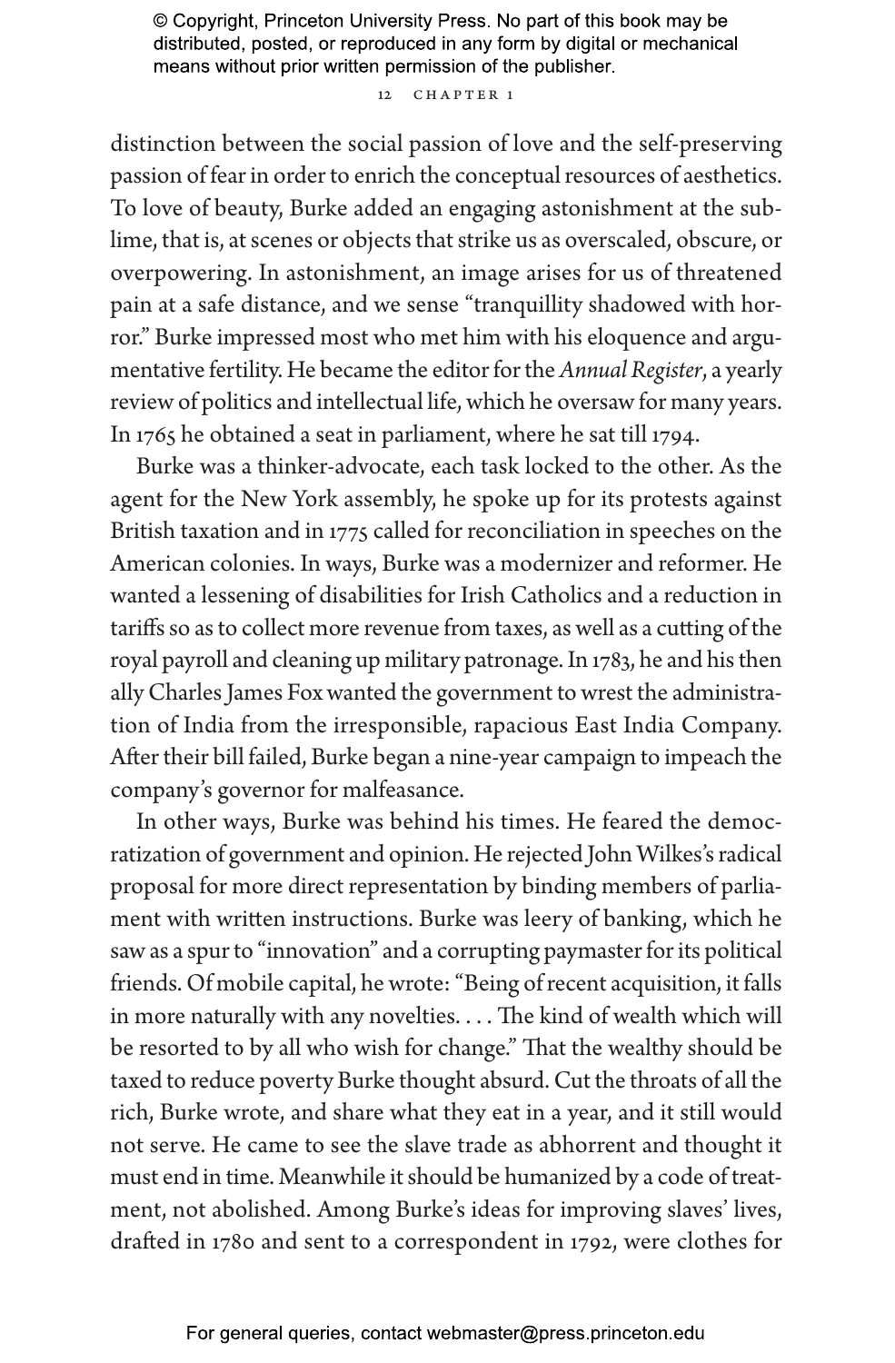distinction between the social passion of love and the self-preserving passion of fear in order to enrich the conceptual resources of aesthetics. To love of beauty, Burke added an engaging astonishment at the sublime, that is, at scenes or objects that strike us as overscaled, obscure, or overpowering. In astonishment, an image arises for us of threatened pain at a safe distance, and we sense "tranquillity shadowed with horror." Burke impressed most who met him with his eloquence and argumentative fertility. He became the editor for the *Annual Register*, a yearly review of politics and intellectual life, which he oversaw for many years. In 1765 he obtained a seat in parliament, where he sat till 1794.

Burke was a thinker-advocate, each task locked to the other. As the agent for the New York assembly, he spoke up for its protests against British taxation and in 1775 called for reconciliation in speeches on the American colonies. In ways, Burke was a modernizer and reformer. He wanted a lessening of disabilities for Irish Catholics and a reduction in tariffs so as to collect more revenue from taxes, as well as a cutting of the royal payroll and cleaning up military patronage. In 1783, he and his then ally Charles James Fox wanted the government to wrest the administration of India from the irresponsible, rapacious East India Company. After their bill failed, Burke began a nine-year campaign to impeach the company's governor for malfeasance.

In other ways, Burke was behind his times. He feared the democratization of government and opinion. He rejected John Wilkes's radical proposal for more direct representation by binding members of parliament with written instructions. Burke was leery of banking, which he saw as a spur to "innovation" and a corrupting paymaster for its political friends. Of mobile capital, he wrote: "Being of recent acquisition, it falls in more naturally with any novelties. . . . The kind of wealth which will be resorted to by all who wish for change." That the wealthy should be taxed to reduce poverty Burke thought absurd. Cut the throats of all the rich, Burke wrote, and share what they eat in a year, and it still would not serve. He came to see the slave trade as abhorrent and thought it must end in time. Meanwhile it should be humanized by a code of treatment, not abolished. Among Burke's ideas for improving slaves' lives, drafted in 1780 and sent to a correspondent in 1792, were clothes for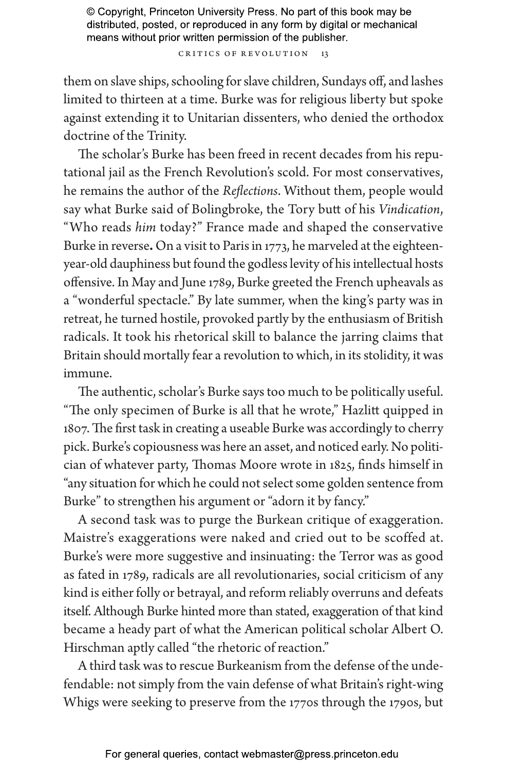them on slave ships, schooling for slave children, Sundays off, and lashes limited to thirteen at a time. Burke was for religious liberty but spoke against extending it to Unitarian dissenters, who denied the orthodox doctrine of the Trinity.

The scholar's Burke has been freed in recent decades from his reputational jail as the French Revolution's scold. For most conservatives, he remains the author of the *Reflections*. Without them, people would say what Burke said of Bolingbroke, the Tory butt of his *Vindication*, "Who reads *him* today?" France made and shaped the conservative Burke in reverse**.** On a visit to Paris in 1773, he marveled at the eighteen-year-old dauphiness but found the godless levity of his intellectual hosts offensive. In May and June 1789, Burke greeted the French upheavals as a "wonderful spectacle." By late summer, when the king's party was in retreat, he turned hostile, provoked partly by the enthusiasm of British radicals. It took his rhetorical skill to balance the jarring claims that Britain should mortally fear a revolution to which, in its stolidity, it was immune.

The authentic, scholar's Burke says too much to be politically useful. "The only specimen of Burke is all that he wrote," Hazlitt quipped in 1807. The first task in creating a useable Burke was accordingly to cherry pick. Burke's copiousness was here an asset, and noticed early. No politician of whatever party, Thomas Moore wrote in 1825, finds himself in "any situation for which he could not select some golden sentence from Burke" to strengthen his argument or "adorn it by fancy."

A second task was to purge the Burkean critique of exaggeration. Maistre's exaggerations were naked and cried out to be scoffed at. Burke's were more suggestive and insinuating: the Terror was as good as fated in 1789, radicals are all revolutionaries, social criticism of any kind is either folly or betrayal, and reform reliably overruns and defeats itself. Although Burke hinted more than stated, exaggeration of that kind became a heady part of what the American political scholar Albert O. Hirschman aptly called "the rhetoric of reaction."

A third task was to rescue Burkeanism from the defense of the undefendable: not simply from the vain defense of what Britain's right-wing Whigs were seeking to preserve from the 1770s through the 1790s, but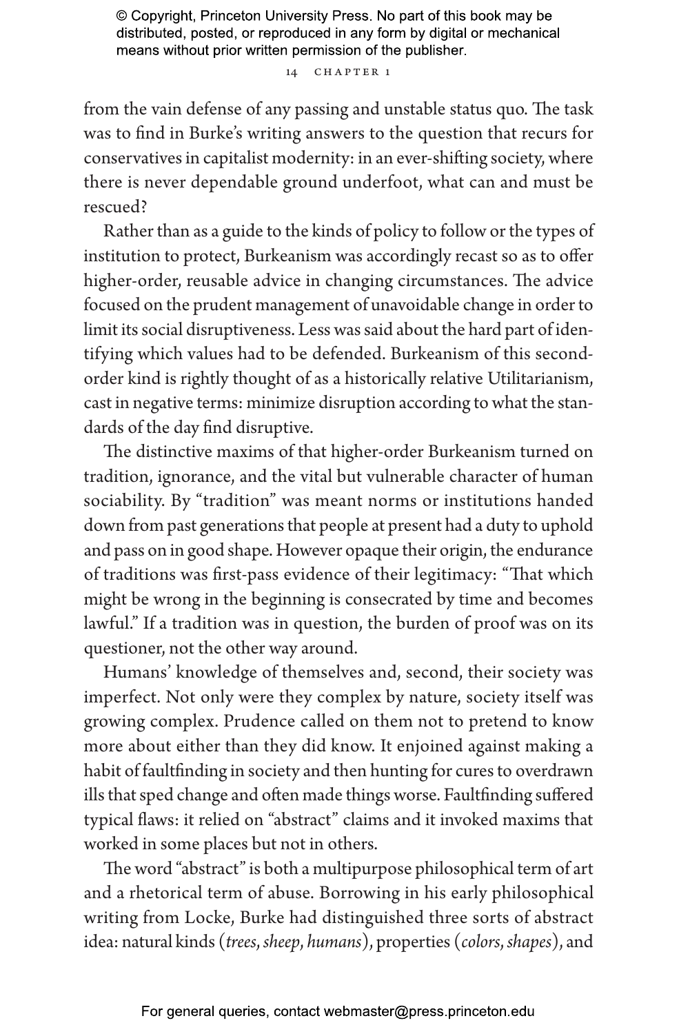from the vain defense of any passing and unstable status quo. The task was to find in Burke's writing answers to the question that recurs for conservatives in capitalist modernity: in an ever-shifting society, where there is never dependable ground underfoot, what can and must be rescued?

Rather than as a guide to the kinds of policy to follow or the types of institution to protect, Burkeanism was accordingly recast so as to offer higher-order, reusable advice in changing circumstances. The advice focused on the prudent management of unavoidable change in order to limit its social disruptiveness. Less was said about the hard part of identifying which values had to be defended. Burkeanism of this second-order kind is rightly thought of as a historically relative Utilitarianism, cast in negative terms: minimize disruption according to what the standards of the day find disruptive.

The distinctive maxims of that higher-order Burkeanism turned on tradition, ignorance, and the vital but vulnerable character of human sociability. By "tradition" was meant norms or institutions handed down from past generations that people at present had a duty to uphold and pass on in good shape. However opaque their origin, the endurance of traditions was first-pass evidence of their legitimacy: "That which might be wrong in the beginning is consecrated by time and becomes lawful." If a tradition was in question, the burden of proof was on its questioner, not the other way around.

Humans' knowledge of themselves and, second, their society was imperfect. Not only were they complex by nature, society itself was growing complex. Prudence called on them not to pretend to know more about either than they did know. It enjoined against making a habit of faultfinding in society and then hunting for cures to overdrawn ills that sped change and often made things worse. Faultfinding suffered typical flaws: it relied on "abstract" claims and it invoked maxims that worked in some places but not in others.

The word "abstract" is both a multipurpose philosophical term of art and a rhetorical term of abuse. Borrowing in his early philosophical writing from Locke, Burke had distinguished three sorts of abstract idea: natural kinds (*trees*, *sheep*, *humans*), properties (*colors*, *shapes*), and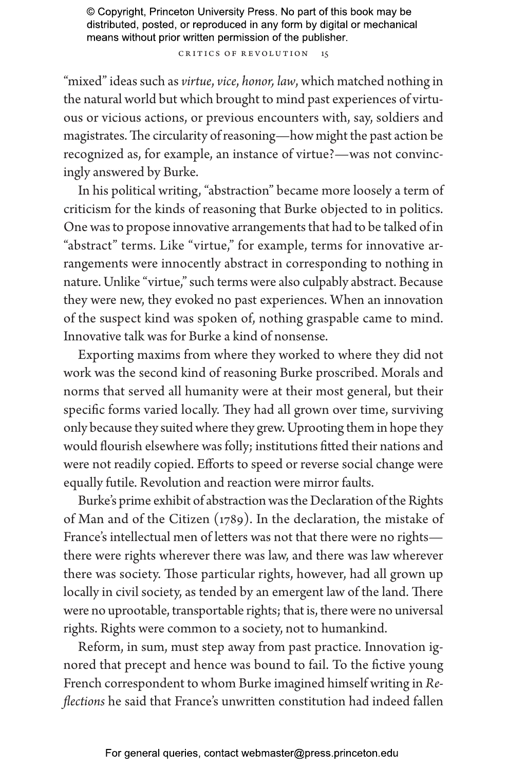"mixed" ideas such as *virtue*, *vice*, *honor, law*, which matched nothing in the natural world but which brought to mind past experiences of virtuous or vicious actions, or previous encounters with, say, soldiers and magistrates. The circularity of reasoning—how might the past action be recognized as, for example, an instance of virtue?—was not convincingly answered by Burke.

In his political writing, "abstraction" became more loosely a term of criticism for the kinds of reasoning that Burke objected to in politics. One was to propose innovative arrangements that had to be talked of in "abstract" terms. Like "virtue," for example, terms for innovative arrangements were innocently abstract in corresponding to nothing in nature. Unlike "virtue," such terms were also culpably abstract. Because they were new, they evoked no past experiences. When an innovation of the suspect kind was spoken of, nothing graspable came to mind. Innovative talk was for Burke a kind of nonsense.

Exporting maxims from where they worked to where they did not work was the second kind of reasoning Burke proscribed. Morals and norms that served all humanity were at their most general, but their specific forms varied locally. They had all grown over time, surviving only because they suited where they grew. Uprooting them in hope they would flourish elsewhere was folly; institutions fitted their nations and were not readily copied. Efforts to speed or reverse social change were equally futile. Revolution and reaction were mirror faults.

Burke's prime exhibit of abstraction was the Declaration of the Rights of Man and of the Citizen (1789). In the declaration, the mistake of France's intellectual men of letters was not that there were no rights—there were rights wherever there was law, and there was law wherever there was society. Those particular rights, however, had all grown up locally in civil society, as tended by an emergent law of the land. There were no uprootable, transportable rights; that is, there were no universal rights. Rights were common to a society, not to humankind.

Reform, in sum, must step away from past practice. Innovation ignored that precept and hence was bound to fail. To the fictive young French correspondent to whom Burke imagined himself writing in *Reflections* he said that France's unwritten constitution had indeed fallen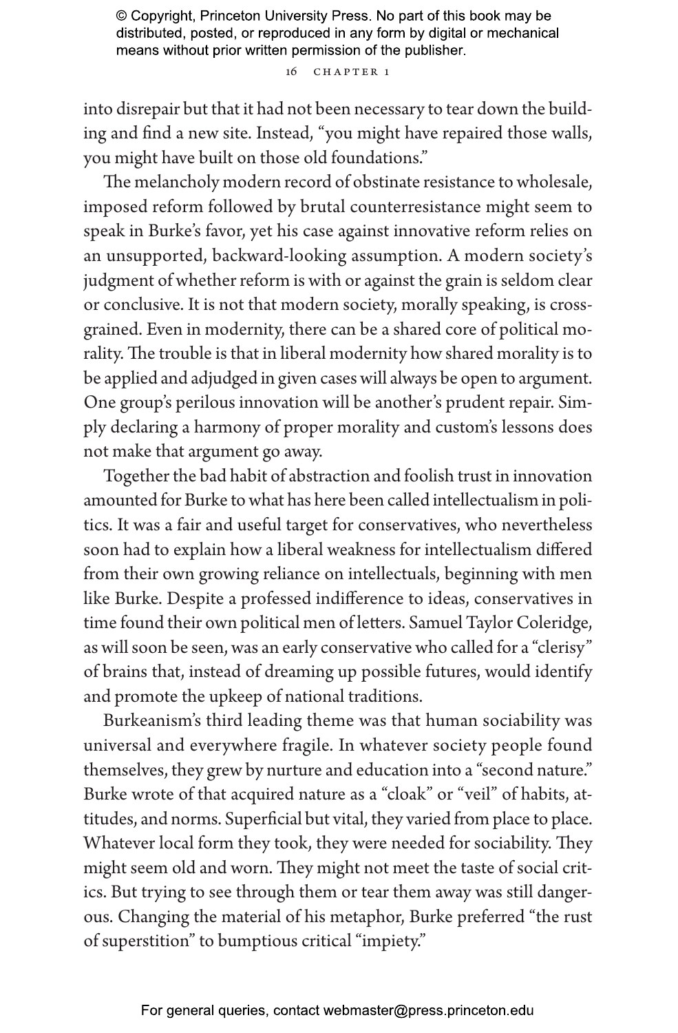into disrepair but that it had not been necessary to tear down the building and find a new site. Instead, "you might have repaired those walls, you might have built on those old foundations."

The melancholy modern record of obstinate resistance to wholesale, imposed reform followed by brutal counterresistance might seem to speak in Burke's favor, yet his case against innovative reform relies on an unsupported, backward-looking assumption. A modern society's judgment of whether reform is with or against the grain is seldom clear or conclusive. It is not that modern society, morally speaking, is cross-grained. Even in modernity, there can be a shared core of political morality. The trouble is that in liberal modernity how shared morality is to be applied and adjudged in given cases will always be open to argument. One group's perilous innovation will be another's prudent repair. Simply declaring a harmony of proper morality and custom's lessons does not make that argument go away.

Together the bad habit of abstraction and foolish trust in innovation amounted for Burke to what has here been called intellectualism in politics. It was a fair and useful target for conservatives, who nevertheless soon had to explain how a liberal weakness for intellectualism differed from their own growing reliance on intellectuals, beginning with men like Burke. Despite a professed indifference to ideas, conservatives in time found their own political men of letters. Samuel Taylor Coleridge, as will soon be seen, was an early conservative who called for a "clerisy" of brains that, instead of dreaming up possible futures, would identify and promote the upkeep of national traditions.

Burkeanism's third leading theme was that human sociability was universal and everywhere fragile. In whatever society people found themselves, they grew by nurture and education into a "second nature." Burke wrote of that acquired nature as a "cloak" or "veil" of habits, attitudes, and norms. Superficial but vital, they varied from place to place. Whatever local form they took, they were needed for sociability. They might seem old and worn. They might not meet the taste of social critics. But trying to see through them or tear them away was still dangerous. Changing the material of his metaphor, Burke preferred "the rust of superstition" to bumptious critical "impiety."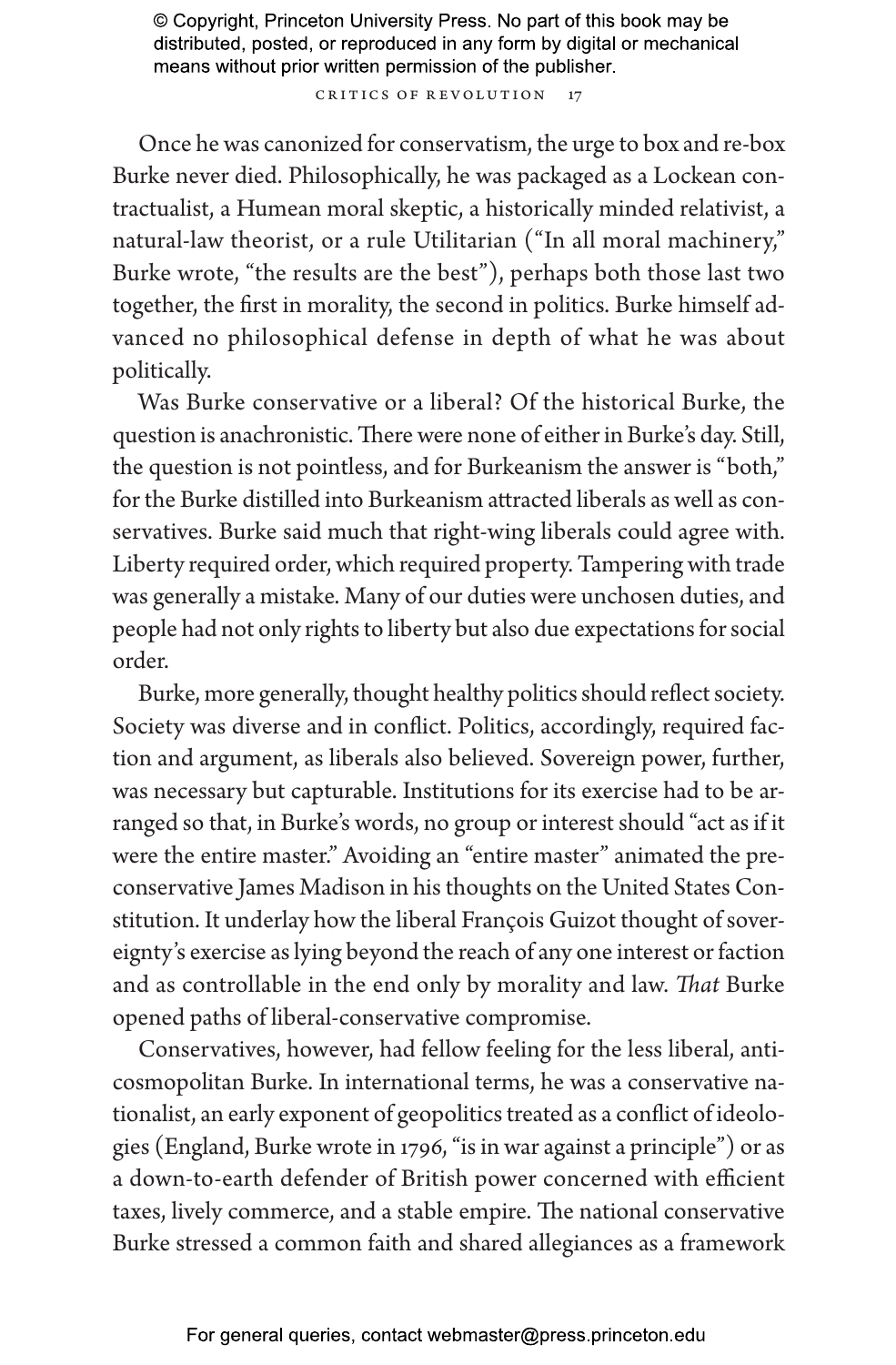Once he was canonized for conservatism, the urge to box and re-box Burke never died. Philosophically, he was packaged as a Lockean contractualist, a Humean moral skeptic, a historically minded relativist, a natural-law theorist, or a rule Utilitarian ("In all moral machinery," Burke wrote, "the results are the best"), perhaps both those last two together, the first in morality, the second in politics. Burke himself advanced no philosophical defense in depth of what he was about politically.

Was Burke conservative or a liberal? Of the historical Burke, the question is anachronistic. There were none of either in Burke's day. Still, the question is not pointless, and for Burkeanism the answer is "both," for the Burke distilled into Burkeanism attracted liberals as well as conservatives. Burke said much that right-wing liberals could agree with. Liberty required order, which required property. Tampering with trade was generally a mistake. Many of our duties were unchosen duties, and people had not only rights to liberty but also due expectations for social order.

Burke, more generally, thought healthy politics should reflect society. Society was diverse and in conflict. Politics, accordingly, required faction and argument, as liberals also believed. Sovereign power, further, was necessary but capturable. Institutions for its exercise had to be arranged so that, in Burke's words, no group or interest should "act as if it were the entire master." Avoiding an "entire master" animated the pre-conservative James Madison in his thoughts on the United States Constitution. It underlay how the liberal François Guizot thought of sovereignty's exercise as lying beyond the reach of any one interest or faction and as controllable in the end only by morality and law. *That* Burke opened paths of liberal-conservative compromise.

Conservatives, however, had fellow feeling for the less liberal, anti-cosmopolitan Burke. In international terms, he was a conservative nationalist, an early exponent of geopolitics treated as a conflict of ideologies (England, Burke wrote in 1796, "is in war against a principle") or as a down-to-earth defender of British power concerned with efficient taxes, lively commerce, and a stable empire. The national conservative Burke stressed a common faith and shared allegiances as a framework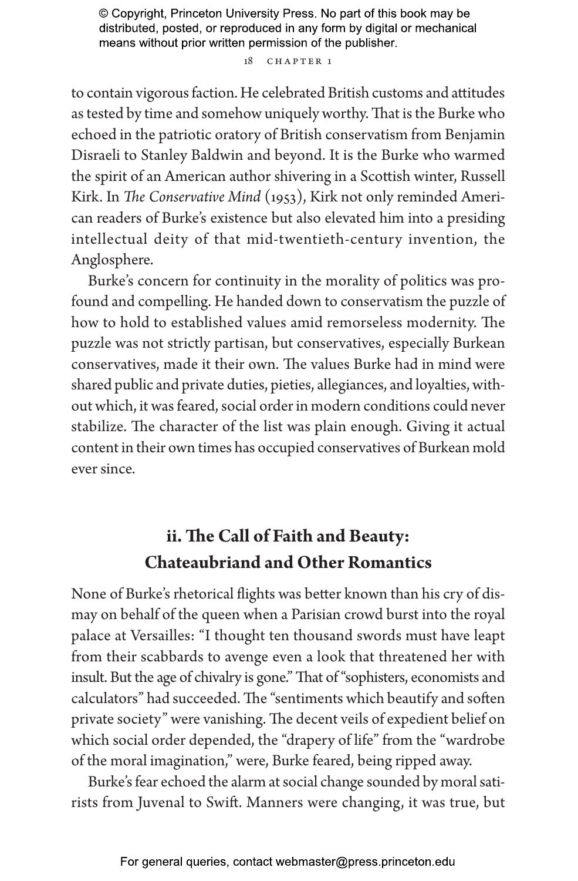to contain vigorous faction. He celebrated British customs and attitudes as tested by time and somehow uniquely worthy. That is the Burke who echoed in the patriotic oratory of British conservatism from Benjamin Disraeli to Stanley Baldwin and beyond. It is the Burke who warmed the spirit of an American author shivering in a Scottish winter, Russell Kirk. In *The Conservative Mind* (1953), Kirk not only reminded American readers of Burke's existence but also elevated him into a presiding intellectual deity of that mid-twentieth-century invention, the Anglosphere.

Burke's concern for continuity in the morality of politics was profound and compelling. He handed down to conservatism the puzzle of how to hold to established values amid remorseless modernity. The puzzle was not strictly partisan, but conservatives, especially Burkean conservatives, made it their own. The values Burke had in mind were shared public and private duties, pieties, allegiances, and loyalties, without which, it was feared, social order in modern conditions could never stabilize. The character of the list was plain enough. Giving it actual content in their own times has occupied conservatives of Burkean mold ever since.

## ii. The Call of Faith and Beauty: Chateaubriand and Other Romantics

None of Burke's rhetorical flights was better known than his cry of dismay on behalf of the queen when a Parisian crowd burst into the royal palace at Versailles: "I thought ten thousand swords must have leapt from their scabbards to avenge even a look that threatened her with insult. But the age of chivalry is gone." That of "sophisters, economists and calculators" had succeeded. The "sentiments which beautify and soften private society" were vanishing. The decent veils of expedient belief on which social order depended, the "drapery of life" from the "wardrobe of the moral imagination," were, Burke feared, being ripped away.

Burke's fear echoed the alarm at social change sounded by moral satirists from Juvenal to Swift. Manners were changing, it was true, but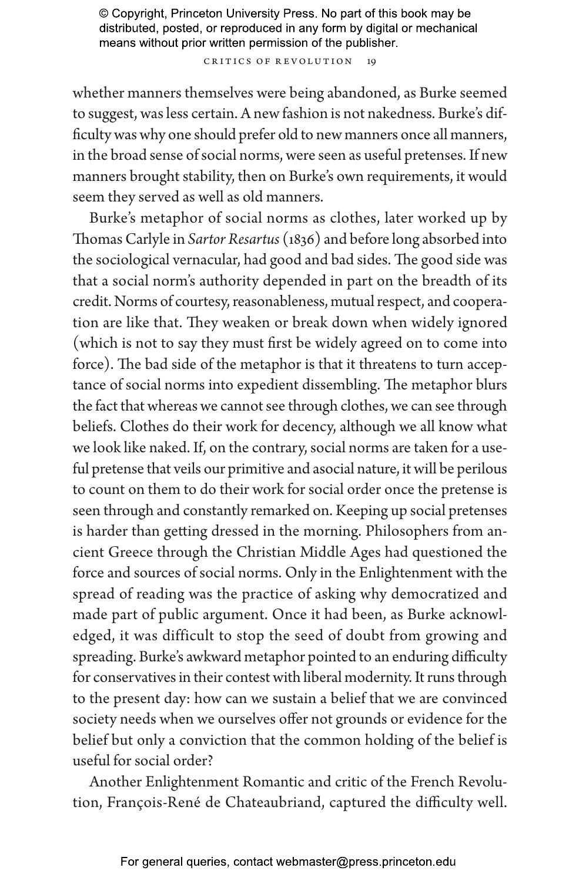whether manners themselves were being abandoned, as Burke seemed to suggest, was less certain. A new fashion is not nakedness. Burke's difficulty was why one should prefer old to new manners once all manners, in the broad sense of social norms, were seen as useful pretenses. If new manners brought stability, then on Burke's own requirements, it would seem they served as well as old manners.

Burke's metaphor of social norms as clothes, later worked up by Thomas Carlyle in *Sartor Resartus* (1836) and before long absorbed into the sociological vernacular, had good and bad sides. The good side was that a social norm's authority depended in part on the breadth of its credit. Norms of courtesy, reasonableness, mutual respect, and cooperation are like that. They weaken or break down when widely ignored (which is not to say they must first be widely agreed on to come into force). The bad side of the metaphor is that it threatens to turn acceptance of social norms into expedient dissembling. The metaphor blurs the fact that whereas we cannot see through clothes, we can see through beliefs. Clothes do their work for decency, although we all know what we look like naked. If, on the contrary, social norms are taken for a useful pretense that veils our primitive and asocial nature, it will be perilous to count on them to do their work for social order once the pretense is seen through and constantly remarked on. Keeping up social pretenses is harder than getting dressed in the morning. Philosophers from ancient Greece through the Christian Middle Ages had questioned the force and sources of social norms. Only in the Enlightenment with the spread of reading was the practice of asking why democratized and made part of public argument. Once it had been, as Burke acknowledged, it was difficult to stop the seed of doubt from growing and spreading. Burke's awkward metaphor pointed to an enduring difficulty for conservatives in their contest with liberal modernity. It runs through to the present day: how can we sustain a belief that we are convinced society needs when we ourselves offer not grounds or evidence for the belief but only a conviction that the common holding of the belief is useful for social order?

Another Enlightenment Romantic and critic of the French Revolution, François-René de Chateaubriand, captured the difficulty well.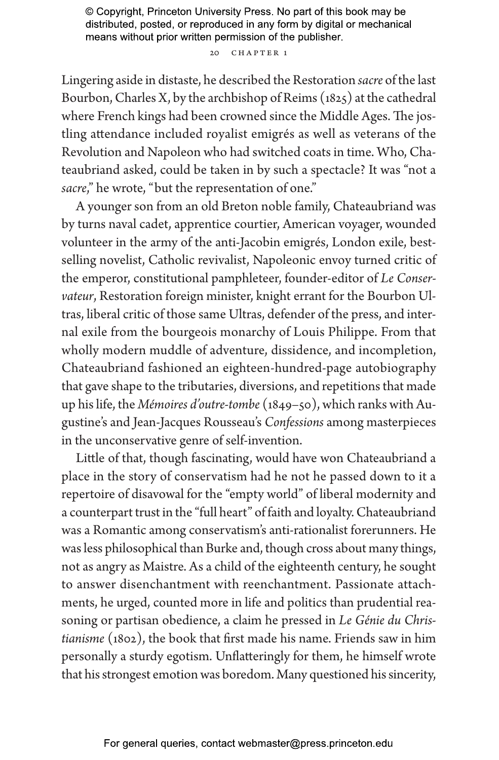Lingering aside in distaste, he described the Restoration *sacre* of the last Bourbon, Charles X, by the archbishop of Reims (1825) at the cathedral where French kings had been crowned since the Middle Ages. The jostling attendance included royalist emigrés as well as veterans of the Revolution and Napoleon who had switched coats in time. Who, Chateaubriand asked, could be taken in by such a spectacle? It was "not a *sacre*," he wrote, "but the representation of one."

A younger son from an old Breton noble family, Chateaubriand was by turns naval cadet, apprentice courtier, American voyager, wounded volunteer in the army of the anti-Jacobin emigrés, London exile, best-selling novelist, Catholic revivalist, Napoleonic envoy turned critic of the emperor, constitutional pamphleteer, founder-editor of *Le Conservateur*, Restoration foreign minister, knight errant for the Bourbon Ultras, liberal critic of those same Ultras, defender of the press, and internal exile from the bourgeois monarchy of Louis Philippe. From that wholly modern muddle of adventure, dissidence, and incompletion, Chateaubriand fashioned an eighteen-hundred-page autobiography that gave shape to the tributaries, diversions, and repetitions that made up his life, the *Mémoires d'outre-tombe* (1849–50), which ranks with Augustine's and Jean-Jacques Rousseau's *Confessions* among masterpieces in the unconservative genre of self-invention.

Little of that, though fascinating, would have won Chateaubriand a place in the story of conservatism had he not he passed down to it a repertoire of disavowal for the "empty world" of liberal modernity and a counterpart trust in the "full heart" of faith and loyalty. Chateaubriand was a Romantic among conservatism's anti-rationalist forerunners. He was less philosophical than Burke and, though cross about many things, not as angry as Maistre. As a child of the eighteenth century, he sought to answer disenchantment with reenchantment. Passionate attachments, he urged, counted more in life and politics than prudential reasoning or partisan obedience, a claim he pressed in *Le Génie du Christianisme* (1802), the book that first made his name. Friends saw in him personally a sturdy egotism. Unflatteringly for them, he himself wrote that his strongest emotion was boredom. Many questioned his sincerity,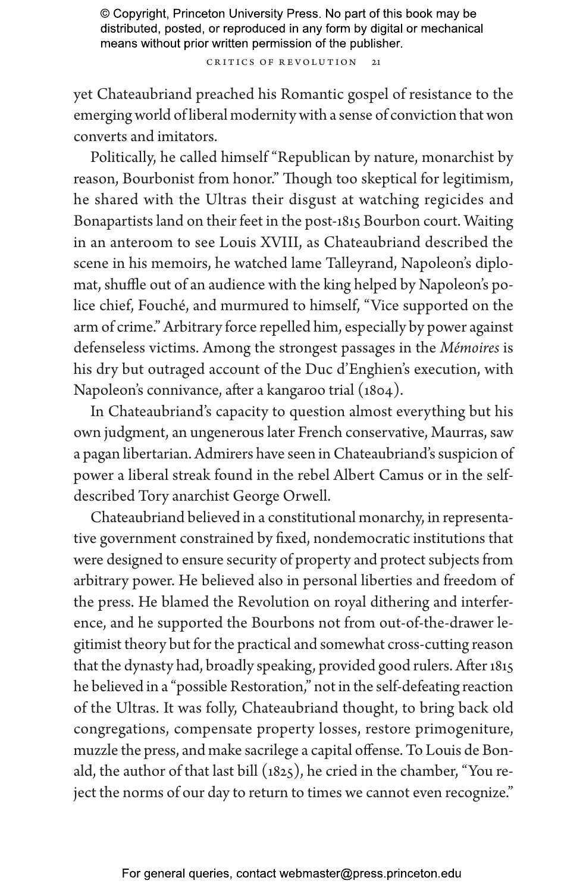yet Chateaubriand preached his Romantic gospel of resistance to the emerging world of liberal modernity with a sense of conviction that won converts and imitators.

Politically, he called himself "Republican by nature, monarchist by reason, Bourbonist from honor." Though too skeptical for legitimism, he shared with the Ultras their disgust at watching regicides and Bonapartists land on their feet in the post-1815 Bourbon court. Waiting in an anteroom to see Louis XVIII, as Chateaubriand described the scene in his memoirs, he watched lame Talleyrand, Napoleon's diplomat, shuffle out of an audience with the king helped by Napoleon's police chief, Fouché, and murmured to himself, "Vice supported on the arm of crime." Arbitrary force repelled him, especially by power against defenseless victims. Among the strongest passages in the *Mémoires* is his dry but outraged account of the Duc d'Enghien's execution, with Napoleon's connivance, after a kangaroo trial (1804).

In Chateaubriand's capacity to question almost everything but his own judgment, an ungenerous later French conservative, Maurras, saw a pagan libertarian. Admirers have seen in Chateaubriand's suspicion of power a liberal streak found in the rebel Albert Camus or in the self-described Tory anarchist George Orwell.

Chateaubriand believed in a constitutional monarchy, in representative government constrained by fixed, nondemocratic institutions that were designed to ensure security of property and protect subjects from arbitrary power. He believed also in personal liberties and freedom of the press. He blamed the Revolution on royal dithering and interference, and he supported the Bourbons not from out-of-the-drawer legitimist theory but for the practical and somewhat cross-cutting reason that the dynasty had, broadly speaking, provided good rulers. After 1815 he believed in a "possible Restoration," not in the self-defeating reaction of the Ultras. It was folly, Chateaubriand thought, to bring back old congregations, compensate property losses, restore primogeniture, muzzle the press, and make sacrilege a capital offense. To Louis de Bonald, the author of that last bill (1825), he cried in the chamber, "You reject the norms of our day to return to times we cannot even recognize."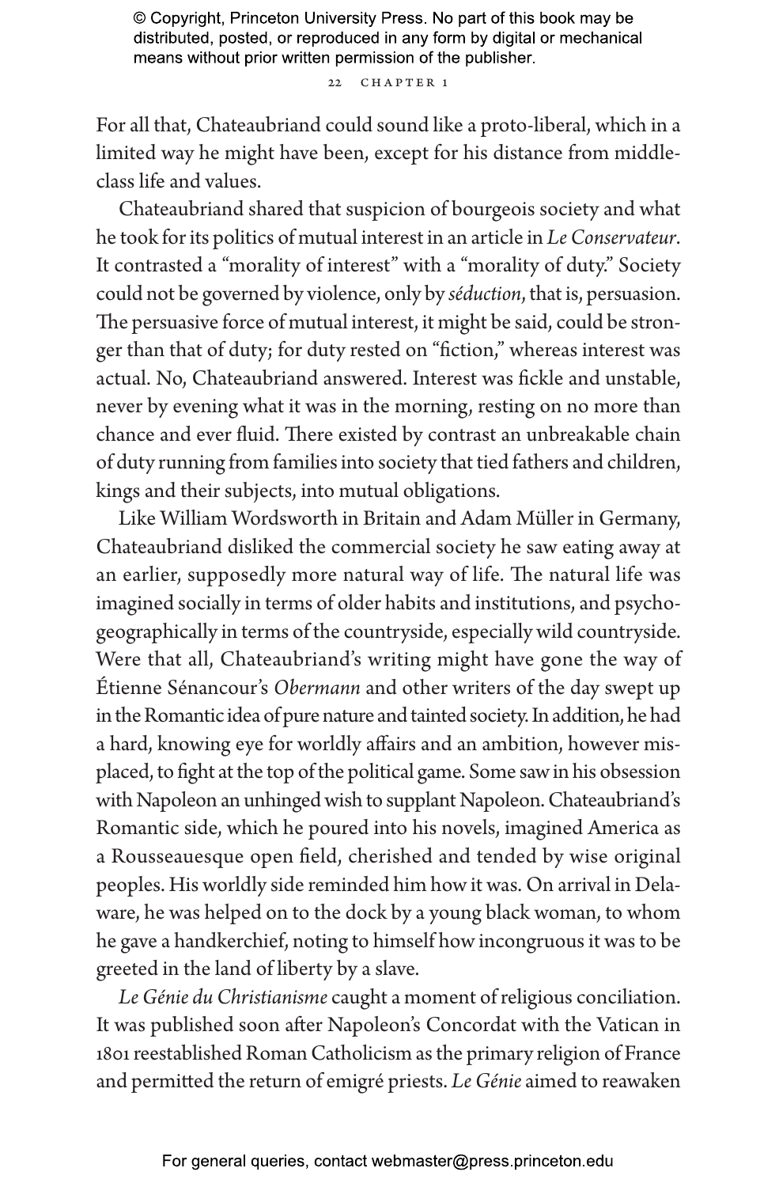For all that, Chateaubriand could sound like a proto-liberal, which in a limited way he might have been, except for his distance from middle-class life and values.

Chateaubriand shared that suspicion of bourgeois society and what he took for its politics of mutual interest in an article in *Le Conservateur*. It contrasted a "morality of interest" with a "morality of duty." Society could not be governed by violence, only by *séduction*, that is, persuasion. The persuasive force of mutual interest, it might be said, could be stronger than that of duty; for duty rested on "fiction," whereas interest was actual. No, Chateaubriand answered. Interest was fickle and unstable, never by evening what it was in the morning, resting on no more than chance and ever fluid. There existed by contrast an unbreakable chain of duty running from families into society that tied fathers and children, kings and their subjects, into mutual obligations.

Like William Wordsworth in Britain and Adam Müller in Germany, Chateaubriand disliked the commercial society he saw eating away at an earlier, supposedly more natural way of life. The natural life was imagined socially in terms of older habits and institutions, and psychogeographically in terms of the countryside, especially wild countryside. Were that all, Chateaubriand's writing might have gone the way of Étienne Sénancour's *Obermann* and other writers of the day swept up in the Romantic idea of pure nature and tainted society. In addition, he had a hard, knowing eye for worldly affairs and an ambition, however misplaced, to fight at the top of the political game. Some saw in his obsession with Napoleon an unhinged wish to supplant Napoleon. Chateaubriand's Romantic side, which he poured into his novels, imagined America as a Rousseauesque open field, cherished and tended by wise original peoples. His worldly side reminded him how it was. On arrival in Delaware, he was helped on to the dock by a young black woman, to whom he gave a handkerchief, noting to himself how incongruous it was to be greeted in the land of liberty by a slave.

*Le Génie du Christianisme* caught a moment of religious conciliation. It was published soon after Napoleon's Concordat with the Vatican in 1801 reestablished Roman Catholicism as the primary religion of France and permitted the return of emigré priests. *Le Génie* aimed to reawaken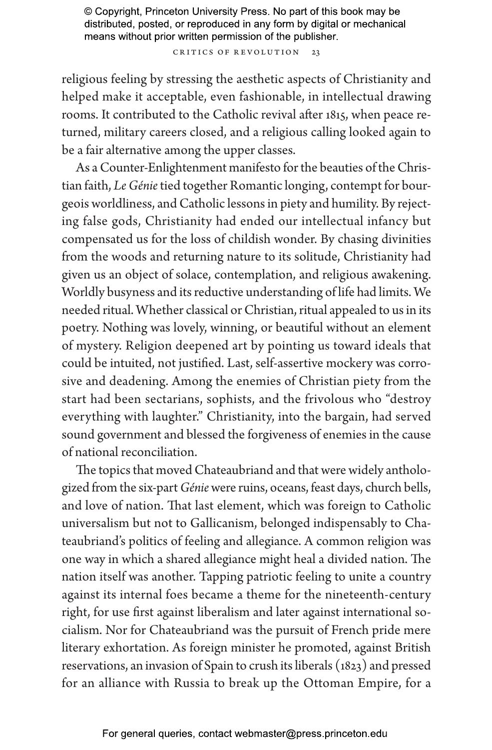religious feeling by stressing the aesthetic aspects of Christianity and helped make it acceptable, even fashionable, in intellectual drawing rooms. It contributed to the Catholic revival after 1815, when peace returned, military careers closed, and a religious calling looked again to be a fair alternative among the upper classes.

As a Counter-Enlightenment manifesto for the beauties of the Christian faith, *Le Génie* tied together Romantic longing, contempt for bourgeois worldliness, and Catholic lessons in piety and humility. By rejecting false gods, Christianity had ended our intellectual infancy but compensated us for the loss of childish wonder. By chasing divinities from the woods and returning nature to its solitude, Christianity had given us an object of solace, contemplation, and religious awakening. Worldly busyness and its reductive understanding of life had limits. We needed ritual. Whether classical or Christian, ritual appealed to us in its poetry. Nothing was lovely, winning, or beautiful without an element of mystery. Religion deepened art by pointing us toward ideals that could be intuited, not justified. Last, self-assertive mockery was corrosive and deadening. Among the enemies of Christian piety from the start had been sectarians, sophists, and the frivolous who "destroy everything with laughter." Christianity, into the bargain, had served sound government and blessed the forgiveness of enemies in the cause of national reconciliation.

The topics that moved Chateaubriand and that were widely anthologized from the six-part *Génie* were ruins, oceans, feast days, church bells, and love of nation. That last element, which was foreign to Catholic universalism but not to Gallicanism, belonged indispensably to Chateaubriand's politics of feeling and allegiance. A common religion was one way in which a shared allegiance might heal a divided nation. The nation itself was another. Tapping patriotic feeling to unite a country against its internal foes became a theme for the nineteenth-century right, for use first against liberalism and later against international socialism. Nor for Chateaubriand was the pursuit of French pride mere literary exhortation. As foreign minister he promoted, against British reservations, an invasion of Spain to crush its liberals (1823) and pressed for an alliance with Russia to break up the Ottoman Empire, for a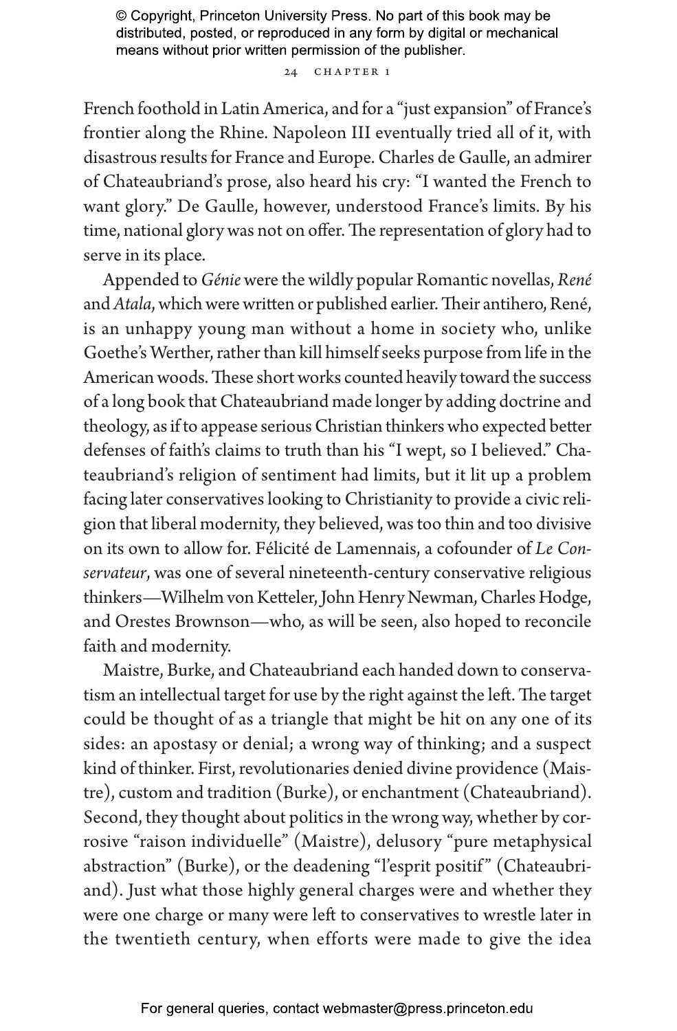French foothold in Latin America, and for a "just expansion" of France's frontier along the Rhine. Napoleon III eventually tried all of it, with disastrous results for France and Europe. Charles de Gaulle, an admirer of Chateaubriand's prose, also heard his cry: "I wanted the French to want glory." De Gaulle, however, understood France's limits. By his time, national glory was not on offer. The representation of glory had to serve in its place.

Appended to *Génie* were the wildly popular Romantic novellas, *René* and *Atala*, which were written or published earlier. Their antihero, René, is an unhappy young man without a home in society who, unlike Goethe's Werther, rather than kill himself seeks purpose from life in the American woods. These short works counted heavily toward the success of a long book that Chateaubriand made longer by adding doctrine and theology, as if to appease serious Christian thinkers who expected better defenses of faith's claims to truth than his "I wept, so I believed." Chateaubriand's religion of sentiment had limits, but it lit up a problem facing later conservatives looking to Christianity to provide a civic religion that liberal modernity, they believed, was too thin and too divisive on its own to allow for. Félicité de Lamennais, a cofounder of *Le Conservateur*, was one of several nineteenth-century conservative religious thinkers—Wilhelm von Ketteler, John Henry Newman, Charles Hodge, and Orestes Brownson—who, as will be seen, also hoped to reconcile faith and modernity.

Maistre, Burke, and Chateaubriand each handed down to conservatism an intellectual target for use by the right against the left. The target could be thought of as a triangle that might be hit on any one of its sides: an apostasy or denial; a wrong way of thinking; and a suspect kind of thinker. First, revolutionaries denied divine providence (Maistre), custom and tradition (Burke), or enchantment (Chateaubriand). Second, they thought about politics in the wrong way, whether by corrosive "raison individuelle" (Maistre), delusory "pure metaphysical abstraction" (Burke), or the deadening "l'esprit positif" (Chateaubriand). Just what those highly general charges were and whether they were one charge or many were left to conservatives to wrestle later in the twentieth century, when efforts were made to give the idea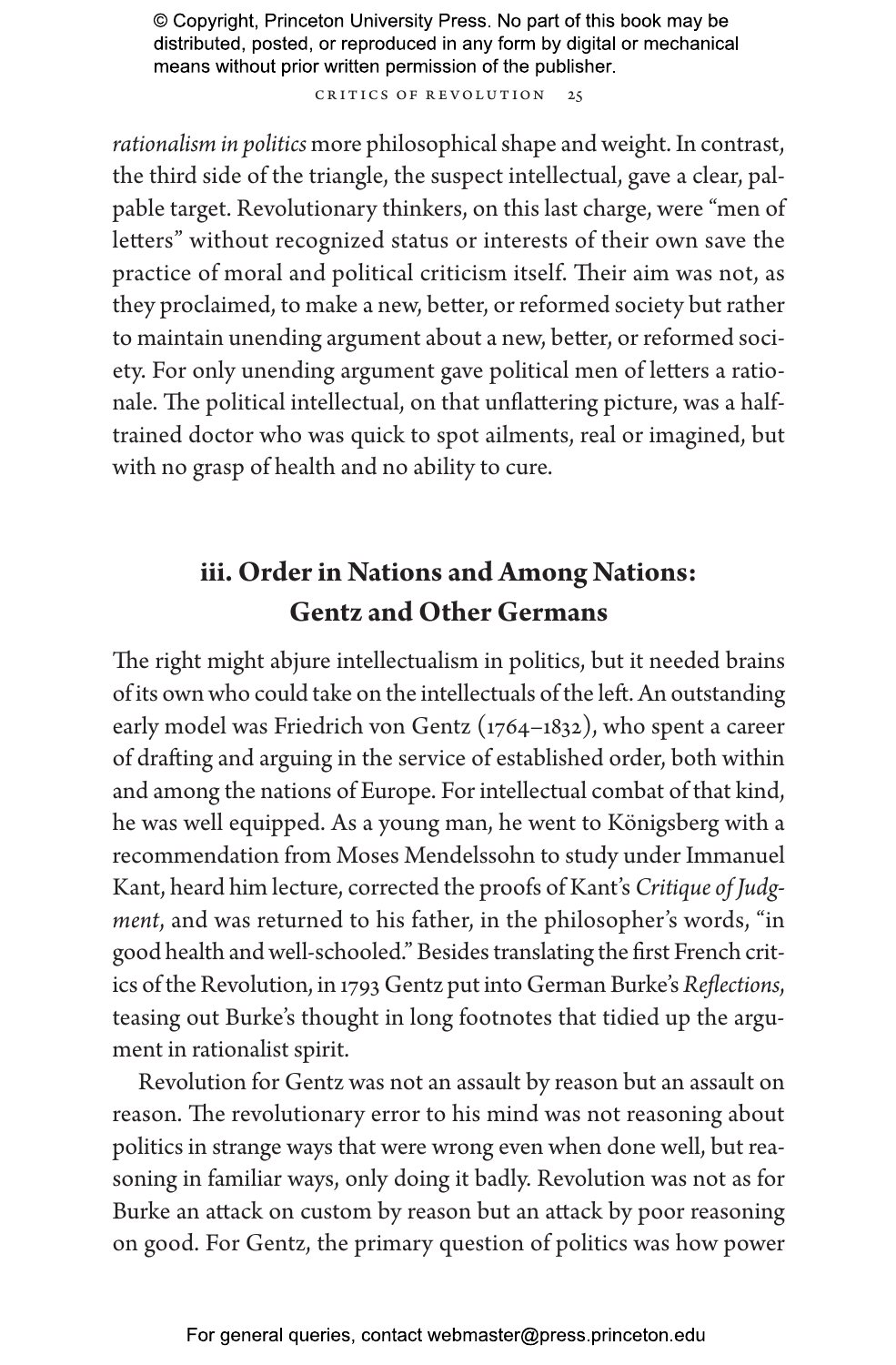*rationalism in politics* more philosophical shape and weight. In contrast, the third side of the triangle, the suspect intellectual, gave a clear, palpable target. Revolutionary thinkers, on this last charge, were "men of letters" without recognized status or interests of their own save the practice of moral and political criticism itself. Their aim was not, as they proclaimed, to make a new, better, or reformed society but rather to maintain unending argument about a new, better, or reformed society. For only unending argument gave political men of letters a rationale. The political intellectual, on that unflattering picture, was a half-trained doctor who was quick to spot ailments, real or imagined, but with no grasp of health and no ability to cure.

## iii. Order in Nations and Among Nations: Gentz and Other Germans

The right might abjure intellectualism in politics, but it needed brains of its own who could take on the intellectuals of the left. An outstanding early model was Friedrich von Gentz (1764–1832), who spent a career of drafting and arguing in the service of established order, both within and among the nations of Europe. For intellectual combat of that kind, he was well equipped. As a young man, he went to Königsberg with a recommendation from Moses Mendelssohn to study under Immanuel Kant, heard him lecture, corrected the proofs of Kant's *Critique of Judgment*, and was returned to his father, in the philosopher's words, "in good health and well-schooled." Besides translating the first French critics of the Revolution, in 1793 Gentz put into German Burke's *Reflections*, teasing out Burke's thought in long footnotes that tidied up the argument in rationalist spirit.

Revolution for Gentz was not an assault by reason but an assault on reason. The revolutionary error to his mind was not reasoning about politics in strange ways that were wrong even when done well, but reasoning in familiar ways, only doing it badly. Revolution was not as for Burke an attack on custom by reason but an attack by poor reasoning on good. For Gentz, the primary question of politics was how power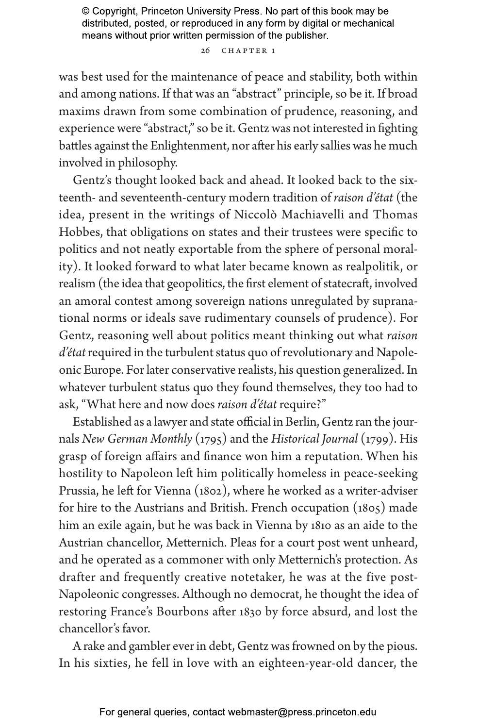was best used for the maintenance of peace and stability, both within and among nations. If that was an "abstract" principle, so be it. If broad maxims drawn from some combination of prudence, reasoning, and experience were "abstract," so be it. Gentz was not interested in fighting battles against the Enlightenment, nor after his early sallies was he much involved in philosophy.

Gentz's thought looked back and ahead. It looked back to the sixteenth- and seventeenth-century modern tradition of *raison d'état* (the idea, present in the writings of Niccolò Machiavelli and Thomas Hobbes, that obligations on states and their trustees were specific to politics and not neatly exportable from the sphere of personal morality). It looked forward to what later became known as realpolitik, or realism (the idea that geopolitics, the first element of statecraft, involved an amoral contest among sovereign nations unregulated by supranational norms or ideals save rudimentary counsels of prudence). For Gentz, reasoning well about politics meant thinking out what *raison d'état* required in the turbulent status quo of revolutionary and Napoleonic Europe. For later conservative realists, his question generalized. In whatever turbulent status quo they found themselves, they too had to ask, "What here and now does *raison d'état* require?"

Established as a lawyer and state official in Berlin, Gentz ran the journals *New German Monthly* (1795) and the *Historical Journal* (1799). His grasp of foreign affairs and finance won him a reputation. When his hostility to Napoleon left him politically homeless in peace-seeking Prussia, he left for Vienna (1802), where he worked as a writer-adviser for hire to the Austrians and British. French occupation (1805) made him an exile again, but he was back in Vienna by 1810 as an aide to the Austrian chancellor, Metternich. Pleas for a court post went unheard, and he operated as a commoner with only Metternich's protection. As drafter and frequently creative notetaker, he was at the five post-Napoleonic congresses. Although no democrat, he thought the idea of restoring France's Bourbons after 1830 by force absurd, and lost the chancellor's favor.

A rake and gambler ever in debt, Gentz was frowned on by the pious. In his sixties, he fell in love with an eighteen-year-old dancer, the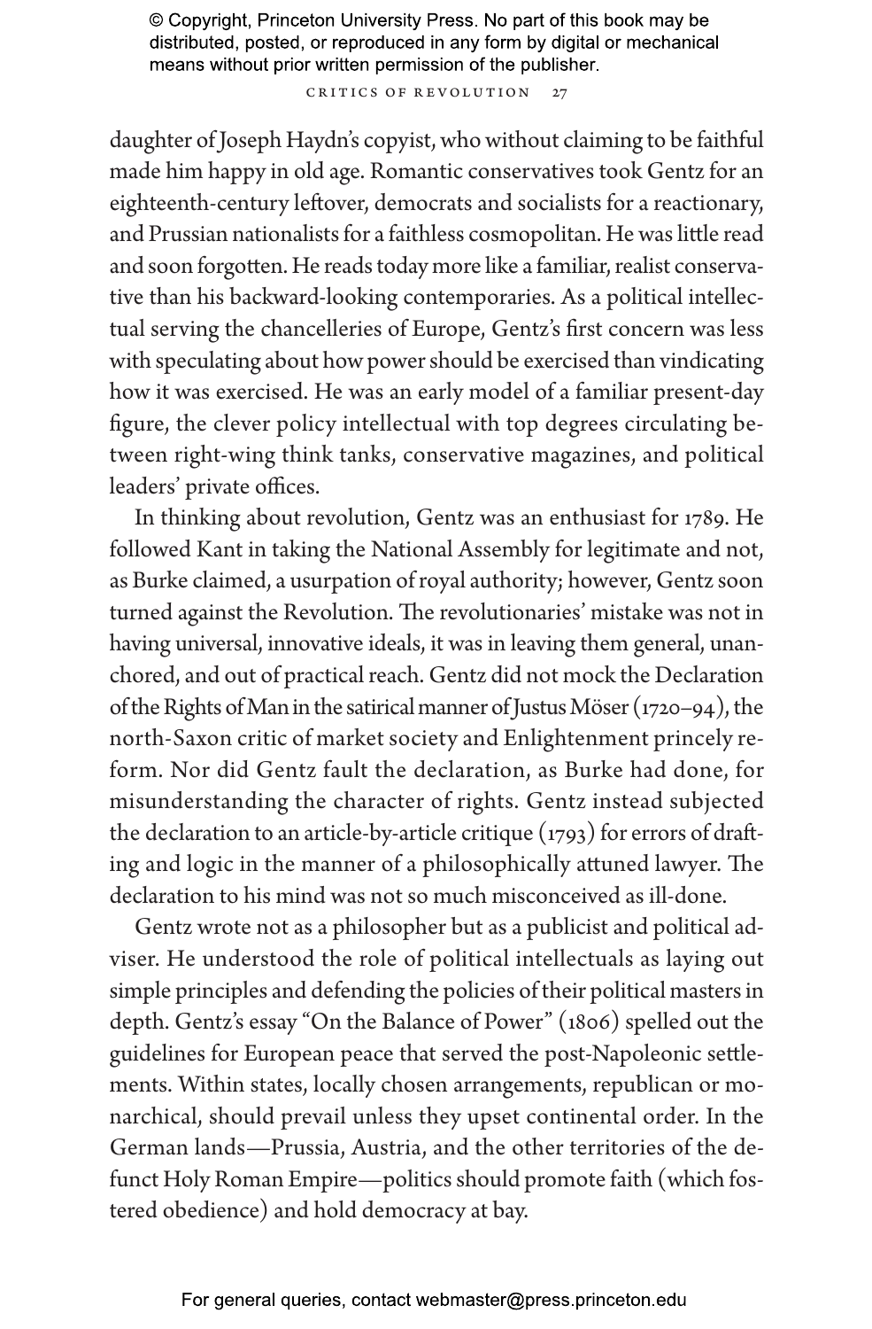daughter of Joseph Haydn's copyist, who without claiming to be faithful made him happy in old age. Romantic conservatives took Gentz for an eighteenth-century leftover, democrats and socialists for a reactionary, and Prussian nationalists for a faithless cosmopolitan. He was little read and soon forgotten. He reads today more like a familiar, realist conservative than his backward-looking contemporaries. As a political intellectual serving the chancelleries of Europe, Gentz's first concern was less with speculating about how power should be exercised than vindicating how it was exercised. He was an early model of a familiar present-day figure, the clever policy intellectual with top degrees circulating between right-wing think tanks, conservative magazines, and political leaders' private offices.

In thinking about revolution, Gentz was an enthusiast for 1789. He followed Kant in taking the National Assembly for legitimate and not, as Burke claimed, a usurpation of royal authority; however, Gentz soon turned against the Revolution. The revolutionaries' mistake was not in having universal, innovative ideals, it was in leaving them general, unanchored, and out of practical reach. Gentz did not mock the Declaration of the Rights of Man in the satirical manner of Justus Möser (1720–94), the north-Saxon critic of market society and Enlightenment princely reform. Nor did Gentz fault the declaration, as Burke had done, for misunderstanding the character of rights. Gentz instead subjected the declaration to an article-by-article critique (1793) for errors of drafting and logic in the manner of a philosophically attuned lawyer. The declaration to his mind was not so much misconceived as ill-done.

Gentz wrote not as a philosopher but as a publicist and political adviser. He understood the role of political intellectuals as laying out simple principles and defending the policies of their political masters in depth. Gentz's essay "On the Balance of Power" (1806) spelled out the guidelines for European peace that served the post-Napoleonic settlements. Within states, locally chosen arrangements, republican or monarchical, should prevail unless they upset continental order. In the German lands—Prussia, Austria, and the other territories of the defunct Holy Roman Empire—politics should promote faith (which fostered obedience) and hold democracy at bay.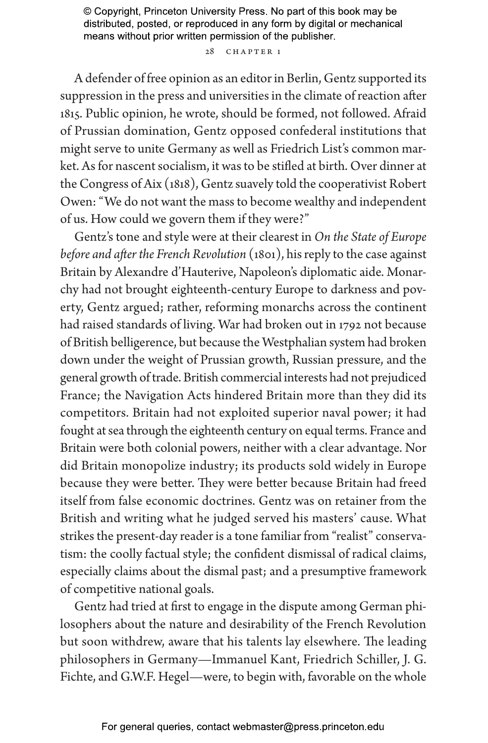A defender of free opinion as an editor in Berlin, Gentz supported its suppression in the press and universities in the climate of reaction after 1815. Public opinion, he wrote, should be formed, not followed. Afraid of Prussian domination, Gentz opposed confederal institutions that might serve to unite Germany as well as Friedrich List's common market. As for nascent socialism, it was to be stifled at birth. Over dinner at the Congress of Aix (1818), Gentz suavely told the cooperativist Robert Owen: "We do not want the mass to become wealthy and independent of us. How could we govern them if they were?"

Gentz's tone and style were at their clearest in *On the State of Europe before and after the French Revolution* (1801), his reply to the case against Britain by Alexandre d'Hauterive, Napoleon's diplomatic aide. Monarchy had not brought eighteenth-century Europe to darkness and poverty, Gentz argued; rather, reforming monarchs across the continent had raised standards of living. War had broken out in 1792 not because of British belligerence, but because the Westphalian system had broken down under the weight of Prussian growth, Russian pressure, and the general growth of trade. British commercial interests had not prejudiced France; the Navigation Acts hindered Britain more than they did its competitors. Britain had not exploited superior naval power; it had fought at sea through the eighteenth century on equal terms. France and Britain were both colonial powers, neither with a clear advantage. Nor did Britain monopolize industry; its products sold widely in Europe because they were better. They were better because Britain had freed itself from false economic doctrines. Gentz was on retainer from the British and writing what he judged served his masters' cause. What strikes the present-day reader is a tone familiar from "realist" conservatism: the coolly factual style; the confident dismissal of radical claims, especially claims about the dismal past; and a presumptive framework of competitive national goals.

Gentz had tried at first to engage in the dispute among German philosophers about the nature and desirability of the French Revolution but soon withdrew, aware that his talents lay elsewhere. The leading philosophers in Germany—Immanuel Kant, Friedrich Schiller, J. G. Fichte, and G.W.F. Hegel—were, to begin with, favorable on the whole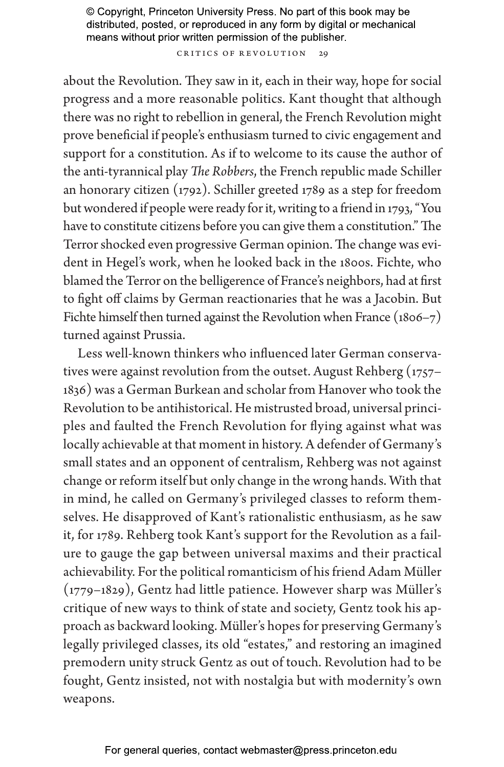about the Revolution. They saw in it, each in their way, hope for social progress and a more reasonable politics. Kant thought that although there was no right to rebellion in general, the French Revolution might prove beneficial if people's enthusiasm turned to civic engagement and support for a constitution. As if to welcome to its cause the author of the anti-tyrannical play *The Robbers*, the French republic made Schiller an honorary citizen (1792). Schiller greeted 1789 as a step for freedom but wondered if people were ready for it, writing to a friend in 1793, "You have to constitute citizens before you can give them a constitution." The Terror shocked even progressive German opinion. The change was evident in Hegel's work, when he looked back in the 1800s. Fichte, who blamed the Terror on the belligerence of France's neighbors, had at first to fight off claims by German reactionaries that he was a Jacobin. But Fichte himself then turned against the Revolution when France (1806–7) turned against Prussia.

Less well-known thinkers who influenced later German conservatives were against revolution from the outset. August Rehberg (1757–1836) was a German Burkean and scholar from Hanover who took the Revolution to be antihistorical. He mistrusted broad, universal principles and faulted the French Revolution for flying against what was locally achievable at that moment in history. A defender of Germany's small states and an opponent of centralism, Rehberg was not against change or reform itself but only change in the wrong hands. With that in mind, he called on Germany's privileged classes to reform themselves. He disapproved of Kant's rationalistic enthusiasm, as he saw it, for 1789. Rehberg took Kant's support for the Revolution as a failure to gauge the gap between universal maxims and their practical achievability. For the political romanticism of his friend Adam Müller (1779–1829), Gentz had little patience. However sharp was Müller's critique of new ways to think of state and society, Gentz took his approach as backward looking. Müller's hopes for preserving Germany's legally privileged classes, its old "estates," and restoring an imagined premodern unity struck Gentz as out of touch. Revolution had to be fought, Gentz insisted, not with nostalgia but with modernity's own weapons.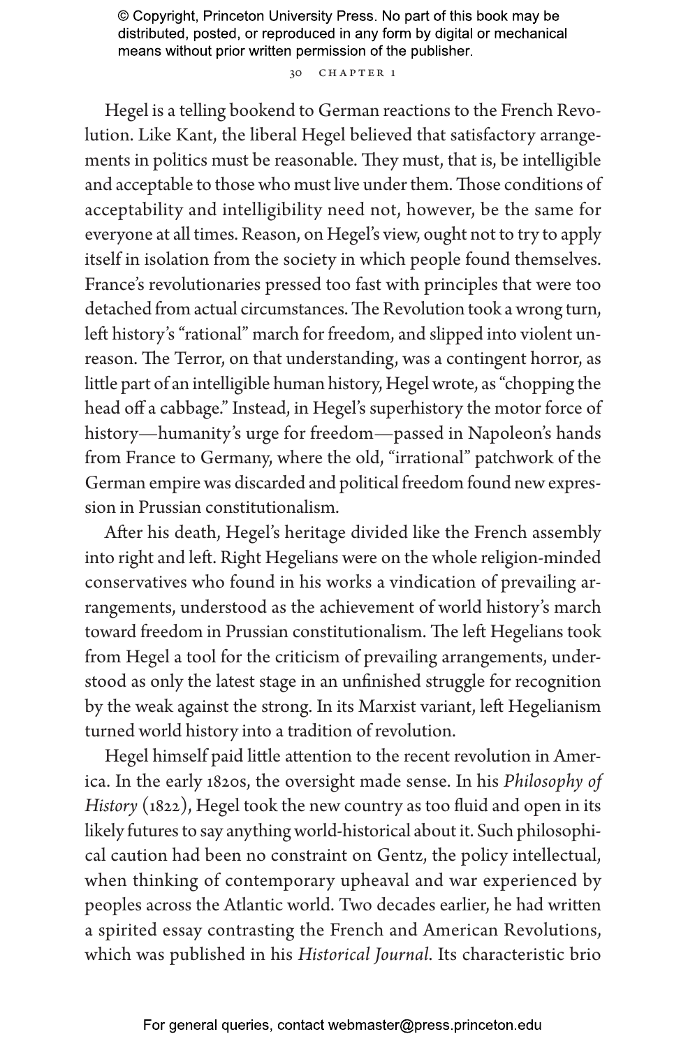Hegel is a telling bookend to German reactions to the French Revolution. Like Kant, the liberal Hegel believed that satisfactory arrangements in politics must be reasonable. They must, that is, be intelligible and acceptable to those who must live under them. Those conditions of acceptability and intelligibility need not, however, be the same for everyone at all times. Reason, on Hegel's view, ought not to try to apply itself in isolation from the society in which people found themselves. France's revolutionaries pressed too fast with principles that were too detached from actual circumstances. The Revolution took a wrong turn, left history's "rational" march for freedom, and slipped into violent unreason. The Terror, on that understanding, was a contingent horror, as little part of an intelligible human history, Hegel wrote, as "chopping the head off a cabbage." Instead, in Hegel's superhistory the motor force of history—humanity's urge for freedom—passed in Napoleon's hands from France to Germany, where the old, "irrational" patchwork of the German empire was discarded and political freedom found new expression in Prussian constitutionalism.

After his death, Hegel's heritage divided like the French assembly into right and left. Right Hegelians were on the whole religion-minded conservatives who found in his works a vindication of prevailing arrangements, understood as the achievement of world history's march toward freedom in Prussian constitutionalism. The left Hegelians took from Hegel a tool for the criticism of prevailing arrangements, understood as only the latest stage in an unfinished struggle for recognition by the weak against the strong. In its Marxist variant, left Hegelianism turned world history into a tradition of revolution.

Hegel himself paid little attention to the recent revolution in America. In the early 1820s, the oversight made sense. In his *Philosophy of History* (1822), Hegel took the new country as too fluid and open in its likely futures to say anything world-historical about it. Such philosophical caution had been no constraint on Gentz, the policy intellectual, when thinking of contemporary upheaval and war experienced by peoples across the Atlantic world. Two decades earlier, he had written a spirited essay contrasting the French and American Revolutions, which was published in his *Historical Journal*. Its characteristic brio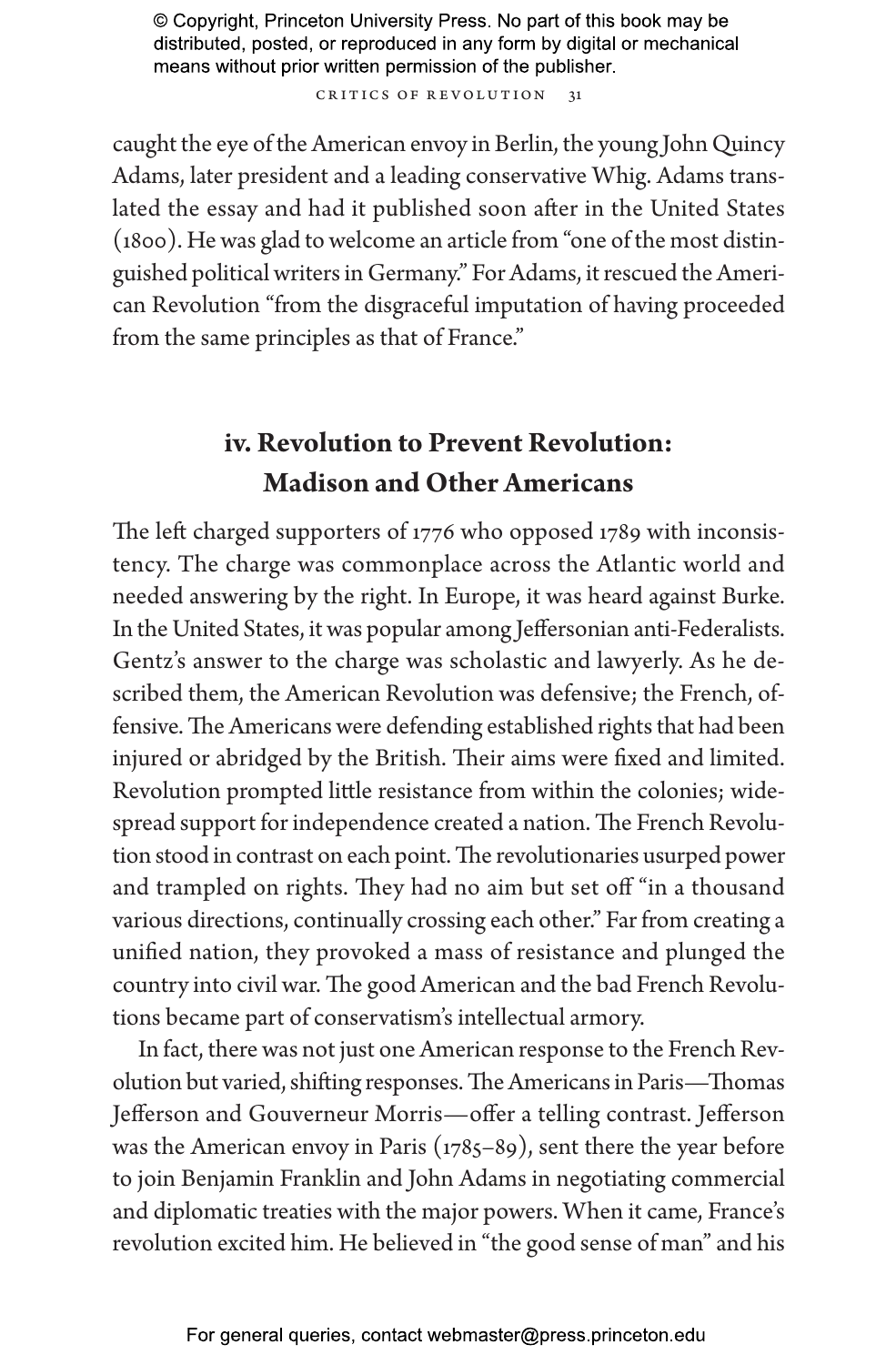caught the eye of the American envoy in Berlin, the young John Quincy Adams, later president and a leading conservative Whig. Adams translated the essay and had it published soon after in the United States (1800). He was glad to welcome an article from "one of the most distinguished political writers in Germany." For Adams, it rescued the American Revolution "from the disgraceful imputation of having proceeded from the same principles as that of France."

## iv. Revolution to Prevent Revolution: Madison and Other Americans

The left charged supporters of 1776 who opposed 1789 with inconsistency. The charge was commonplace across the Atlantic world and needed answering by the right. In Europe, it was heard against Burke. In the United States, it was popular among Jeffersonian anti-Federalists. Gentz's answer to the charge was scholastic and lawyerly. As he described them, the American Revolution was defensive; the French, offensive. The Americans were defending established rights that had been injured or abridged by the British. Their aims were fixed and limited. Revolution prompted little resistance from within the colonies; widespread support for independence created a nation. The French Revolution stood in contrast on each point. The revolutionaries usurped power and trampled on rights. They had no aim but set off "in a thousand various directions, continually crossing each other." Far from creating a unified nation, they provoked a mass of resistance and plunged the country into civil war. The good American and the bad French Revolutions became part of conservatism's intellectual armory.

In fact, there was not just one American response to the French Revolution but varied, shifting responses. The Americans in Paris—Thomas Jefferson and Gouverneur Morris—offer a telling contrast. Jefferson was the American envoy in Paris (1785–89), sent there the year before to join Benjamin Franklin and John Adams in negotiating commercial and diplomatic treaties with the major powers. When it came, France's revolution excited him. He believed in "the good sense of man" and his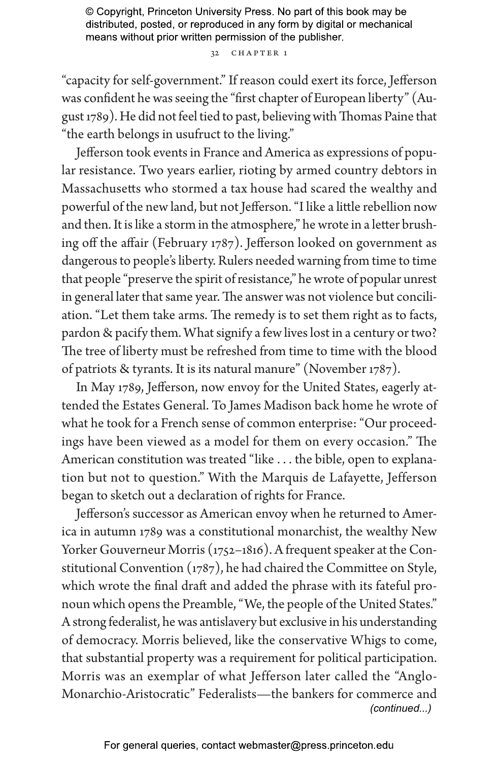"capacity for self-government." If reason could exert its force, Jefferson was confident he was seeing the "first chapter of European liberty" (August 1789). He did not feel tied to past, believing with Thomas Paine that "the earth belongs in usufruct to the living."

Jefferson took events in France and America as expressions of popular resistance. Two years earlier, rioting by armed country debtors in Massachusetts who stormed a tax house had scared the wealthy and powerful of the new land, but not Jefferson. "I like a little rebellion now and then. It is like a storm in the atmosphere," he wrote in a letter brushing off the affair (February 1787). Jefferson looked on government as dangerous to people's liberty. Rulers needed warning from time to time that people "preserve the spirit of resistance," he wrote of popular unrest in general later that same year. The answer was not violence but conciliation. "Let them take arms. The remedy is to set them right as to facts, pardon & pacify them. What signify a few lives lost in a century or two? The tree of liberty must be refreshed from time to time with the blood of patriots & tyrants. It is its natural manure" (November 1787).

In May 1789, Jefferson, now envoy for the United States, eagerly attended the Estates General. To James Madison back home he wrote of what he took for a French sense of common enterprise: "Our proceedings have been viewed as a model for them on every occasion." The American constitution was treated "like . . . the bible, open to explanation but not to question." With the Marquis de Lafayette, Jefferson began to sketch out a declaration of rights for France.

Jefferson's successor as American envoy when he returned to America in autumn 1789 was a constitutional monarchist, the wealthy New Yorker Gouverneur Morris (1752–1816). A frequent speaker at the Constitutional Convention (1787), he had chaired the Committee on Style, which wrote the final draft and added the phrase with its fateful pronoun which opens the Preamble, "We, the people of the United States." A strong federalist, he was antislavery but exclusive in his understanding of democracy. Morris believed, like the conservative Whigs to come, that substantial property was a requirement for political participation. Morris was an exemplar of what Jefferson later called the "Anglo-Monarchio-Aristocratic" Federalists—the bankers for commerce and

*(continued...)*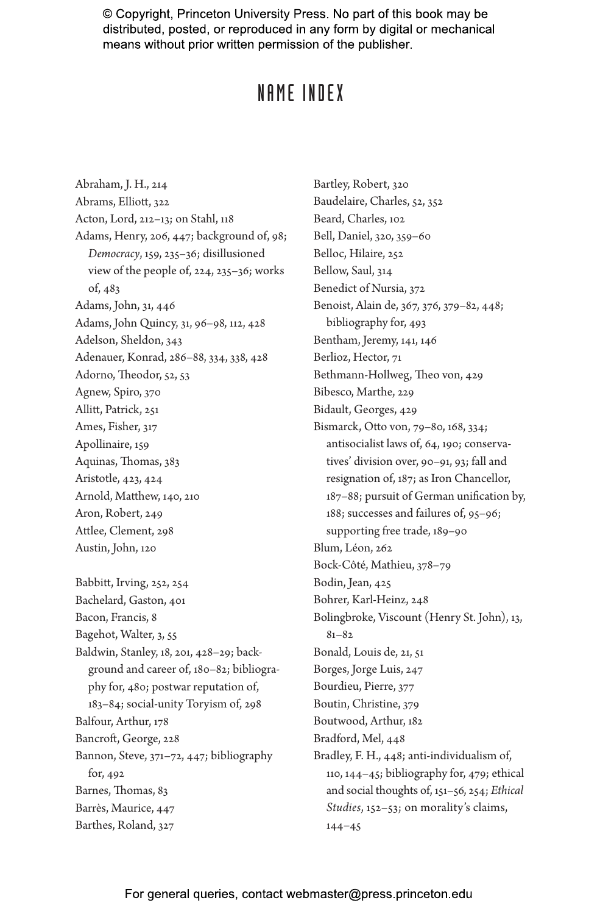# NAME INDEX

Abraham, J. H., 214
Abrams, Elliott, 322
Acton, Lord, 212–13; on Stahl, 118
Adams, Henry, 206, 447; background of, 98; *Democracy*, 159, 235–36; disillusioned view of the people of, 224, 235–36; works of, 483
Adams, John, 31, 446
Adams, John Quincy, 31, 96–98, 112, 428
Adelson, Sheldon, 343
Adenauer, Konrad, 286–88, 334, 338, 428
Adorno, Theodor, 52, 53
Agnew, Spiro, 370
Allitt, Patrick, 251
Ames, Fisher, 317
Apollinaire, 159
Aquinas, Thomas, 383
Aristotle, 423, 424
Arnold, Matthew, 140, 210
Aron, Robert, 249
Attlee, Clement, 298
Austin, John, 120

Babbitt, Irving, 252, 254
Bachelard, Gaston, 401
Bacon, Francis, 8
Bagehot, Walter, 3, 55
Baldwin, Stanley, 18, 201, 428–29; background and career of, 180–82; bibliography for, 480; postwar reputation of, 183–84; social-unity Toryism of, 298
Balfour, Arthur, 178
Bancroft, George, 228
Bannon, Steve, 371–72, 447; bibliography for, 492
Barnes, Thomas, 83
Barrès, Maurice, 447
Barthes, Roland, 327
Bartley, Robert, 320
Baudelaire, Charles, 52, 352
Beard, Charles, 102
Bell, Daniel, 320, 359–60
Belloc, Hilaire, 252
Bellow, Saul, 314
Benedict of Nursia, 372
Benoist, Alain de, 367, 376, 379–82, 448; bibliography for, 493
Bentham, Jeremy, 141, 146
Berlioz, Hector, 71
Bethmann-Hollweg, Theo von, 429
Bibesco, Marthe, 229
Bidault, Georges, 429
Bismarck, Otto von, 79–80, 168, 334; antisocialist laws of, 64, 190; conservatives' division over, 90–91, 93; fall and resignation of, 187; as Iron Chancellor, 187–88; pursuit of German unification by, 188; successes and failures of, 95–96; supporting free trade, 189–90
Blum, Léon, 262
Bock-Côté, Mathieu, 378–79
Bodin, Jean, 425
Bohrer, Karl-Heinz, 248
Bolingbroke, Viscount (Henry St. John), 13, 81–82
Bonald, Louis de, 21, 51
Borges, Jorge Luis, 247
Bourdieu, Pierre, 377
Boutin, Christine, 379
Boutwood, Arthur, 182
Bradford, Mel, 448
Bradley, F. H., 448; anti-individualism of, 110, 144–45; bibliography for, 479; ethical and social thoughts of, 151–56, 254; *Ethical Studies*, 152–53; on morality's claims, 144–45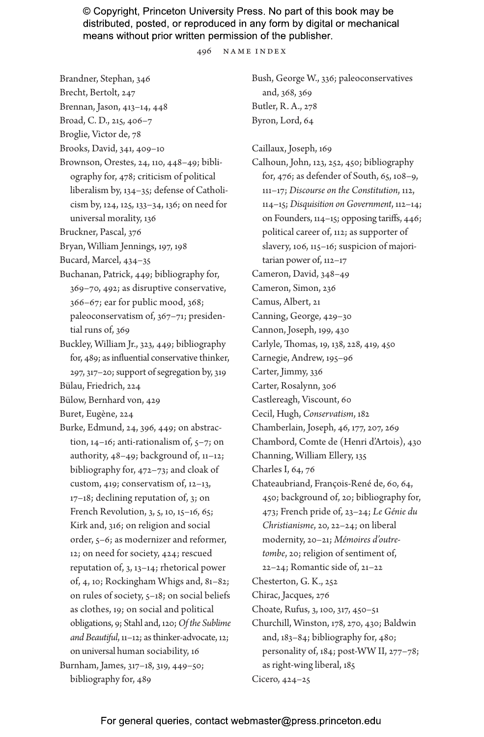Brandner, Stephan, 346
Brecht, Bertolt, 247
Brennan, Jason, 413–14, 448
Broad, C. D., 215, 406–7
Broglie, Victor de, 78
Brooks, David, 341, 409–10
Brownson, Orestes, 24, 110, 448–49; bibliography for, 478; criticism of political liberalism by, 134–35; defense of Catholicism by, 124, 125, 133–34, 136; on need for universal morality, 136
Bruckner, Pascal, 376
Bryan, William Jennings, 197, 198
Bucard, Marcel, 434–35
Buchanan, Patrick, 449; bibliography for, 369–70, 492; as disruptive conservative, 366–67; ear for public mood, 368; paleoconservatism of, 367–71; presidential runs of, 369
Buckley, William Jr., 323, 449; bibliography for, 489; as influential conservative thinker, 297, 317–20; support of segregation by, 319
Bülau, Friedrich, 224
Bülow, Bernhard von, 429
Buret, Eugène, 224
Burke, Edmund, 24, 396, 449; on abstraction, 14–16; anti-rationalism of, 5–7; on authority, 48–49; background of, 11–12; bibliography for, 472–73; and cloak of custom, 419; conservatism of, 12–13, 17–18; declining reputation of, 3; on French Revolution, 3, 5, 10, 15–16, 65; Kirk and, 316; on religion and social order, 5–6; as modernizer and reformer, 12; on need for society, 424; rescued reputation of, 3, 13–14; rhetorical power of, 4, 10; Rockingham Whigs and, 81–82; on rules of society, 5–18; on social beliefs as clothes, 19; on social and political obligations, 9; Stahl and, 120; *Of the Sublime and Beautiful*, 11–12; as thinker-advocate, 12; on universal human sociability, 16
Burnham, James, 317–18, 319, 449–50; bibliography for, 489
Bush, George W., 336; paleoconservatives and, 368, 369
Butler, R. A., 278
Byron, Lord, 64

Caillaux, Joseph, 169
Calhoun, John, 123, 252, 450; bibliography for, 476; as defender of South, 65, 108–9, 111–17; *Discourse on the Constitution*, 112, 114–15; *Disquisition on Government*, 112–14; on Founders, 114–15; opposing tariffs, 446; political career of, 112; as supporter of slavery, 106, 115–16; suspicion of majoritarian power of, 112–17
Cameron, David, 348–49
Cameron, Simon, 236
Camus, Albert, 21
Canning, George, 429–30
Cannon, Joseph, 199, 430
Carlyle, Thomas, 19, 138, 228, 419, 450
Carnegie, Andrew, 195–96
Carter, Jimmy, 336
Carter, Rosalynn, 306
Castlereagh, Viscount, 60
Cecil, Hugh, *Conservatism*, 182
Chamberlain, Joseph, 46, 177, 207, 269
Chambord, Comte de (Henri d'Artois), 430
Channing, William Ellery, 135
Charles I, 64, 76
Chateaubriand, François-René de, 60, 64, 450; background of, 20; bibliography for, 473; French pride of, 23–24; *Le Génie du Christianisme*, 20, 22–24; on liberal modernity, 20–21; *Mémoires d'outre-tombe*, 20; religion of sentiment of, 22–24; Romantic side of, 21–22
Chesterton, G. K., 252
Chirac, Jacques, 276
Choate, Rufus, 3, 100, 317, 450–51
Churchill, Winston, 178, 270, 430; Baldwin and, 183–84; bibliography for, 480; personality of, 184; post-WW II, 277–78; as right-wing liberal, 185
Cicero, 424–25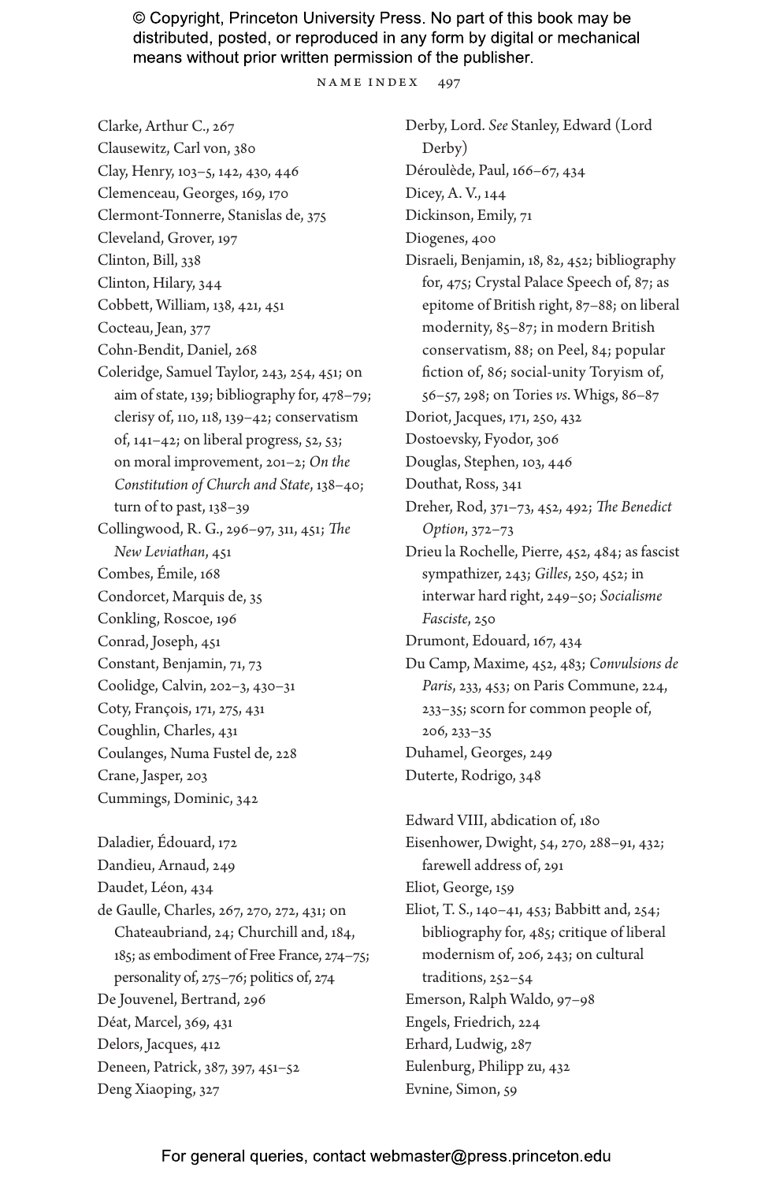Clarke, Arthur C., 267
Clausewitz, Carl von, 380
Clay, Henry, 103–5, 142, 430, 446
Clemenceau, Georges, 169, 170
Clermont-Tonnerre, Stanislas de, 375
Cleveland, Grover, 197
Clinton, Bill, 338
Clinton, Hilary, 344
Cobbett, William, 138, 421, 451
Cocteau, Jean, 377
Cohn-Bendit, Daniel, 268
Coleridge, Samuel Taylor, 243, 254, 451; on aim of state, 139; bibliography for, 478–79; clerisy of, 110, 118, 139–42; conservatism of, 141–42; on liberal progress, 52, 53; on moral improvement, 201–2; *On the Constitution of Church and State*, 138–40; turn of to past, 138–39
Collingwood, R. G., 296–97, 311, 451; *The New Leviathan*, 451
Combes, Émile, 168
Condorcet, Marquis de, 35
Conkling, Roscoe, 196
Conrad, Joseph, 451
Constant, Benjamin, 71, 73
Coolidge, Calvin, 202–3, 430–31
Coty, François, 171, 275, 431
Coughlin, Charles, 431
Coulanges, Numa Fustel de, 228
Crane, Jasper, 203
Cummings, Dominic, 342

Daladier, Édouard, 172
Dandieu, Arnaud, 249
Daudet, Léon, 434
de Gaulle, Charles, 267, 270, 272, 431; on Chateaubriand, 24; Churchill and, 184, 185; as embodiment of Free France, 274–75; personality of, 275–76; politics of, 274
De Jouvenel, Bertrand, 296
Déat, Marcel, 369, 431
Delors, Jacques, 412
Deneen, Patrick, 387, 397, 451–52
Deng Xiaoping, 327
Derby, Lord. *See* Stanley, Edward (Lord Derby)
Déroulède, Paul, 166–67, 434
Dicey, A. V., 144
Dickinson, Emily, 71
Diogenes, 400
Disraeli, Benjamin, 18, 82, 452; bibliography for, 475; Crystal Palace Speech of, 87; as epitome of British right, 87–88; on liberal modernity, 85–87; in modern British conservatism, 88; on Peel, 84; popular fiction of, 86; social-unity Toryism of, 56–57, 298; on Tories *vs.* Whigs, 86–87
Doriot, Jacques, 171, 250, 432
Dostoevsky, Fyodor, 306
Douglas, Stephen, 103, 446
Douthat, Ross, 341
Dreher, Rod, 371–73, 452, 492; *The Benedict Option*, 372–73
Drieu la Rochelle, Pierre, 452, 484; as fascist sympathizer, 243; *Gilles*, 250, 452; in interwar hard right, 249–50; *Socialisme Fasciste*, 250
Drumont, Edouard, 167, 434
Du Camp, Maxime, 452, 483; *Convulsions de Paris*, 233, 453; on Paris Commune, 224, 233–35; scorn for common people of, 206, 233–35
Duhamel, Georges, 249
Duterte, Rodrigo, 348

Edward VIII, abdication of, 180
Eisenhower, Dwight, 54, 270, 288–91, 432; farewell address of, 291
Eliot, George, 159
Eliot, T. S., 140–41, 453; Babbitt and, 254; bibliography for, 485; critique of liberal modernism of, 206, 243; on cultural traditions, 252–54
Emerson, Ralph Waldo, 97–98
Engels, Friedrich, 224
Erhard, Ludwig, 287
Eulenburg, Philipp zu, 432
Evnine, Simon, 59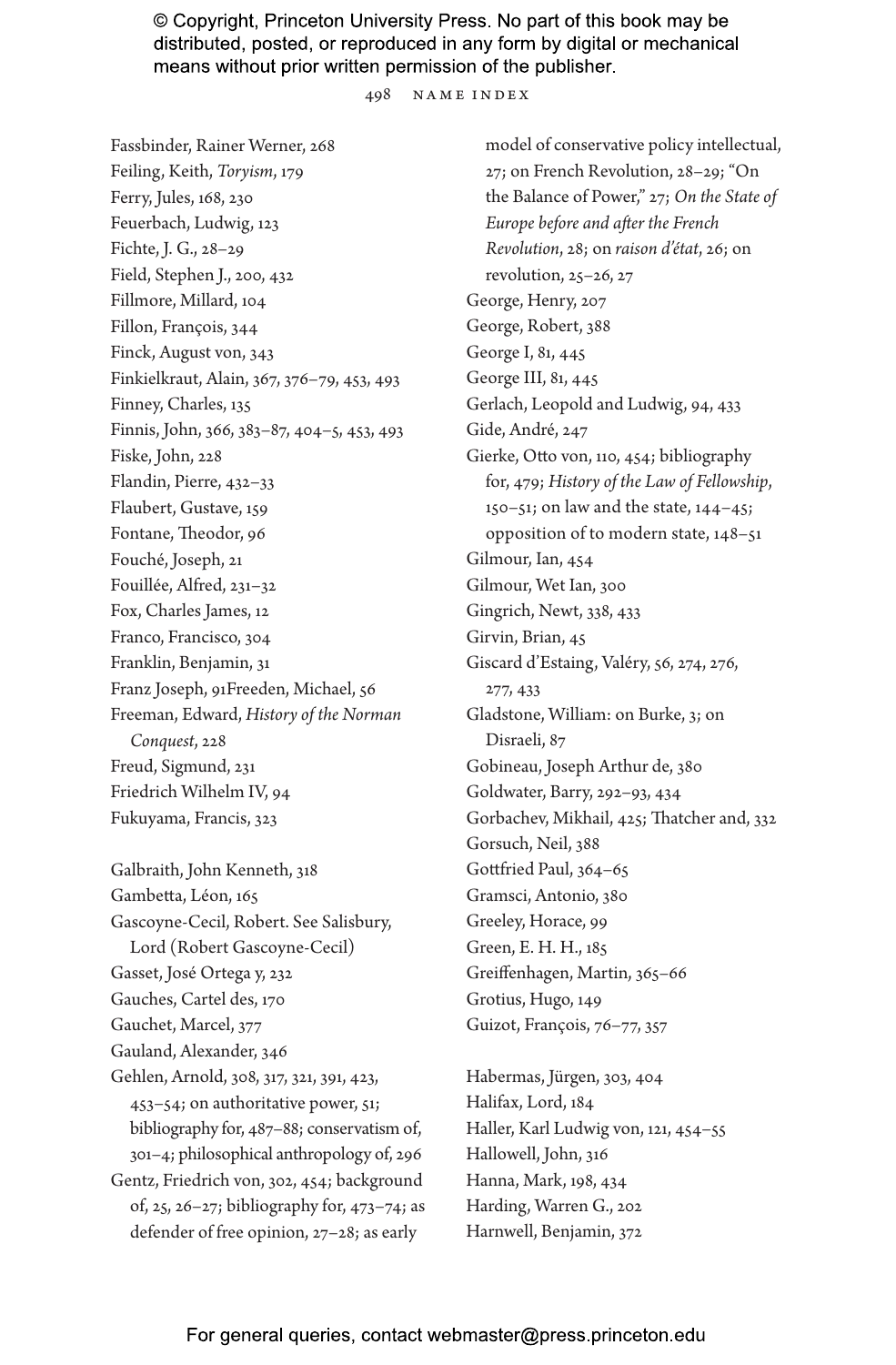Fassbinder, Rainer Werner, 268
Feiling, Keith, *Toryism*, 179
Ferry, Jules, 168, 230
Feuerbach, Ludwig, 123
Fichte, J. G., 28–29
Field, Stephen J., 200, 432
Fillmore, Millard, 104
Fillon, François, 344
Finck, August von, 343
Finkielkraut, Alain, 367, 376–79, 453, 493
Finney, Charles, 135
Finnis, John, 366, 383–87, 404–5, 453, 493
Fiske, John, 228
Flandin, Pierre, 432–33
Flaubert, Gustave, 159
Fontane, Theodor, 96
Fouché, Joseph, 21
Fouillée, Alfred, 231–32
Fox, Charles James, 12
Franco, Francisco, 304
Franklin, Benjamin, 31
Franz Joseph, 91Freeden, Michael, 56
Freeman, Edward, *History of the Norman Conquest*, 228
Freud, Sigmund, 231
Friedrich Wilhelm IV, 94
Fukuyama, Francis, 323

Galbraith, John Kenneth, 318
Gambetta, Léon, 165
Gascoyne-Cecil, Robert. See Salisbury, Lord (Robert Gascoyne-Cecil)
Gasset, José Ortega y, 232
Gauches, Cartel des, 170
Gauchet, Marcel, 377
Gauland, Alexander, 346
Gehlen, Arnold, 308, 317, 321, 391, 423, 453–54; on authoritative power, 51; bibliography for, 487–88; conservatism of, 301–4; philosophical anthropology of, 296
Gentz, Friedrich von, 302, 454; background of, 25, 26–27; bibliography for, 473–74; as defender of free opinion, 27–28; as early model of conservative policy intellectual, 27; on French Revolution, 28–29; "On the Balance of Power," 27; *On the State of Europe before and after the French Revolution*, 28; on *raison d'état*, 26; on revolution, 25–26, 27
George, Henry, 207
George, Robert, 388
George I, 81, 445
George III, 81, 445
Gerlach, Leopold and Ludwig, 94, 433
Gide, André, 247
Gierke, Otto von, 110, 454; bibliography for, 479; *History of the Law of Fellowship*, 150–51; on law and the state, 144–45; opposition of to modern state, 148–51
Gilmour, Ian, 454
Gilmour, Wet Ian, 300
Gingrich, Newt, 338, 433
Girvin, Brian, 45
Giscard d'Estaing, Valéry, 56, 274, 276, 277, 433
Gladstone, William: on Burke, 3; on Disraeli, 87
Gobineau, Joseph Arthur de, 380
Goldwater, Barry, 292–93, 434
Gorbachev, Mikhail, 425; Thatcher and, 332
Gorsuch, Neil, 388
Gottfried Paul, 364–65
Gramsci, Antonio, 380
Greeley, Horace, 99
Green, E. H. H., 185
Greiffenhagen, Martin, 365–66
Grotius, Hugo, 149
Guizot, François, 76–77, 357

Habermas, Jürgen, 303, 404
Halifax, Lord, 184
Haller, Karl Ludwig von, 121, 454–55
Hallowell, John, 316
Hanna, Mark, 198, 434
Harding, Warren G., 202
Harnwell, Benjamin, 372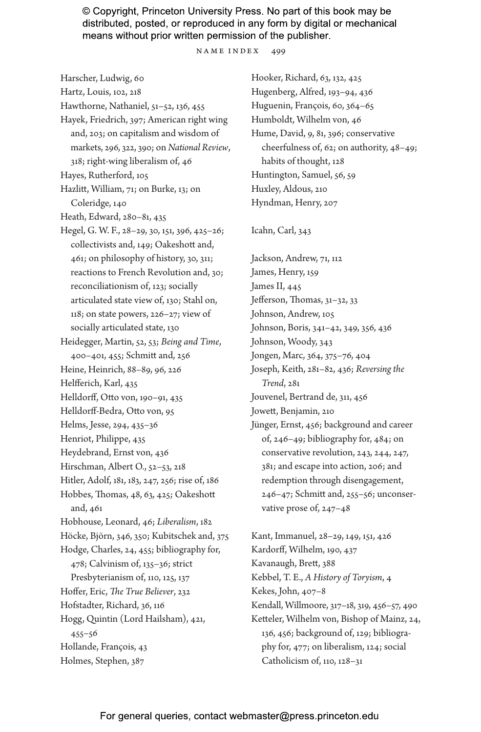Harscher, Ludwig, 60
Hartz, Louis, 102, 218
Hawthorne, Nathaniel, 51–52, 136, 455
Hayek, Friedrich, 397; American right wing and, 203; on capitalism and wisdom of markets, 296, 322, 390; on *National Review*, 318; right-wing liberalism of, 46
Hayes, Rutherford, 105
Hazlitt, William, 71; on Burke, 13; on Coleridge, 140
Heath, Edward, 280–81, 435
Hegel, G. W. F., 28–29, 30, 151, 396, 425–26; collectivists and, 149; Oakeshott and, 461; on philosophy of history, 30, 311; reactions to French Revolution and, 30; reconciliationism of, 123; socially articulated state view of, 130; Stahl on, 118; on state powers, 226–27; view of socially articulated state, 130
Heidegger, Martin, 52, 53; *Being and Time*, 400–401, 455; Schmitt and, 256
Heine, Heinrich, 88–89, 96, 226
Helfferich, Karl, 435
Helldorff, Otto von, 190–91, 435
Helldorff-Bedra, Otto von, 95
Helms, Jesse, 294, 435–36
Henriot, Philippe, 435
Heydebrand, Ernst von, 436
Hirschman, Albert O., 52–53, 218
Hitler, Adolf, 181, 183, 247, 256; rise of, 186
Hobbes, Thomas, 48, 63, 425; Oakeshott and, 461
Hobhouse, Leonard, 46; *Liberalism*, 182
Höcke, Björn, 346, 350; Kubitschek and, 375
Hodge, Charles, 24, 455; bibliography for, 478; Calvinism of, 135–36; strict Presbyterianism of, 110, 125, 137
Hoffer, Eric, *The True Believer*, 232
Hofstadter, Richard, 36, 116
Hogg, Quintin (Lord Hailsham), 421, 455–56
Hollande, François, 43
Holmes, Stephen, 387
Hooker, Richard, 63, 132, 425
Hugenberg, Alfred, 193–94, 436
Huguenin, François, 60, 364–65
Humboldt, Wilhelm von, 46
Hume, David, 9, 81, 396; conservative cheerfulness of, 62; on authority, 48–49; habits of thought, 128
Huntington, Samuel, 56, 59
Huxley, Aldous, 210
Hyndman, Henry, 207

Icahn, Carl, 343

Jackson, Andrew, 71, 112
James, Henry, 159
James II, 445
Jefferson, Thomas, 31–32, 33
Johnson, Andrew, 105
Johnson, Boris, 341–42, 349, 356, 436
Johnson, Woody, 343
Jongen, Marc, 364, 375–76, 404
Joseph, Keith, 281–82, 436; *Reversing the Trend*, 281
Jouvenel, Bertrand de, 311, 456
Jowett, Benjamin, 210
Jünger, Ernst, 456; background and career of, 246–49; bibliography for, 484; on conservative revolution, 243, 244, 247, 381; and escape into action, 206; and redemption through disengagement, 246–47; Schmitt and, 255–56; unconservative prose of, 247–48

Kant, Immanuel, 28–29, 149, 151, 426
Kardorff, Wilhelm, 190, 437
Kavanaugh, Brett, 388
Kebbel, T. E., *A History of Toryism*, 4
Kekes, John, 407–8
Kendall, Willmoore, 317–18, 319, 456–57, 490
Ketteler, Wilhelm von, Bishop of Mainz, 24, 136, 456; background of, 129; bibliography for, 477; on liberalism, 124; social Catholicism of, 110, 128–31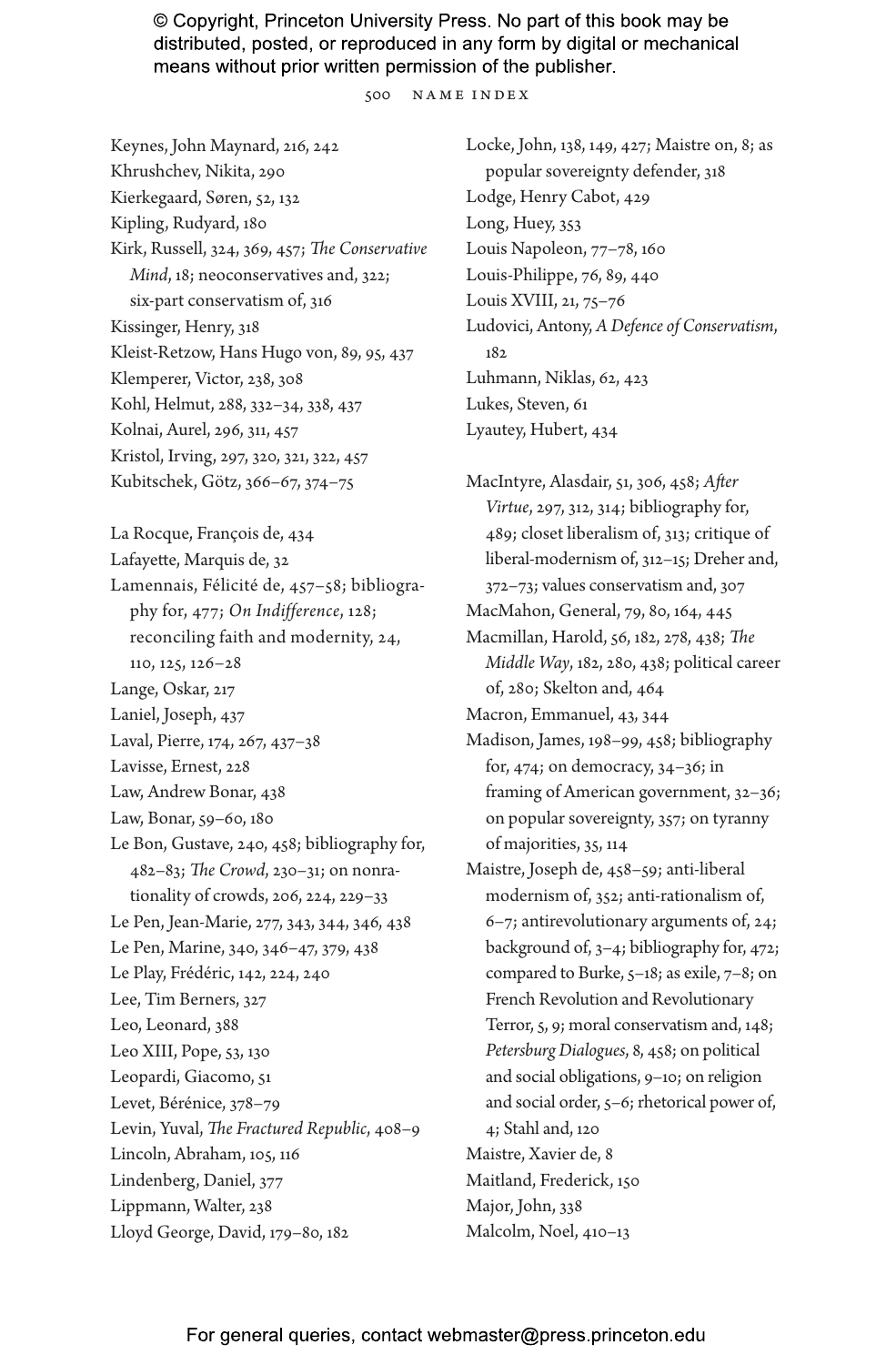Keynes, John Maynard, 216, 242
Khrushchev, Nikita, 290
Kierkegaard, Søren, 52, 132
Kipling, Rudyard, 180
Kirk, Russell, 324, 369, 457; *The Conservative Mind*, 18; neoconservatives and, 322; six-part conservatism of, 316
Kissinger, Henry, 318
Kleist-Retzow, Hans Hugo von, 89, 95, 437
Klemperer, Victor, 238, 308
Kohl, Helmut, 288, 332–34, 338, 437
Kolnai, Aurel, 296, 311, 457
Kristol, Irving, 297, 320, 321, 322, 457
Kubitschek, Götz, 366–67, 374–75

La Rocque, François de, 434
Lafayette, Marquis de, 32
Lamennais, Félicité de, 457–58; bibliography for, 477; *On Indifference*, 128; reconciling faith and modernity, 24, 110, 125, 126–28
Lange, Oskar, 217
Laniel, Joseph, 437
Laval, Pierre, 174, 267, 437–38
Lavisse, Ernest, 228
Law, Andrew Bonar, 438
Law, Bonar, 59–60, 180
Le Bon, Gustave, 240, 458; bibliography for, 482–83; *The Crowd*, 230–31; on nonrationality of crowds, 206, 224, 229–33
Le Pen, Jean-Marie, 277, 343, 344, 346, 438
Le Pen, Marine, 340, 346–47, 379, 438
Le Play, Frédéric, 142, 224, 240
Lee, Tim Berners, 327
Leo, Leonard, 388
Leo XIII, Pope, 53, 130
Leopardi, Giacomo, 51
Levet, Bérénice, 378–79
Levin, Yuval, *The Fractured Republic*, 408–9
Lincoln, Abraham, 105, 116
Lindenberg, Daniel, 377
Lippmann, Walter, 238
Lloyd George, David, 179–80, 182
Locke, John, 138, 149, 427; Maistre on, 8; as popular sovereignty defender, 318
Lodge, Henry Cabot, 429
Long, Huey, 353
Louis Napoleon, 77–78, 160
Louis-Philippe, 76, 89, 440
Louis XVIII, 21, 75–76
Ludovici, Antony, *A Defence of Conservatism*, 182
Luhmann, Niklas, 62, 423
Lukes, Steven, 61
Lyautey, Hubert, 434

MacIntyre, Alasdair, 51, 306, 458; *After Virtue*, 297, 312, 314; bibliography for, 489; closet liberalism of, 313; critique of liberal-modernism of, 312–15; Dreher and, 372–73; values conservatism and, 307
MacMahon, General, 79, 80, 164, 445
Macmillan, Harold, 56, 182, 278, 438; *The Middle Way*, 182, 280, 438; political career of, 280; Skelton and, 464
Macron, Emmanuel, 43, 344
Madison, James, 198–99, 458; bibliography for, 474; on democracy, 34–36; in framing of American government, 32–36; on popular sovereignty, 357; on tyranny of majorities, 35, 114
Maistre, Joseph de, 458–59; anti-liberal modernism of, 352; anti-rationalism of, 6–7; antirevolutionary arguments of, 24; background of, 3–4; bibliography for, 472; compared to Burke, 5–18; as exile, 7–8; on French Revolution and Revolutionary Terror, 5, 9; moral conservatism and, 148; *Petersburg Dialogues*, 8, 458; on political and social obligations, 9–10; on religion and social order, 5–6; rhetorical power of, 4; Stahl and, 120
Maistre, Xavier de, 8
Maitland, Frederick, 150
Major, John, 338
Malcolm, Noel, 410–13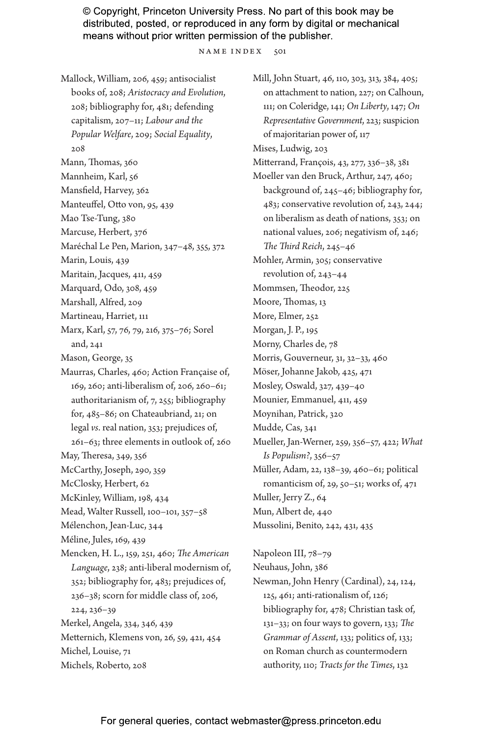Mallock, William, 206, 459; antisocialist books of, 208; *Aristocracy and Evolution*, 208; bibliography for, 481; defending capitalism, 207–11; *Labour and the Popular Welfare*, 209; *Social Equality*, 208

Mann, Thomas, 360

Mannheim, Karl, 56

Mansfield, Harvey, 362

Manteuffel, Otto von, 95, 439

Mao Tse-Tung, 380

Marcuse, Herbert, 376

Maréchal Le Pen, Marion, 347–48, 355, 372

Marin, Louis, 439

Maritain, Jacques, 411, 459

Marquard, Odo, 308, 459

Marshall, Alfred, 209

Martineau, Harriet, 111

Marx, Karl, 57, 76, 79, 216, 375–76; Sorel and, 241

Mason, George, 35

Maurras, Charles, 460; Action Française of, 169, 260; anti-liberalism of, 206, 260–61; authoritarianism of, 7, 255; bibliography for, 485–86; on Chateaubriand, 21; on legal *vs*. real nation, 353; prejudices of, 261–63; three elements in outlook of, 260

May, Theresa, 349, 356

McCarthy, Joseph, 290, 359

McClosky, Herbert, 62

McKinley, William, 198, 434

Mead, Walter Russell, 100–101, 357–58

Mélenchon, Jean-Luc, 344

Méline, Jules, 169, 439

Mencken, H. L., 159, 251, 460; *The American Language*, 238; anti-liberal modernism of, 352; bibliography for, 483; prejudices of, 236–38; scorn for middle class of, 206, 224, 236–39

Merkel, Angela, 334, 346, 439

Metternich, Klemens von, 26, 59, 421, 454

Michel, Louise, 71

Michels, Roberto, 208

Mill, John Stuart, 46, 110, 303, 313, 384, 405; on attachment to nation, 227; on Calhoun, 111; on Coleridge, 141; *On Liberty*, 147; *On Representative Government*, 223; suspicion of majoritarian power of, 117

Mises, Ludwig, 203

Mitterrand, François, 43, 277, 336–38, 381

Moeller van den Bruck, Arthur, 247, 460; background of, 245–46; bibliography for, 483; conservative revolution of, 243, 244; on liberalism as death of nations, 353; on national values, 206; negativism of, 246; *The Third Reich*, 245–46

Mohler, Armin, 305; conservative revolution of, 243–44

Mommsen, Theodor, 225

Moore, Thomas, 13

More, Elmer, 252

Morgan, J. P., 195

Morny, Charles de, 78

Morris, Gouverneur, 31, 32–33, 460

Möser, Johanne Jakob, 425, 471

Mosley, Oswald, 327, 439–40

Mounier, Emmanuel, 411, 459

Moynihan, Patrick, 320

Mudde, Cas, 341

Mueller, Jan-Werner, 259, 356–57, 422; *What Is Populism?*, 356–57

Müller, Adam, 22, 138–39, 460–61; political romanticism of, 29, 50–51; works of, 471

Muller, Jerry Z., 64

Mun, Albert de, 440

Mussolini, Benito, 242, 431, 435

Napoleon III, 78–79

Neuhaus, John, 386

Newman, John Henry (Cardinal), 24, 124, 125, 461; anti-rationalism of, 126; bibliography for, 478; Christian task of, 131–33; on four ways to govern, 133; *The Grammar of Assent*, 133; politics of, 133; on Roman church as countermodern authority, 110; *Tracts for the Times*, 132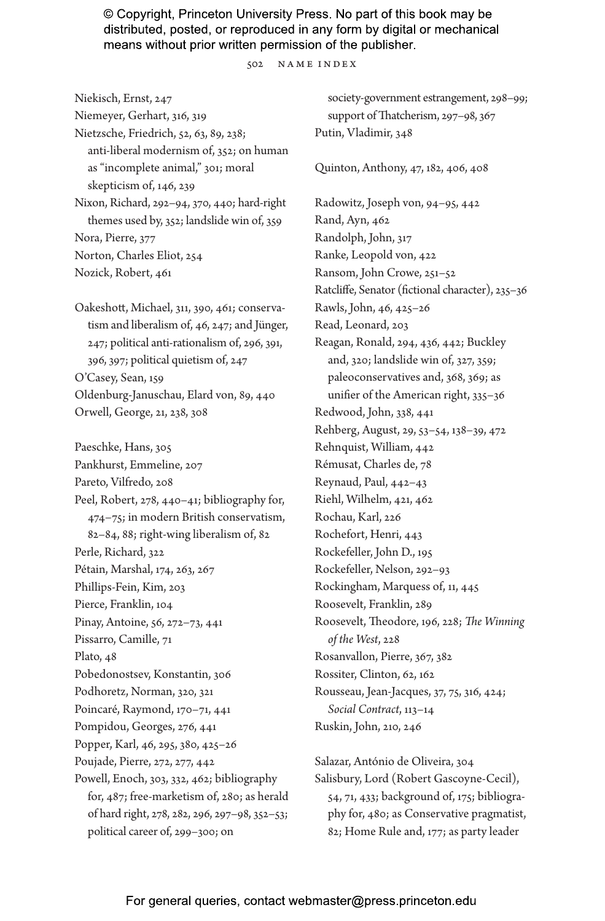Niekisch, Ernst, 247
Niemeyer, Gerhart, 316, 319
Nietzsche, Friedrich, 52, 63, 89, 238; anti-liberal modernism of, 352; on human as "incomplete animal," 301; moral skepticism of, 146, 239
Nixon, Richard, 292–94, 370, 440; hard-right themes used by, 352; landslide win of, 359
Nora, Pierre, 377
Norton, Charles Eliot, 254
Nozick, Robert, 461

Oakeshott, Michael, 311, 390, 461; conservatism and liberalism of, 46, 247; and Jünger, 247; political anti-rationalism of, 296, 391, 396, 397; political quietism of, 247
O'Casey, Sean, 159
Oldenburg-Januschau, Elard von, 89, 440
Orwell, George, 21, 238, 308

Paeschke, Hans, 305
Pankhurst, Emmeline, 207
Pareto, Vilfredo, 208
Peel, Robert, 278, 440–41; bibliography for, 474–75; in modern British conservatism, 82–84, 88; right-wing liberalism of, 82
Perle, Richard, 322
Pétain, Marshal, 174, 263, 267
Phillips-Fein, Kim, 203
Pierce, Franklin, 104
Pinay, Antoine, 56, 272–73, 441
Pissarro, Camille, 71
Plato, 48
Pobedonostsev, Konstantin, 306
Podhoretz, Norman, 320, 321
Poincaré, Raymond, 170–71, 441
Pompidou, Georges, 276, 441
Popper, Karl, 46, 295, 380, 425–26
Poujade, Pierre, 272, 277, 442
Powell, Enoch, 303, 332, 462; bibliography for, 487; free-marketism of, 280; as herald of hard right, 278, 282, 296, 297–98, 352–53; political career of, 299–300; on society-government estrangement, 298–99; support of Thatcherism, 297–98, 367
Putin, Vladimir, 348

Quinton, Anthony, 47, 182, 406, 408

Radowitz, Joseph von, 94–95, 442
Rand, Ayn, 462
Randolph, John, 317
Ranke, Leopold von, 422
Ransom, John Crowe, 251–52
Ratcliffe, Senator (fictional character), 235–36
Rawls, John, 46, 425–26
Read, Leonard, 203
Reagan, Ronald, 294, 436, 442; Buckley and, 320; landslide win of, 327, 359; paleoconservatives and, 368, 369; as unifier of the American right, 335–36
Redwood, John, 338, 441
Rehberg, August, 29, 53–54, 138–39, 472
Rehnquist, William, 442
Rémusat, Charles de, 78
Reynaud, Paul, 442–43
Riehl, Wilhelm, 421, 462
Rochau, Karl, 226
Rochefort, Henri, 443
Rockefeller, John D., 195
Rockefeller, Nelson, 292–93
Rockingham, Marquess of, 11, 445
Roosevelt, Franklin, 289
Roosevelt, Theodore, 196, 228; *The Winning of the West*, 228
Rosanvallon, Pierre, 367, 382
Rossiter, Clinton, 62, 162
Rousseau, Jean-Jacques, 37, 75, 316, 424; *Social Contract*, 113–14
Ruskin, John, 210, 246

Salazar, António de Oliveira, 304
Salisbury, Lord (Robert Gascoyne-Cecil), 54, 71, 433; background of, 175; bibliography for, 480; as Conservative pragmatist, 82; Home Rule and, 177; as party leader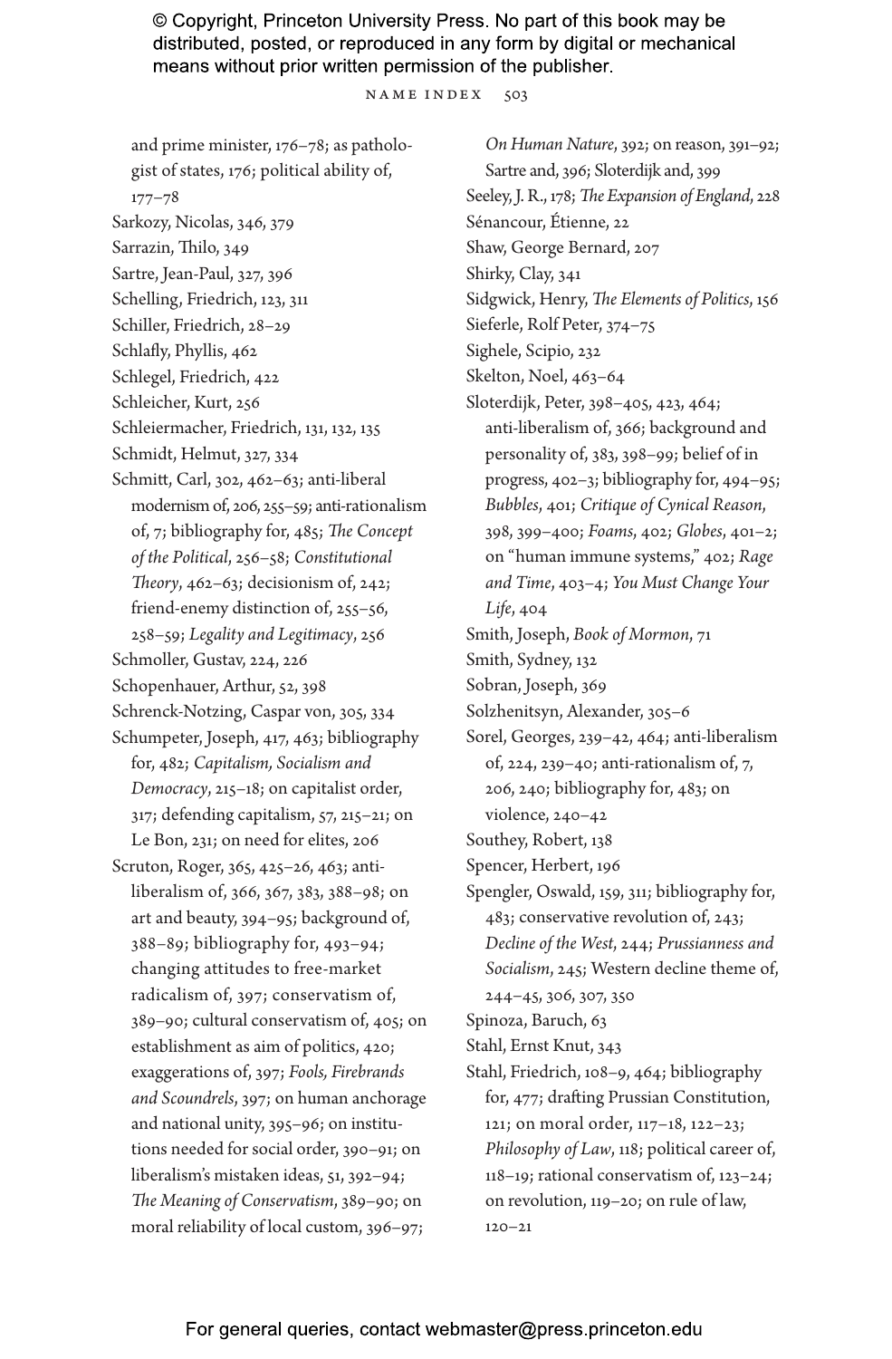and prime minister, 176–78; as pathologist of states, 176; political ability of, 177–78

Sarkozy, Nicolas, 346, 379

Sarrazin, Thilo, 349

Sartre, Jean-Paul, 327, 396

Schelling, Friedrich, 123, 311

Schiller, Friedrich, 28–29

Schlafly, Phyllis, 462

Schlegel, Friedrich, 422

Schleicher, Kurt, 256

Schleiermacher, Friedrich, 131, 132, 135

Schmidt, Helmut, 327, 334

Schmitt, Carl, 302, 462–63; anti-liberal modernism of, 206, 255–59; anti-rationalism of, 7; bibliography for, 485; *The Concept of the Political*, 256–58; *Constitutional Theory*, 462–63; decisionism of, 242; friend-enemy distinction of, 255–56, 258–59; *Legality and Legitimacy*, 256

Schmoller, Gustav, 224, 226

Schopenhauer, Arthur, 52, 398

Schrenck-Notzing, Caspar von, 305, 334

Schumpeter, Joseph, 417, 463; bibliography for, 482; *Capitalism, Socialism and Democracy*, 215–18; on capitalist order, 317; defending capitalism, 57, 215–21; on Le Bon, 231; on need for elites, 206

Scruton, Roger, 365, 425–26, 463; anti-liberalism of, 366, 367, 383, 388–98; on art and beauty, 394–95; background of, 388–89; bibliography for, 493–94; changing attitudes to free-market radicalism of, 397; conservatism of, 389–90; cultural conservatism of, 405; on establishment as aim of politics, 420; exaggerations of, 397; *Fools, Firebrands and Scoundrels*, 397; on human anchorage and national unity, 395–96; on institutions needed for social order, 390–91; on liberalism's mistaken ideas, 51, 392–94; *The Meaning of Conservatism*, 389–90; on moral reliability of local custom, 396–97; *On Human Nature*, 392; on reason, 391–92; Sartre and, 396; Sloterdijk and, 399

Seeley, J. R., 178; *The Expansion of England*, 228

Sénancour, Étienne, 22

Shaw, George Bernard, 207

Shirky, Clay, 341

Sidgwick, Henry, *The Elements of Politics*, 156

Sieferle, Rolf Peter, 374–75

Sighele, Scipio, 232

Skelton, Noel, 463–64

Sloterdijk, Peter, 398–405, 423, 464; anti-liberalism of, 366; background and personality of, 383, 398–99; belief in progress, 402–3; bibliography for, 494–95; *Bubbles*, 401; *Critique of Cynical Reason*, 398, 399–400; *Foams*, 402; *Globes*, 401–2; on "human immune systems," 402; *Rage and Time*, 403–4; *You Must Change Your Life*, 404

Smith, Joseph, *Book of Mormon*, 71

Smith, Sydney, 132

Sobran, Joseph, 369

Solzhenitsyn, Alexander, 305–6

Sorel, Georges, 239–42, 464; anti-liberalism of, 224, 239–40; anti-rationalism of, 7, 206, 240; bibliography for, 483; on violence, 240–42

Southey, Robert, 138

Spencer, Herbert, 196

Spengler, Oswald, 159, 311; bibliography for, 483; conservative revolution of, 243; *Decline of the West*, 244; *Prussianness and Socialism*, 245; Western decline theme of, 244–45, 306, 307, 350

Spinoza, Baruch, 63

Stahl, Ernst Knut, 343

Stahl, Friedrich, 108–9, 464; bibliography for, 477; drafting Prussian Constitution, 121; on moral order, 117–18, 122–23; *Philosophy of Law*, 118; political career of, 118–19; rational conservatism of, 123–24; on revolution, 119–20; on rule of law, 120–21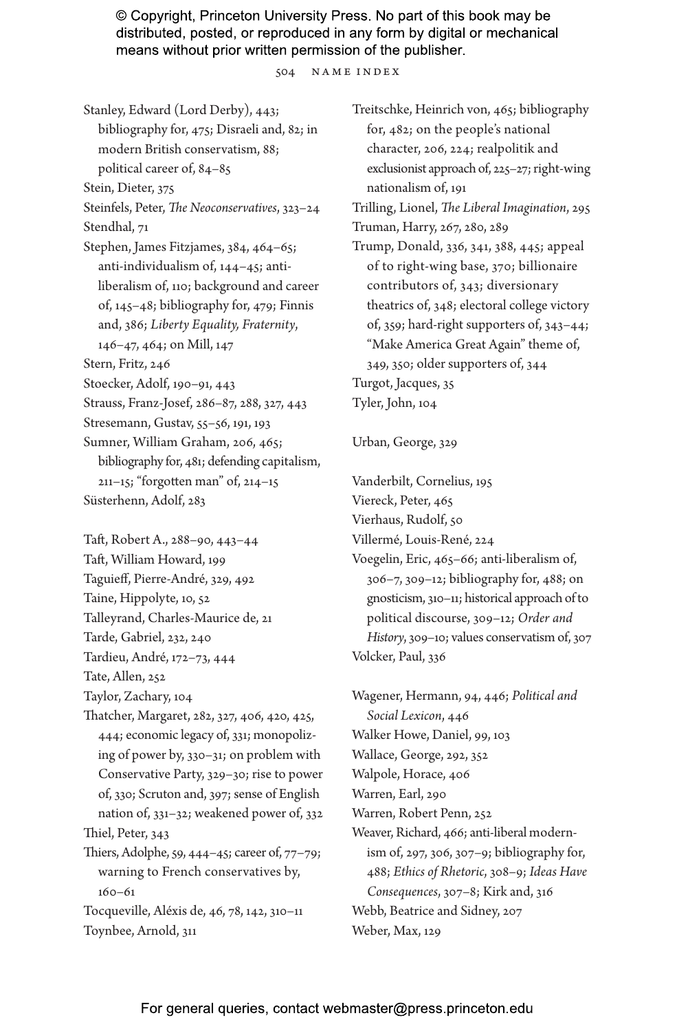Stanley, Edward (Lord Derby), 443; bibliography for, 475; Disraeli and, 82; in modern British conservatism, 88; political career of, 84–85
Stein, Dieter, 375
Steinfels, Peter, *The Neoconservatives*, 323–24
Stendhal, 71
Stephen, James Fitzjames, 384, 464–65; anti-individualism of, 144–45; anti-liberalism of, 110; background and career of, 145–48; bibliography for, 479; Finnis and, 386; *Liberty Equality, Fraternity*, 146–47, 464; on Mill, 147
Stern, Fritz, 246
Stoecker, Adolf, 190–91, 443
Strauss, Franz-Josef, 286–87, 288, 327, 443
Stresemann, Gustav, 55–56, 191, 193
Sumner, William Graham, 206, 465; bibliography for, 481; defending capitalism, 211–15; "forgotten man" of, 214–15
Süsterhenn, Adolf, 283

Taft, Robert A., 288–90, 443–44
Taft, William Howard, 199
Taguieff, Pierre-André, 329, 492
Taine, Hippolyte, 10, 52
Talleyrand, Charles-Maurice de, 21
Tarde, Gabriel, 232, 240
Tardieu, André, 172–73, 444
Tate, Allen, 252
Taylor, Zachary, 104
Thatcher, Margaret, 282, 327, 406, 420, 425, 444; economic legacy of, 331; monopolizing of power by, 330–31; on problem with Conservative Party, 329–30; rise to power of, 330; Scruton and, 397; sense of English nation of, 331–32; weakened power of, 332
Thiel, Peter, 343
Thiers, Adolphe, 59, 444–45; career of, 77–79; warning to French conservatives by, 160–61
Tocqueville, Aléxis de, 46, 78, 142, 310–11
Toynbee, Arnold, 311
Treitschke, Heinrich von, 465; bibliography for, 482; on the people's national character, 206, 224; realpolitik and exclusionist approach of, 225–27; right-wing nationalism of, 191
Trilling, Lionel, *The Liberal Imagination*, 295
Truman, Harry, 267, 280, 289
Trump, Donald, 336, 341, 388, 445; appeal of to right-wing base, 370; billionaire contributors of, 343; diversionary theatrics of, 348; electoral college victory of, 359; hard-right supporters of, 343–44; "Make America Great Again" theme of, 349, 350; older supporters of, 344
Turgot, Jacques, 35
Tyler, John, 104

Urban, George, 329

Vanderbilt, Cornelius, 195
Viereck, Peter, 465
Vierhaus, Rudolf, 50
Villermé, Louis-René, 224
Voegelin, Eric, 465–66; anti-liberalism of, 306–7, 309–12; bibliography for, 488; on gnosticism, 310–11; historical approach of to political discourse, 309–12; *Order and History*, 309–10; values conservatism of, 307
Volcker, Paul, 336

Wagener, Hermann, 94, 446; *Political and Social Lexicon*, 446
Walker Howe, Daniel, 99, 103
Wallace, George, 292, 352
Walpole, Horace, 406
Warren, Earl, 290
Warren, Robert Penn, 252
Weaver, Richard, 466; anti-liberal modernism of, 297, 306, 307–9; bibliography for, 488; *Ethics of Rhetoric*, 308–9; *Ideas Have Consequences*, 307–8; Kirk and, 316
Webb, Beatrice and Sidney, 207
Weber, Max, 129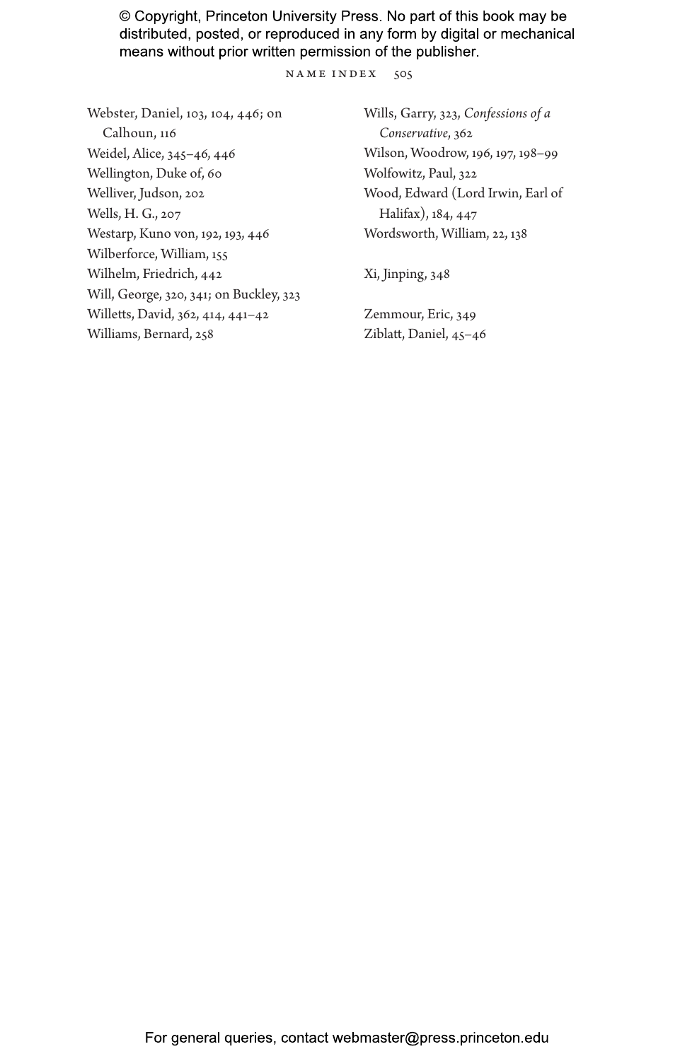Webster, Daniel, 103, 104, 446; on Calhoun, 116
Weidel, Alice, 345–46, 446
Wellington, Duke of, 60
Welliver, Judson, 202
Wells, H. G., 207
Westarp, Kuno von, 192, 193, 446
Wilberforce, William, 155
Wilhelm, Friedrich, 442
Will, George, 320, 341; on Buckley, 323
Willetts, David, 362, 414, 441–42
Williams, Bernard, 258
Wills, Garry, 323, *Confessions of a Conservative*, 362
Wilson, Woodrow, 196, 197, 198–99
Wolfowitz, Paul, 322
Wood, Edward (Lord Irwin, Earl of Halifax), 184, 447
Wordsworth, William, 22, 138

Xi, Jinping, 348

Zemmour, Eric, 349
Ziblatt, Daniel, 45–46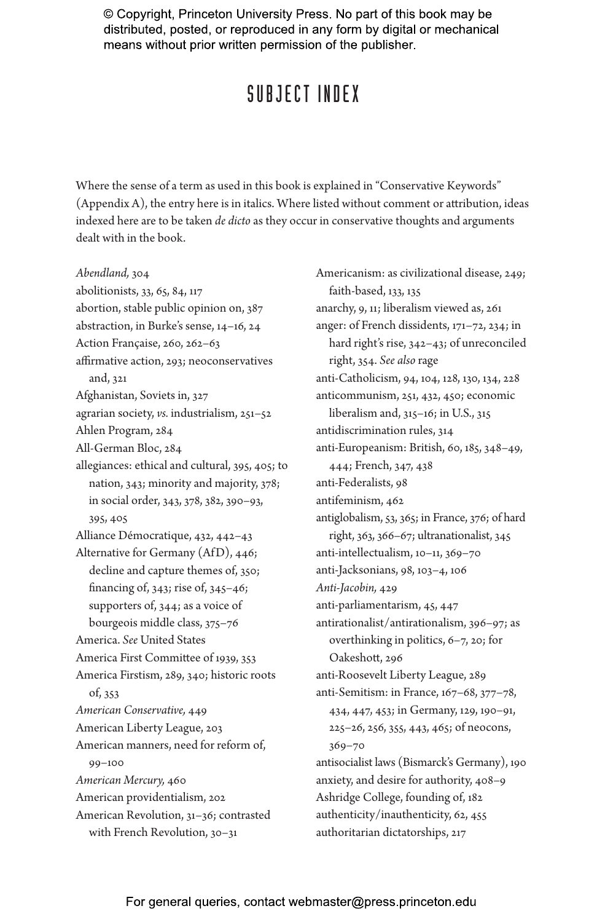© Copyright, Princeton University Press. No part of this book may be distributed, posted, or reproduced in any form by digital or mechanical means without prior written permission of the publisher.

# SUBJECT INDEX

Where the sense of a term as used in this book is explained in "Conservative Keywords" (Appendix A), the entry here is in italics. Where listed without comment or attribution, ideas indexed here are to be taken *de dicto* as they occur in conservative thoughts and arguments dealt with in the book.

*Abendland,* 304
abolitionists, 33, 65, 84, 117
abortion, stable public opinion on, 387
abstraction, in Burke's sense, 14–16, 24
Action Française, 260, 262–63
affirmative action, 293; neoconservatives and, 321
Afghanistan, Soviets in, 327
agrarian society, *vs.* industrialism, 251–52
Ahlen Program, 284
All-German Bloc, 284
allegiances: ethical and cultural, 395, 405; to nation, 343; minority and majority, 378; in social order, 343, 378, 382, 390–93, 395, 405
Alliance Démocratique, 432, 442–43
Alternative for Germany (AfD), 446; decline and capture themes of, 350; financing of, 343; rise of, 345–46; supporters of, 344; as a voice of bourgeois middle class, 375–76
America. *See* United States
America First Committee of 1939, 353
America Firstism, 289, 340; historic roots of, 353
*American Conservative,* 449
American Liberty League, 203
American manners, need for reform of, 99–100
*American Mercury,* 460
American providentialism, 202
American Revolution, 31–36; contrasted with French Revolution, 30–31
Americanism: as civilizational disease, 249; faith-based, 133, 135
anarchy, 9, 11; liberalism viewed as, 261
anger: of French dissidents, 171–72, 234; in hard right's rise, 342–43; of unreconciled right, 354. *See also* rage
anti-Catholicism, 94, 104, 128, 130, 134, 228
anticommunism, 251, 432, 450; economic liberalism and, 315–16; in U.S., 315
antidiscrimination rules, 314
anti-Europeanism: British, 60, 185, 348–49, 444; French, 347, 438
anti-Federalists, 98
antifeminism, 462
antiglobalism, 53, 365; in France, 376; of hard right, 363, 366–67; ultranationalist, 345
anti-intellectualism, 10–11, 369–70
anti-Jacksonians, 98, 103–4, 106
*Anti-Jacobin,* 429
anti-parliamentarism, 45, 447
antirationalist/antirationalism, 396–97; as overthinking in politics, 6–7, 20; for Oakeshott, 296
anti-Roosevelt Liberty League, 289
anti-Semitism: in France, 167–68, 377–78, 434, 447, 453; in Germany, 129, 190–91, 225–26, 256, 355, 443, 465; of neocons, 369–70
antisocialist laws (Bismarck's Germany), 190
anxiety, and desire for authority, 408–9
Ashridge College, founding of, 182
authenticity/inauthenticity, 62, 455
authoritarian dictatorships, 217

For general queries, contact webmaster@press.princeton.edu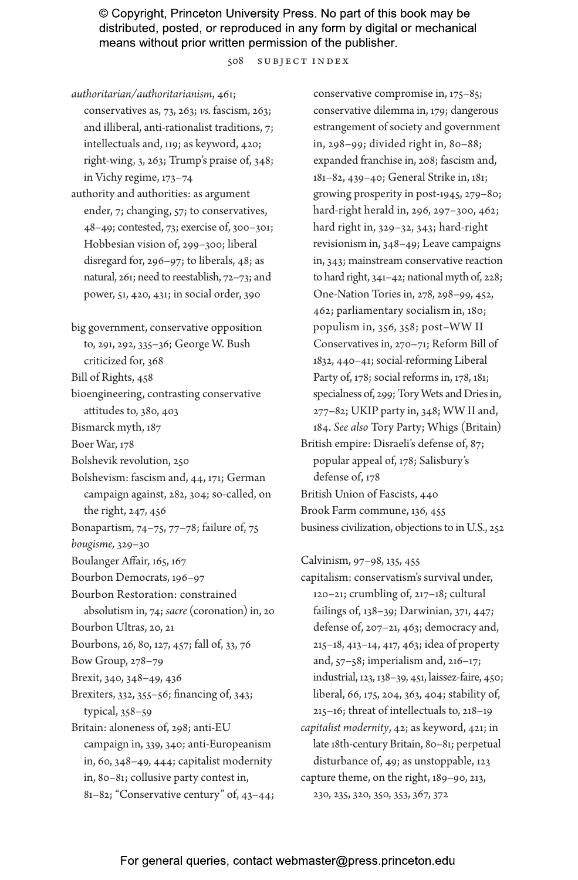authoritarian/authoritarianism, 461; conservatives as, 73, 263; *vs.* fascism, 263; and illiberal, anti-rationalist traditions, 7; intellectuals and, 119; as keyword, 420; right-wing, 3, 263; Trump's praise of, 348; in Vichy regime, 173–74

authority and authorities: as argument ender, 7; changing, 57; to conservatives, 48–49; contested, 73; exercise of, 300–301; Hobbesian vision of, 299–300; liberal disregard for, 296–97; to liberals, 48; as natural, 261; need to reestablish, 72–73; and power, 51, 420, 431; in social order, 390

big government, conservative opposition to, 291, 292, 335–36; George W. Bush criticized for, 368

Bill of Rights, 458

bioengineering, contrasting conservative attitudes to, 380, 403

Bismarck myth, 187

Boer War, 178

Bolshevik revolution, 250

Bolshevism: fascism and, 44, 171; German campaign against, 282, 304; so-called, on the right, 247, 456

Bonapartism, 74–75, 77–78; failure of, 75

*bougisme*, 329–30

Boulanger Affair, 165, 167

Bourbon Democrats, 196–97

Bourbon Restoration: constrained absolutism in, 74; *sacre* (coronation) in, 20

Bourbon Ultras, 20, 21

Bourbons, 26, 80, 127, 457; fall of, 33, 76

Bow Group, 278–79

Brexit, 340, 348–49, 436

Brexiters, 332, 355–56; financing of, 343; typical, 358–59

Britain: aloneness of, 298; anti-EU campaign in, 339, 340; anti-Europeanism in, 60, 348–49, 444; capitalist modernity in, 80–81; collusive party contest in, 81–82; "Conservative century" of, 43–44; conservative compromise in, 175–85; conservative dilemma in, 179; dangerous estrangement of society and government in, 298–99; divided right in, 80–88; expanded franchise in, 208; fascism and, 181–82, 439–40; General Strike in, 181; growing prosperity in post-1945, 279–80; hard-right herald in, 296, 297–300, 462; hard right in, 329–32, 343; hard-right revisionism in, 348–49; Leave campaigns in, 343; mainstream conservative reaction to hard right, 341–42; national myth of, 228; One-Nation Tories in, 278, 298–99, 452, 462; parliamentary socialism in, 180; populism in, 356, 358; post–WW II Conservatives in, 270–71; Reform Bill of 1832, 440–41; social-reforming Liberal Party of, 178; social reforms in, 178, 181; specialness of, 299; Tory Wets and Dries in, 277–82; UKIP party in, 348; WW II and, 184. *See also* Tory Party; Whigs (Britain)

British empire: Disraeli's defense of, 87; popular appeal of, 178; Salisbury's defense of, 178

British Union of Fascists, 440

Brook Farm commune, 136, 455

business civilization, objections to in U.S., 252

Calvinism, 97–98, 135, 455

capitalism: conservatism's survival under, 120–21; crumbling of, 217–18; cultural failings of, 138–39; Darwinian, 371, 447; defense of, 207–21, 463; democracy and, 215–18, 413–14, 417, 463; idea of property and, 57–58; imperialism and, 216–17; industrial, 123, 138–39, 451, laissez-faire, 450; liberal, 66, 175, 204, 363, 404; stability of, 215–16; threat of intellectuals to, 218–19

*capitalist modernity*, 42; as keyword, 421; in late 18th-century Britain, 80–81; perpetual disturbance of, 49; as unstoppable, 123

capture theme, on the right, 189–90, 213, 230, 235, 320, 350, 353, 367, 372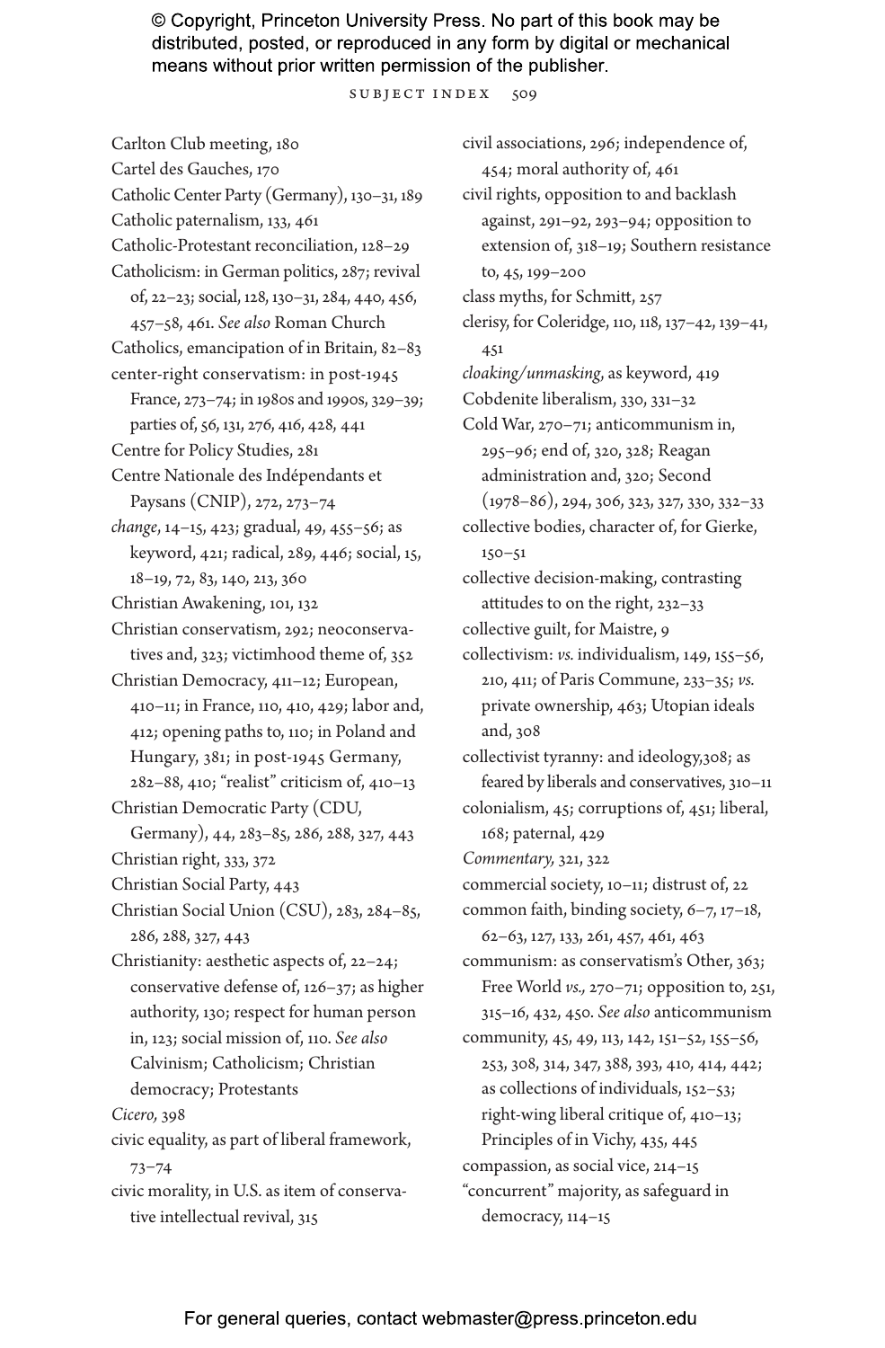Carlton Club meeting, 180
Cartel des Gauches, 170
Catholic Center Party (Germany), 130–31, 189
Catholic paternalism, 133, 461
Catholic-Protestant reconciliation, 128–29
Catholicism: in German politics, 287; revival of, 22–23; social, 128, 130–31, 284, 440, 456, 457–58, 461. *See also* Roman Church
Catholics, emancipation of in Britain, 82–83
center-right conservatism: in post-1945 France, 273–74; in 1980s and 1990s, 329–39; parties of, 56, 131, 276, 416, 428, 441
Centre for Policy Studies, 281
Centre Nationale des Indépendants et Paysans (CNIP), 272, 273–74
*change*, 14–15, 423; gradual, 49, 455–56; as keyword, 421; radical, 289, 446; social, 15, 18–19, 72, 83, 140, 213, 360
Christian Awakening, 101, 132
Christian conservatism, 292; neoconservatives and, 323; victimhood theme of, 352
Christian Democracy, 411–12; European, 410–11; in France, 110, 410, 429; labor and, 412; opening paths to, 110; in Poland and Hungary, 381; in post-1945 Germany, 282–88, 410; "realist" criticism of, 410–13
Christian Democratic Party (CDU, Germany), 44, 283–85, 286, 288, 327, 443
Christian right, 333, 372
Christian Social Party, 443
Christian Social Union (CSU), 283, 284–85, 286, 288, 327, 443
Christianity: aesthetic aspects of, 22–24; conservative defense of, 126–37; as higher authority, 130; respect for human person in, 123; social mission of, 110. *See also* Calvinism; Catholicism; Christian democracy; Protestants
*Cicero*, 398
civic equality, as part of liberal framework, 73–74
civic morality, in U.S. as item of conservative intellectual revival, 315
civil associations, 296; independence of, 454; moral authority of, 461
civil rights, opposition to and backlash against, 291–92, 293–94; opposition to extension of, 318–19; Southern resistance to, 45, 199–200
class myths, for Schmitt, 257
clerisy, for Coleridge, 110, 118, 137–42, 139–41, 451
*cloaking/unmasking*, as keyword, 419
Cobdenite liberalism, 330, 331–32
Cold War, 270–71; anticommunism in, 295–96; end of, 320, 328; Reagan administration and, 320; Second (1978–86), 294, 306, 323, 327, 330, 332–33
collective bodies, character of, for Gierke, 150–51
collective decision-making, contrasting attitudes to on the right, 232–33
collective guilt, for Maistre, 9
collectivism: *vs.* individualism, 149, 155–56, 210, 411; of Paris Commune, 233–35; *vs.* private ownership, 463; Utopian ideals and, 308
collectivist tyranny: and ideology,308; as feared by liberals and conservatives, 310–11
colonialism, 45; corruptions of, 451; liberal, 168; paternal, 429
*Commentary*, 321, 322
commercial society, 10–11; distrust of, 22
common faith, binding society, 6–7, 17–18, 62–63, 127, 133, 261, 457, 461, 463
communism: as conservatism's Other, 363; Free World *vs.*, 270–71; opposition to, 251, 315–16, 432, 450. *See also* anticommunism
community, 45, 49, 113, 142, 151–52, 155–56, 253, 308, 314, 347, 388, 393, 410, 414, 442; as collections of individuals, 152–53; right-wing liberal critique of, 410–13; Principles of in Vichy, 435, 445
compassion, as social vice, 214–15
"concurrent" majority, as safeguard in democracy, 114–15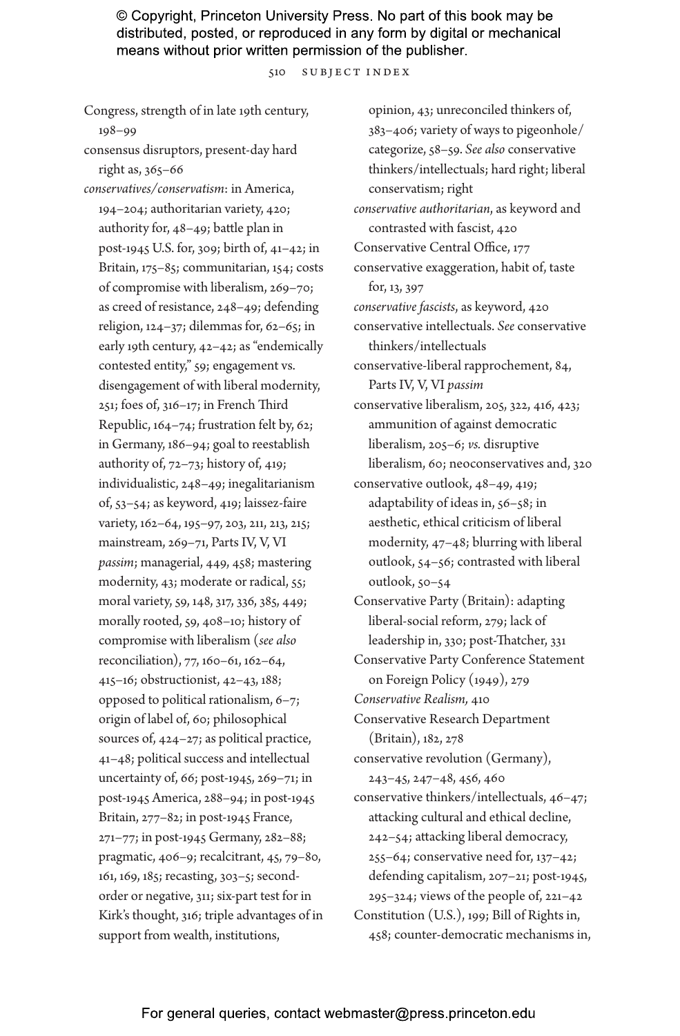Congress, strength of in late 19th century, 198–99

consensus disruptors, present-day hard right as, 365–66

*conservatives/conservatism*: in America, 194–204; authoritarian variety, 420; authority for, 48–49; battle plan in post-1945 U.S. for, 309; birth of, 41–42; in Britain, 175–85; communitarian, 154; costs of compromise with liberalism, 269–70; as creed of resistance, 248–49; defending religion, 124–37; dilemmas for, 62–65; in early 19th century, 42–42; as "endemically contested entity," 59; engagement vs. disengagement of with liberal modernity, 251; foes of, 316–17; in French Third Republic, 164–74; frustration felt by, 62; in Germany, 186–94; goal to reestablish authority of, 72–73; history of, 419; individualistic, 248–49; inegalitarianism of, 53–54; as keyword, 419; laissez-faire variety, 162–64, 195–97, 203, 211, 213, 215; mainstream, 269–71, Parts IV, V, VI *passim*; managerial, 449, 458; mastering modernity, 43; moderate or radical, 55; moral variety, 59, 148, 317, 336, 385, 449; morally rooted, 59, 408–10; history of compromise with liberalism (*see also* reconciliation), 77, 160–61, 162–64, 415–16; obstructionist, 42–43, 188; opposed to political rationalism, 6–7; origin of label of, 60; philosophical sources of, 424–27; as political practice, 41–48; political success and intellectual uncertainty of, 66; post-1945, 269–71; in post-1945 America, 288–94; in post-1945 Britain, 277–82; in post-1945 France, 271–77; in post-1945 Germany, 282–88; pragmatic, 406–9; recalcitrant, 45, 79–80, 161, 169, 185; recasting, 303–5; second-order or negative, 311; six-part test for in Kirk's thought, 316; triple advantages of in support from wealth, institutions, opinion, 43; unreconciled thinkers of, 383–406; variety of ways to pigeonhole/categorize, 58–59. *See also* conservative thinkers/intellectuals; hard right; liberal conservatism; right

*conservative authoritarian*, as keyword and contrasted with fascist, 420

Conservative Central Office, 177

conservative exaggeration, habit of, taste for, 13, 397

*conservative fascists*, as keyword, 420

conservative intellectuals. *See* conservative thinkers/intellectuals

conservative-liberal rapprochement, 84, Parts IV, V, VI *passim*

conservative liberalism, 205, 322, 416, 423; ammunition of against democratic liberalism, 205–6; *vs.* disruptive liberalism, 60; neoconservatives and, 320

conservative outlook, 48–49, 419; adaptability of ideas in, 56–58; in aesthetic, ethical criticism of liberal modernity, 47–48; blurring with liberal outlook, 54–56; contrasted with liberal outlook, 50–54

Conservative Party (Britain): adapting liberal-social reform, 279; lack of leadership in, 330; post-Thatcher, 331

Conservative Party Conference Statement on Foreign Policy (1949), 279

*Conservative Realism,* 410

Conservative Research Department (Britain), 182, 278

conservative revolution (Germany), 243–45, 247–48, 456, 460

conservative thinkers/intellectuals, 46–47; attacking cultural and ethical decline, 242–54; attacking liberal democracy, 255–64; conservative need for, 137–42; defending capitalism, 207–21; post-1945, 295–324; views of the people of, 221–42

Constitution (U.S.), 199; Bill of Rights in, 458; counter-democratic mechanisms in,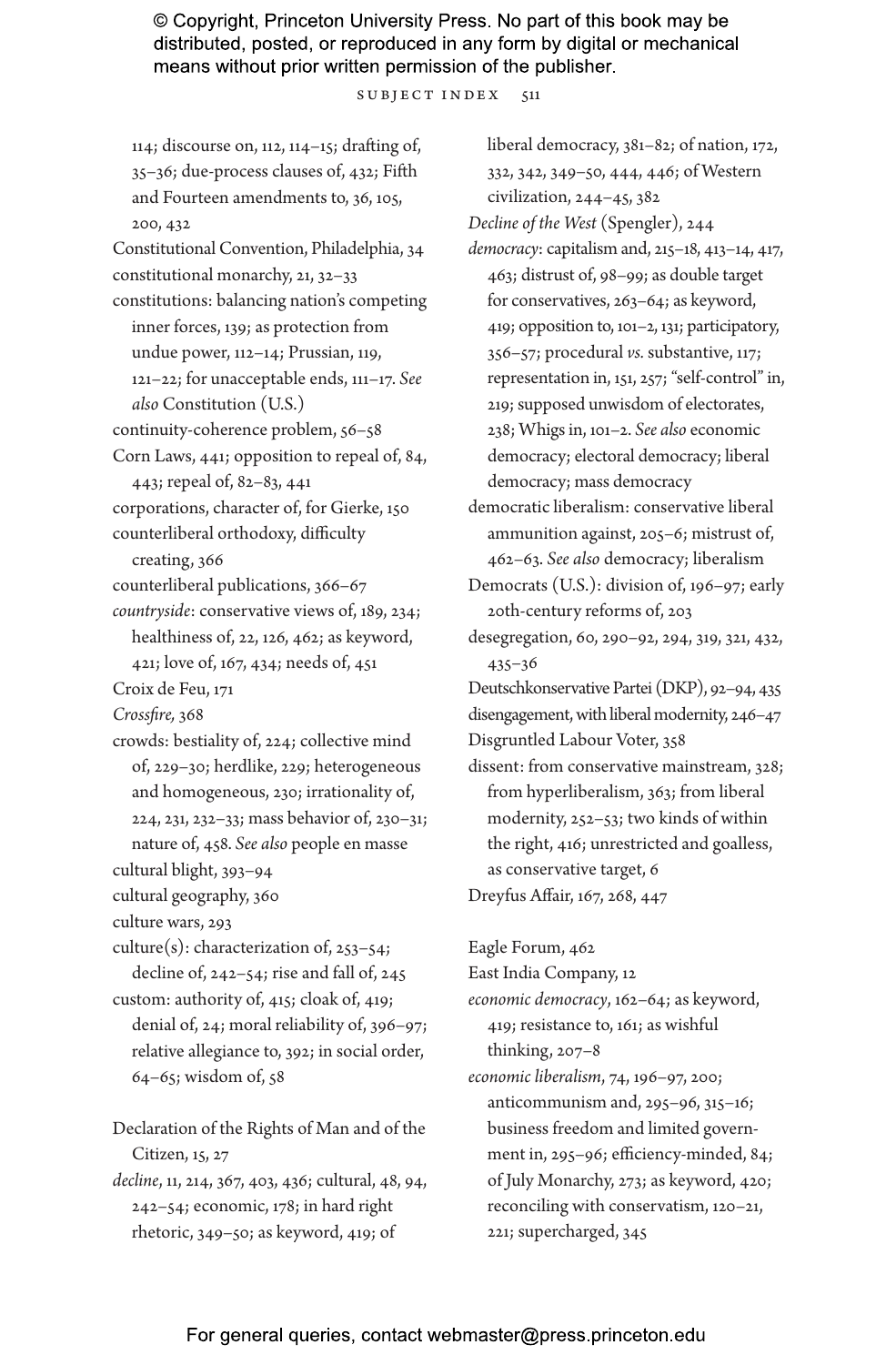114; discourse on, 112, 114–15; drafting of, 35–36; due-process clauses of, 432; Fifth and Fourteen amendments to, 36, 105, 200, 432

Constitutional Convention, Philadelphia, 34

constitutional monarchy, 21, 32–33

constitutions: balancing nation's competing inner forces, 139; as protection from undue power, 112–14; Prussian, 119, 121–22; for unacceptable ends, 111–17. *See also* Constitution (U.S.)

continuity-coherence problem, 56–58

Corn Laws, 441; opposition to repeal of, 84, 443; repeal of, 82–83, 441

corporations, character of, for Gierke, 150

counterliberal orthodoxy, difficulty creating, 366

counterliberal publications, 366–67

*countryside*: conservative views of, 189, 234; healthiness of, 22, 126, 462; as keyword, 421; love of, 167, 434; needs of, 451

Croix de Feu, 171

*Crossfire*, 368

crowds: bestiality of, 224; collective mind of, 229–30; herdlike, 229; heterogeneous and homogeneous, 230; irrationality of, 224, 231, 232–33; mass behavior of, 230–31; nature of, 458. *See also* people en masse

cultural blight, 393–94

cultural geography, 360

culture wars, 293

culture(s): characterization of, 253–54; decline of, 242–54; rise and fall of, 245

custom: authority of, 415; cloak of, 419; denial of, 24; moral reliability of, 396–97; relative allegiance to, 392; in social order, 64–65; wisdom of, 58

Declaration of the Rights of Man and of the Citizen, 15, 27

*decline*, 11, 214, 367, 403, 436; cultural, 48, 94, 242–54; economic, 178; in hard right rhetoric, 349–50; as keyword, 419; of liberal democracy, 381–82; of nation, 172, 332, 342, 349–50, 444, 446; of Western civilization, 244–45, 382

*Decline of the West* (Spengler), 244

*democracy*: capitalism and, 215–18, 413–14, 417, 463; distrust of, 98–99; as double target for conservatives, 263–64; as keyword, 419; opposition to, 101–2, 131; participatory, 356–57; procedural *vs.* substantive, 117; representation in, 151, 257; "self-control" in, 219; supposed unwisdom of electorates, 238; Whigs in, 101–2. *See also* economic democracy; electoral democracy; liberal democracy; mass democracy

democratic liberalism: conservative liberal ammunition against, 205–6; mistrust of, 462–63. *See also* democracy; liberalism

Democrats (U.S.): division of, 196–97; early 20th-century reforms of, 203

desegregation, 60, 290–92, 294, 319, 321, 432, 435–36

Deutschkonservative Partei (DKP), 92–94, 435

disengagement, with liberal modernity, 246–47

Disgruntled Labour Voter, 358

dissent: from conservative mainstream, 328; from hyperliberalism, 363; from liberal modernity, 252–53; two kinds of within the right, 416; unrestricted and goalless, as conservative target, 6

Dreyfus Affair, 167, 268, 447

Eagle Forum, 462

East India Company, 12

*economic democracy*, 162–64; as keyword, 419; resistance to, 161; as wishful thinking, 207–8

*economic liberalism*, 74, 196–97, 200; anticommunism and, 295–96, 315–16; business freedom and limited government in, 295–96; efficiency-minded, 84; of July Monarchy, 273; as keyword, 420; reconciling with conservatism, 120–21, 221; supercharged, 345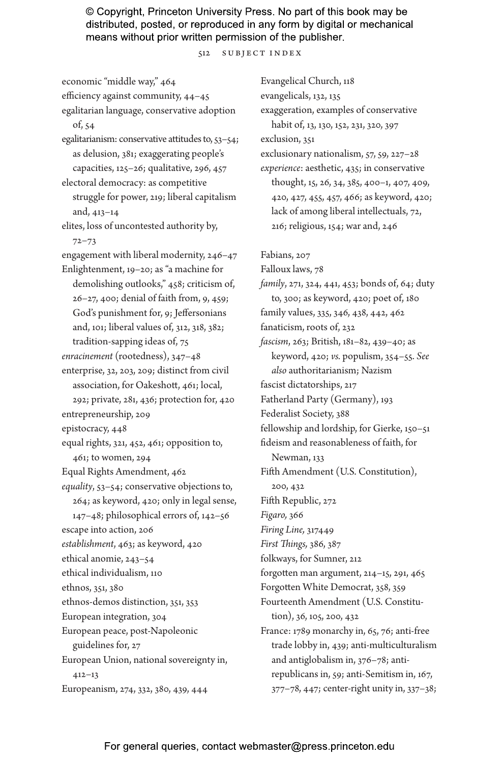economic "middle way," 464
efficiency against community, 44–45
egalitarian language, conservative adoption of, 54
egalitarianism: conservative attitudes to, 53–54; as delusion, 381; exaggerating people's capacities, 125–26; qualitative, 296, 457
electoral democracy: as competitive struggle for power, 219; liberal capitalism and, 413–14
elites, loss of uncontested authority by, 72–73
engagement with liberal modernity, 246–47
Enlightenment, 19–20; as "a machine for demolishing outlooks," 458; criticism of, 26–27, 400; denial of faith from, 9, 459; God's punishment for, 9; Jeffersonians and, 101; liberal values of, 312, 318, 382; tradition-sapping ideas of, 75
*enracinement* (rootedness), 347–48
enterprise, 32, 203, 209; distinct from civil association, for Oakeshott, 461; local, 292; private, 281, 436; protection for, 420
entrepreneurship, 209
epistocracy, 448
equal rights, 321, 452, 461; opposition to, 461; to women, 294
Equal Rights Amendment, 462
*equality*, 53–54; conservative objections to, 264; as keyword, 420; only in legal sense, 147–48; philosophical errors of, 142–56
escape into action, 206
*establishment*, 463; as keyword, 420
ethical anomie, 243–54
ethical individualism, 110
ethnos, 351, 380
ethnos-demos distinction, 351, 353
European integration, 304
European peace, post-Napoleonic guidelines for, 27
European Union, national sovereignty in, 412–13
Europeanism, 274, 332, 380, 439, 444
Evangelical Church, 118
evangelicals, 132, 135
exaggeration, examples of conservative habit of, 13, 130, 152, 231, 320, 397
exclusion, 351
exclusionary nationalism, 57, 59, 227–28
*experience*: aesthetic, 435; in conservative thought, 15, 26, 34, 385, 400–1, 407, 409, 420, 427, 455, 457, 466; as keyword, 420; lack of among liberal intellectuals, 72, 216; religious, 154; war and, 246

Fabians, 207
Falloux laws, 78
*family*, 271, 324, 441, 453; bonds of, 64; duty to, 300; as keyword, 420; poet of, 180
family values, 335, 346, 438, 442, 462
fanaticism, roots of, 232
*fascism*, 263; British, 181–82, 439–40; as keyword, 420; *vs.* populism, 354–55. *See also* authoritarianism; Nazism
fascist dictatorships, 217
Fatherland Party (Germany), 193
Federalist Society, 388
fellowship and lordship, for Gierke, 150–51
fideism and reasonableness of faith, for Newman, 133
Fifth Amendment (U.S. Constitution), 200, 432
Fifth Republic, 272
*Figaro*, 366
*Firing Line*, 317449
*First Things*, 386, 387
folkways, for Sumner, 212
forgotten man argument, 214–15, 291, 465
Forgotten White Democrat, 358, 359
Fourteenth Amendment (U.S. Constitution), 36, 105, 200, 432
France: 1789 monarchy in, 65, 76; anti-free trade lobby in, 439; anti-multiculturalism and antiglobalism in, 376–78; anti-republicans in, 59; anti-Semitism in, 167, 377–78, 447; center-right unity in, 337–38;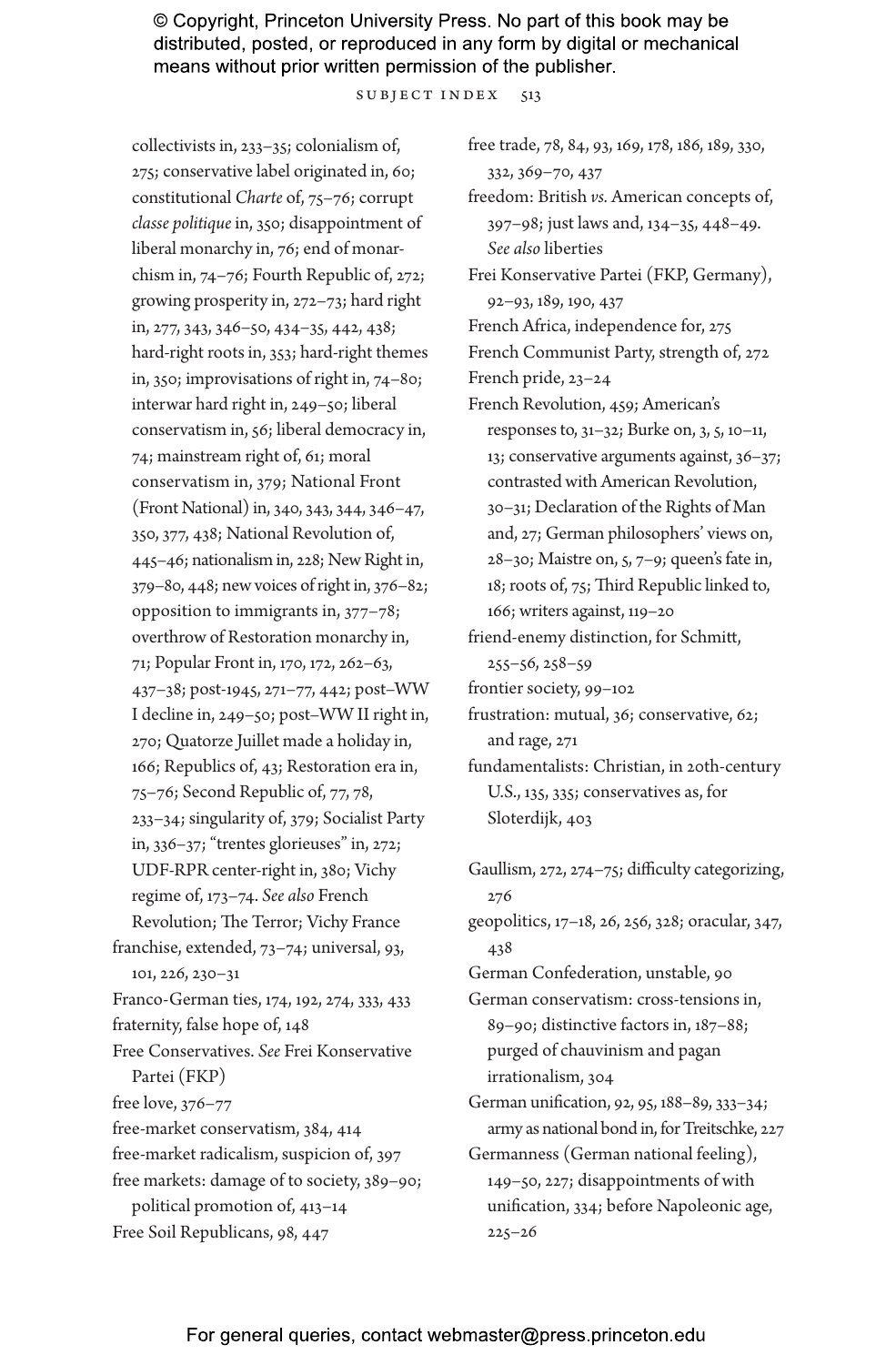collectivists in, 233–35; colonialism of, 275; conservative label originated in, 60; constitutional *Charte* of, 75–76; corrupt *classe politique* in, 350; disappointment of liberal monarchy in, 76; end of monarchism in, 74–76; Fourth Republic of, 272; growing prosperity in, 272–73; hard right in, 277, 343, 346–50, 434–35, 442, 438; hard-right roots in, 353; hard-right themes in, 350; improvisations of right in, 74–80; interwar hard right in, 249–50; liberal conservatism in, 56; liberal democracy in, 74; mainstream right of, 61; moral conservatism in, 379; National Front (Front National) in, 340, 343, 344, 346–47, 350, 377, 438; National Revolution of, 445–46; nationalism in, 228; New Right in, 379–80, 448; new voices of right in, 376–82; opposition to immigrants in, 377–78; overthrow of Restoration monarchy in, 71; Popular Front in, 170, 172, 262–63, 437–38; post-1945, 271–77, 442; post–WW I decline in, 249–50; post–WW II right in, 270; Quatorze Juillet made a holiday in, 166; Republics of, 43; Restoration era in, 75–76; Second Republic of, 77, 78, 233–34; singularity of, 379; Socialist Party in, 336–37; "trentes glorieuses" in, 272; UDF-RPR center-right in, 380; Vichy regime of, 173–74. *See also* French Revolution; The Terror; Vichy France

franchise, extended, 73–74; universal, 93, 101, 226, 230–31

Franco-German ties, 174, 192, 274, 333, 433

fraternity, false hope of, 148

Free Conservatives. *See* Frei Konservative Partei (FKP)

free love, 376–77

free-market conservatism, 384, 414

free-market radicalism, suspicion of, 397

free markets: damage of to society, 389–90; political promotion of, 413–14

Free Soil Republicans, 98, 447

free trade, 78, 84, 93, 169, 178, 186, 189, 330, 332, 369–70, 437

freedom: British *vs.* American concepts of, 397–98; just laws and, 134–35, 448–49. *See also* liberties

Frei Konservative Partei (FKP, Germany), 92–93, 189, 190, 437

French Africa, independence for, 275

French Communist Party, strength of, 272

French pride, 23–24

French Revolution, 459; American's responses to, 31–32; Burke on, 3, 5, 10–11, 13; conservative arguments against, 36–37; contrasted with American Revolution, 30–31; Declaration of the Rights of Man and, 27; German philosophers' views on, 28–30; Maistre on, 5, 7–9; queen's fate in, 18; roots of, 75; Third Republic linked to, 166; writers against, 119–20

friend-enemy distinction, for Schmitt, 255–56, 258–59

frontier society, 99–102

frustration: mutual, 36; conservative, 62; and rage, 271

fundamentalists: Christian, in 20th-century U.S., 135, 335; conservatives as, for Sloterdijk, 403

Gaullism, 272, 274–75; difficulty categorizing, 276

geopolitics, 17–18, 26, 256, 328; oracular, 347, 438

German Confederation, unstable, 90

German conservatism: cross-tensions in, 89–90; distinctive factors in, 187–88; purged of chauvinism and pagan irrationalism, 304

German unification, 92, 95, 188–89, 333–34; army as national bond in, for Treitschke, 227

Germanness (German national feeling), 149–50, 227; disappointments of with unification, 334; before Napoleonic age, 225–26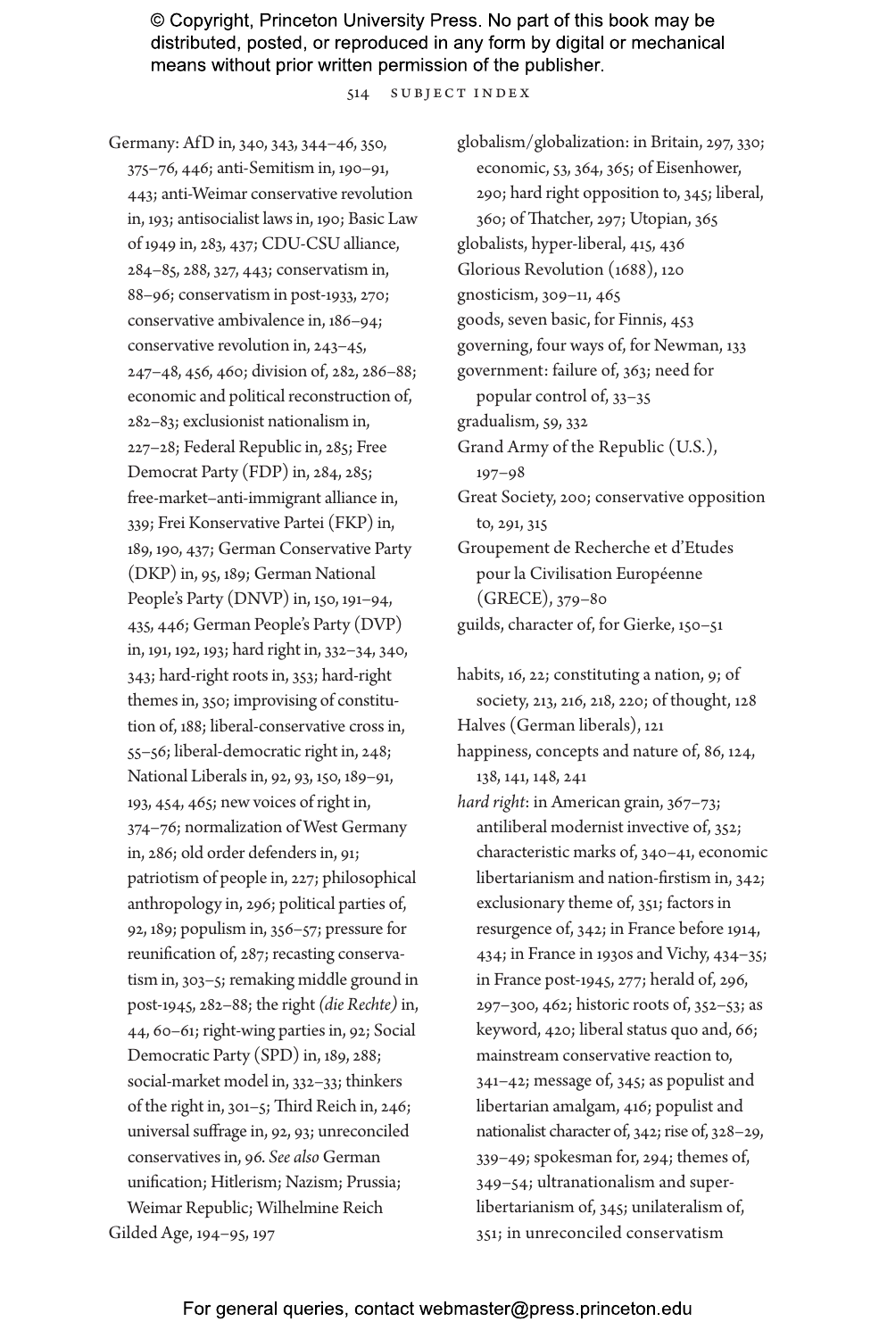Germany: AfD in, 340, 343, 344–46, 350, 375–76, 446; anti-Semitism in, 190–91, 443; anti-Weimar conservative revolution in, 193; antisocialist laws in, 190; Basic Law of 1949 in, 283, 437; CDU-CSU alliance, 284–85, 288, 327, 443; conservatism in, 88–96; conservatism in post-1933, 270; conservative ambivalence in, 186–94; conservative revolution in, 243–45, 247–48, 456, 460; division of, 282, 286–88; economic and political reconstruction of, 282–83; exclusionist nationalism in, 227–28; Federal Republic in, 285; Free Democrat Party (FDP) in, 284, 285; free-market–anti-immigrant alliance in, 339; Frei Konservative Partei (FKP) in, 189, 190, 437; German Conservative Party (DKP) in, 95, 189; German National People's Party (DNVP) in, 150, 191–94, 435, 446; German People's Party (DVP) in, 191, 192, 193; hard right in, 332–34, 340, 343; hard-right roots in, 353; hard-right themes in, 350; improvising of constitution of, 188; liberal-conservative cross in, 55–56; liberal-democratic right in, 248; National Liberals in, 92, 93, 150, 189–91, 193, 454, 465; new voices of right in, 374–76; normalization of West Germany in, 286; old order defenders in, 91; patriotism of people in, 227; philosophical anthropology in, 296; political parties of, 92, 189; populism in, 356–57; pressure for reunification of, 287; recasting conservatism in, 303–5; remaking middle ground in post-1945, 282–88; the right *(die Rechte)* in, 44, 60–61; right-wing parties in, 92; Social Democratic Party (SPD) in, 189, 288; social-market model in, 332–33; thinkers of the right in, 301–5; Third Reich in, 246; universal suffrage in, 92, 93; unreconciled conservatives in, 96. *See also* German unification; Hitlerism; Nazism; Prussia; Weimar Republic; Wilhelmine Reich

Gilded Age, 194–95, 197

globalism/globalization: in Britain, 297, 330; economic, 53, 364, 365; of Eisenhower, 290; hard right opposition to, 345; liberal, 360; of Thatcher, 297; Utopian, 365

globalists, hyper-liberal, 415, 436

Glorious Revolution (1688), 120

gnosticism, 309–11, 465

goods, seven basic, for Finnis, 453

governing, four ways of, for Newman, 133

government: failure of, 363; need for popular control of, 33–35

gradualism, 59, 332

Grand Army of the Republic (U.S.), 197–98

Great Society, 200; conservative opposition to, 291, 315

Groupement de Recherche et d'Etudes pour la Civilisation Européenne (GRECE), 379–80

guilds, character of, for Gierke, 150–51

habits, 16, 22; constituting a nation, 9; of society, 213, 216, 218, 220; of thought, 128

Halves (German liberals), 121

happiness, concepts and nature of, 86, 124, 138, 141, 148, 241

*hard right*: in American grain, 367–73; antiliberal modernist invective of, 352; characteristic marks of, 340–41, economic libertarianism and nation-firstism in, 342; exclusionary theme of, 351; factors in resurgence of, 342; in France before 1914, 434; in France in 1930s and Vichy, 434–35; in France post-1945, 277; herald of, 296, 297–300, 462; historic roots of, 352–53; as keyword, 420; liberal status quo and, 66; mainstream conservative reaction to, 341–42; message of, 345; as populist and libertarian amalgam, 416; populist and nationalist character of, 342; rise of, 328–29, 339–49; spokesman for, 294; themes of, 349–54; ultranationalism and super-libertarianism of, 345; unilateralism of, 351; in unreconciled conservatism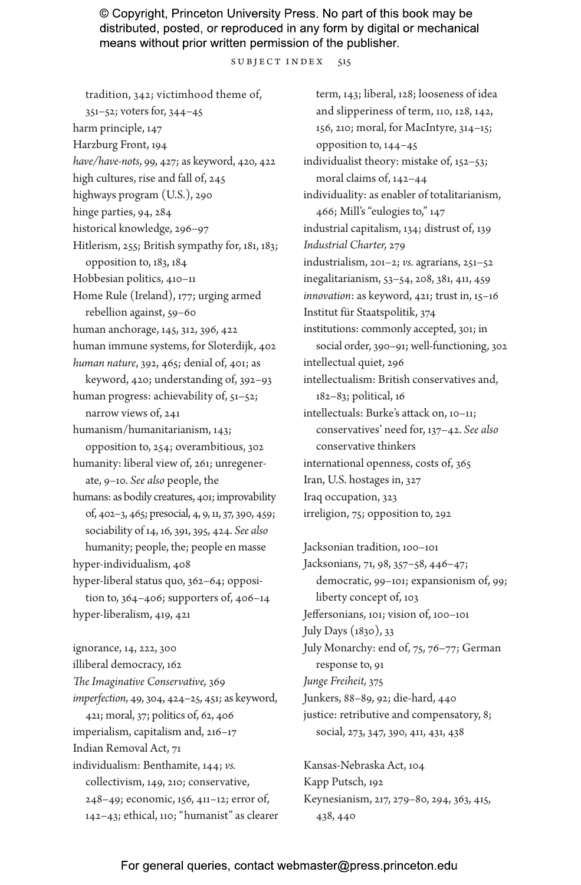tradition, 342; victimhood theme of, 351–52; voters for, 344–45

harm principle, 147

Harzburg Front, 194

*have/have-nots*, 99, 427; as keyword, 420, 422

high cultures, rise and fall of, 245

highways program (U.S.), 290

hinge parties, 94, 284

historical knowledge, 296–97

Hitlerism, 255; British sympathy for, 181, 183; opposition to, 183, 184

Hobbesian politics, 410–11

Home Rule (Ireland), 177; urging armed rebellion against, 59–60

human anchorage, 145, 312, 396, 422

human immune systems, for Sloterdijk, 402

*human nature*, 392, 465; denial of, 401; as keyword, 420; understanding of, 392–93

human progress: achievability of, 51–52; narrow views of, 241

humanism/humanitarianism, 143; opposition to, 254; overambitious, 302

humanity: liberal view of, 261; unregenerate, 9–10. *See also* people, the

humans: as bodily creatures, 401; improvability of, 402–3, 465; presocial, 4, 9, 11, 37, 390, 459; sociability of 14, 16, 391, 395, 424. *See also* humanity; people, the; people en masse

hyper-individualism, 408

hyper-liberal status quo, 362–64; opposition to, 364–406; supporters of, 406–14

hyper-liberalism, 419, 421

ignorance, 14, 222, 300

illiberal democracy, 162

*The Imaginative Conservative,* 369

*imperfection*, 49, 304, 424–25, 451; as keyword, 421; moral, 37; politics of, 62, 406

imperialism, capitalism and, 216–17

Indian Removal Act, 71

individualism: Benthamite, 144; *vs.* collectivism, 149, 210; conservative, 248–49; economic, 156, 411–12; error of, 142–43; ethical, 110; "humanist" as clearer term, 143; liberal, 128; looseness of idea and slipperiness of term, 110, 128, 142, 156, 210; moral, for MacIntyre, 314–15; opposition to, 144–45

individualist theory: mistake of, 152–53; moral claims of, 142–44

individuality: as enabler of totalitarianism, 466; Mill's "eulogies to," 147

industrial capitalism, 134; distrust of, 139

*Industrial Charter,* 279

industrialism, 201–2; *vs.* agrarians, 251–52

inegalitarianism, 53–54, 208, 381, 411, 459

*innovation*: as keyword, 421; trust in, 15–16

Institut für Staatspolitik, 374

institutions: commonly accepted, 301; in social order, 390–91; well-functioning, 302

intellectual quiet, 296

intellectualism: British conservatives and, 182–83; political, 16

intellectuals: Burke's attack on, 10–11; conservatives' need for, 137–42. *See also* conservative thinkers

international openness, costs of, 365

Iran, U.S. hostages in, 327

Iraq occupation, 323

irreligion, 75; opposition to, 292

Jacksonian tradition, 100–101

Jacksonians, 71, 98, 357–58, 446–47; democratic, 99–101; expansionism of, 99; liberty concept of, 103

Jeffersonians, 101; vision of, 100–101

July Days (1830), 33

July Monarchy: end of, 75, 76–77; German response to, 91

*Junge Freiheit,* 375

Junkers, 88–89, 92; die-hard, 440

justice: retributive and compensatory, 8; social, 273, 347, 390, 411, 431, 438

Kansas-Nebraska Act, 104

Kapp Putsch, 192

Keynesianism, 217, 279–80, 294, 363, 415, 438, 440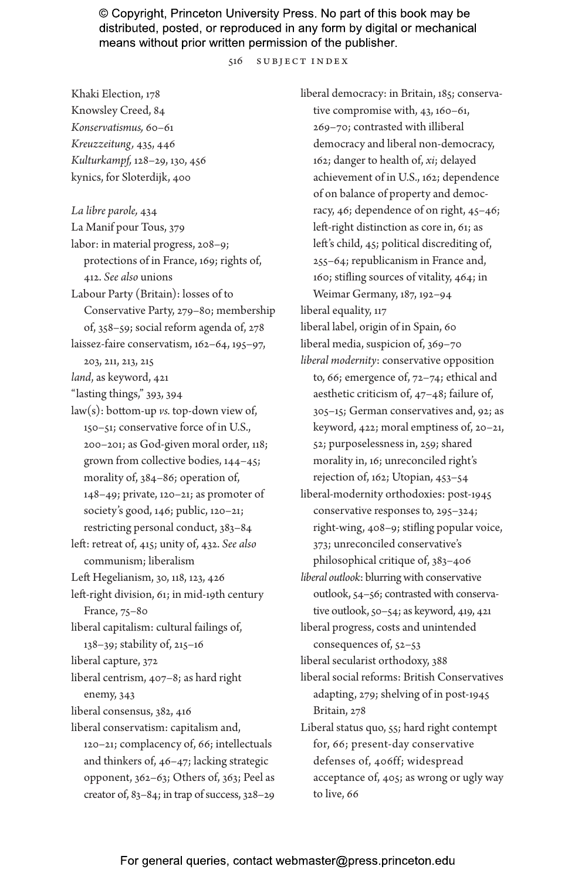Khaki Election, 178

Knowsley Creed, 84

*Konservatismus,* 60–61

*Kreuzzeitung,* 435, 446

*Kulturkampf,* 128–29, 130, 456

kynics, for Sloterdijk, 400

*La libre parole,* 434

La Manif pour Tous, 379

labor: in material progress, 208–9; protections of in France, 169; rights of, 412. *See also* unions

Labour Party (Britain): losses of to Conservative Party, 279–80; membership of, 358–59; social reform agenda of, 278

laissez-faire conservatism, 162–64, 195–97, 203, 211, 213, 215

*land*, as keyword, 421

"lasting things," 393, 394

law(s): bottom-up *vs.* top-down view of, 150–51; conservative force of in U.S., 200–201; as God-given moral order, 118; grown from collective bodies, 144–45; morality of, 384–86; operation of, 148–49; private, 120–21; as promoter of society's good, 146; public, 120–21; restricting personal conduct, 383–84

left: retreat of, 415; unity of, 432. *See also* communism; liberalism

Left Hegelianism, 30, 118, 123, 426

left-right division, 61; in mid-19th century France, 75–80

liberal capitalism: cultural failings of, 138–39; stability of, 215–16

liberal capture, 372

liberal centrism, 407–8; as hard right enemy, 343

liberal consensus, 382, 416

liberal conservatism: capitalism and, 120–21; complacency of, 66; intellectuals and thinkers of, 46–47; lacking strategic opponent, 362–63; Others of, 363; Peel as creator of, 83–84; in trap of success, 328–29

liberal democracy: in Britain, 185; conservative compromise with, 43, 160–61, 269–70; contrasted with illiberal democracy and liberal non-democracy, 162; danger to health of, *xi*; delayed achievement of in U.S., 162; dependence of on balance of property and democracy, 46; dependence of on right, 45–46; left-right distinction as core in, 61; as left's child, 45; political discrediting of, 255–64; republicanism in France and, 160; stifling sources of vitality, 464; in Weimar Germany, 187, 192–94

liberal equality, 117

liberal label, origin of in Spain, 60

liberal media, suspicion of, 369–70

*liberal modernity*: conservative opposition to, 66; emergence of, 72–74; ethical and aesthetic criticism of, 47–48; failure of, 305–15; German conservatives and, 92; as keyword, 422; moral emptiness of, 20–21, 52; purposelessness in, 259; shared morality in, 16; unreconciled right's rejection of, 162; Utopian, 453–54

liberal-modernity orthodoxies: post-1945 conservative responses to, 295–324; right-wing, 408–9; stifling popular voice, 373; unreconciled conservative's philosophical critique of, 383–406

*liberal outlook*: blurring with conservative outlook, 54–56; contrasted with conservative outlook, 50–54; as keyword, 419, 421

liberal progress, costs and unintended consequences of, 52–53

liberal secularist orthodoxy, 388

liberal social reforms: British Conservatives adapting, 279; shelving of in post-1945 Britain, 278

Liberal status quo, 55; hard right contempt for, 66; present-day conservative defenses of, 406ff; widespread acceptance of, 405; as wrong or ugly way to live, 66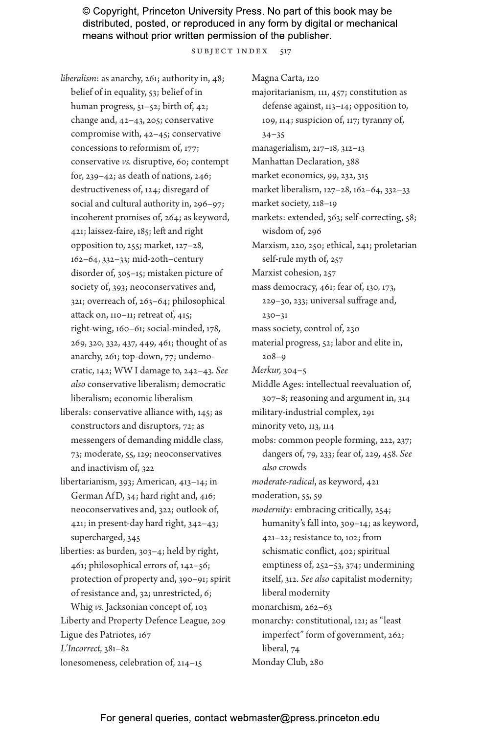*liberalism*: as anarchy, 261; authority in, 48; belief of in equality, 53; belief of in human progress, 51–52; birth of, 42; change and, 42–43, 205; conservative compromise with, 42–45; conservative concessions to reformism of, 177; conservative *vs.* disruptive, 60; contempt for, 239–42; as death of nations, 246; destructiveness of, 124; disregard of social and cultural authority in, 296–97; incoherent promises of, 264; as keyword, 421; laissez-faire, 185; left and right opposition to, 255; market, 127–28, 162–64, 332–33; mid-20th–century disorder of, 305–15; mistaken picture of society of, 393; neoconservatives and, 321; overreach of, 263–64; philosophical attack on, 110–11; retreat of, 415; right-wing, 160–61; social-minded, 178, 269, 320, 332, 437, 449, 461; thought of as anarchy, 261; top-down, 77; undemocratic, 142; WW I damage to, 242–43. *See also* conservative liberalism; democratic liberalism; economic liberalism

liberals: conservative alliance with, 145; as constructors and disruptors, 72; as messengers of demanding middle class, 73; moderate, 55, 129; neoconservatives and inactivism of, 322

libertarianism, 393; American, 413–14; in German AfD, 34; hard right and, 416; neoconservatives and, 322; outlook of, 421; in present-day hard right, 342–43; supercharged, 345

liberties: as burden, 303–4; held by right, 461; philosophical errors of, 142–56; protection of property and, 390–91; spirit of resistance and, 32; unrestricted, 6; Whig *vs.* Jacksonian concept of, 103

Liberty and Property Defence League, 209

Ligue des Patriotes, 167

*L'Incorrect,* 381–82

lonesomeness, celebration of, 214–15

Magna Carta, 120

majoritarianism, 111, 457; constitution as defense against, 113–14; opposition to, 109, 114; suspicion of, 117; tyranny of, 34–35

managerialism, 217–18, 312–13

Manhattan Declaration, 388

market economics, 99, 232, 315

market liberalism, 127–28, 162–64, 332–33

market society, 218–19

markets: extended, 363; self-correcting, 58; wisdom of, 296

Marxism, 220, 250; ethical, 241; proletarian self-rule myth of, 257

Marxist cohesion, 257

mass democracy, 461; fear of, 130, 173, 229–30, 233; universal suffrage and, 230–31

mass society, control of, 230

material progress, 52; labor and elite in, 208–9

*Merkur,* 304–5

Middle Ages: intellectual reevaluation of, 307–8; reasoning and argument in, 314

military-industrial complex, 291

minority veto, 113, 114

mobs: common people forming, 222, 237; dangers of, 79, 233; fear of, 229, 458. *See also* crowds

*moderate-radical*, as keyword, 421

moderation, 55, 59

*modernity*: embracing critically, 254; humanity's fall into, 309–14; as keyword, 421–22; resistance to, 102; from schismatic conflict, 402; spiritual emptiness of, 252–53, 374; undermining itself, 312. *See also* capitalist modernity; liberal modernity

monarchism, 262–63

monarchy: constitutional, 121; as "least imperfect" form of government, 262; liberal, 74

Monday Club, 280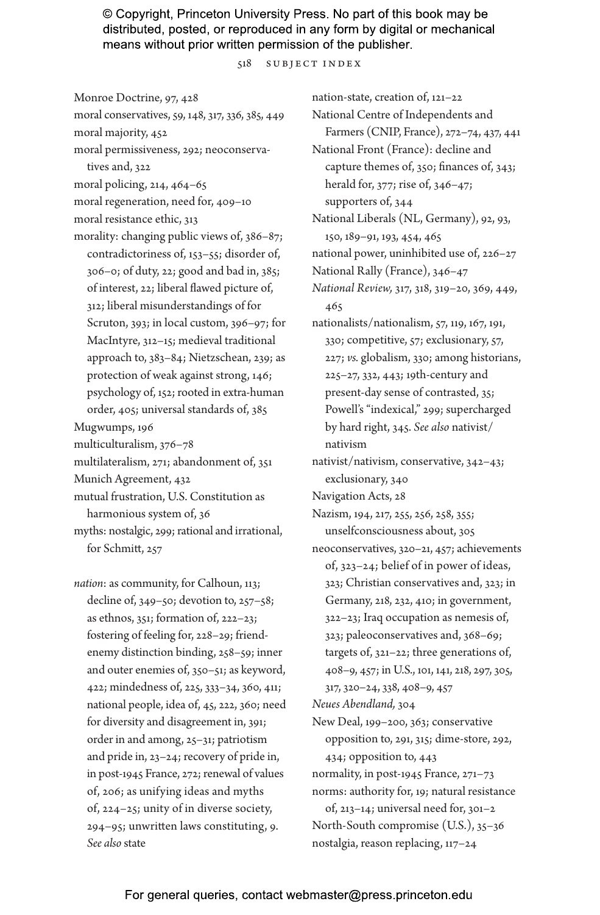Monroe Doctrine, 97, 428
moral conservatives, 59, 148, 317, 336, 385, 449
moral majority, 452
moral permissiveness, 292; neoconservatives and, 322
moral policing, 214, 464–65
moral regeneration, need for, 409–10
moral resistance ethic, 313
morality: changing public views of, 386–87; contradictoriness of, 153–55; disorder of, 306–0; of duty, 22; good and bad in, 385; of interest, 22; liberal flawed picture of, 312; liberal misunderstandings of for Scruton, 393; in local custom, 396–97; for MacIntyre, 312–15; medieval traditional approach to, 383–84; Nietzschean, 239; as protection of weak against strong, 146; psychology of, 152; rooted in extra-human order, 405; universal standards of, 385
Mugwumps, 196
multiculturalism, 376–78
multilateralism, 271; abandonment of, 351
Munich Agreement, 432
mutual frustration, U.S. Constitution as harmonious system of, 36
myths: nostalgic, 299; rational and irrational, for Schmitt, 257

*nation*: as community, for Calhoun, 113; decline of, 349–50; devotion to, 257–58; as ethnos, 351; formation of, 222–23; fostering of feeling for, 228–29; friend-enemy distinction binding, 258–59; inner and outer enemies of, 350–51; as keyword, 422; mindedness of, 225, 333–34, 360, 411; national people, idea of, 45, 222, 360; need for diversity and disagreement in, 391; order in and among, 25–31; patriotism and pride in, 23–24; recovery of pride in, in post-1945 France, 272; renewal of values of, 206; as unifying ideas and myths of, 224–25; unity of in diverse society, 294–95; unwritten laws constituting, 9. *See also* state

nation-state, creation of, 121–22
National Centre of Independents and Farmers (CNIP, France), 272–74, 437, 441
National Front (France): decline and capture themes of, 350; finances of, 343; herald for, 377; rise of, 346–47; supporters of, 344
National Liberals (NL, Germany), 92, 93, 150, 189–91, 193, 454, 465
national power, uninhibited use of, 226–27
National Rally (France), 346–47
*National Review*, 317, 318, 319–20, 369, 449, 465
nationalists/nationalism, 57, 119, 167, 191, 330; competitive, 57; exclusionary, 57, 227; *vs.* globalism, 330; among historians, 225–27, 332, 443; 19th-century and present-day sense of contrasted, 35; Powell's "indexical," 299; supercharged by hard right, 345. *See also* nativist/nativism
nativist/nativism, conservative, 342–43; exclusionary, 340
Navigation Acts, 28
Nazism, 194, 217, 255, 256, 258, 355; unselfconsciousness about, 305
neoconservatives, 320–21, 457; achievements of, 323–24; belief of in power of ideas, 323; Christian conservatives and, 323; in Germany, 218, 232, 410; in government, 322–23; Iraq occupation as nemesis of, 323; paleoconservatives and, 368–69; targets of, 321–22; three generations of, 408–9, 457; in U.S., 101, 141, 218, 297, 305, 317, 320–24, 338, 408–9, 457
*Neues Abendland*, 304
New Deal, 199–200, 363; conservative opposition to, 291, 315; dime-store, 292, 434; opposition to, 443
normality, in post-1945 France, 271–73
norms: authority for, 19; natural resistance of, 213–14; universal need for, 301–2
North-South compromise (U.S.), 35–36
nostalgia, reason replacing, 117–24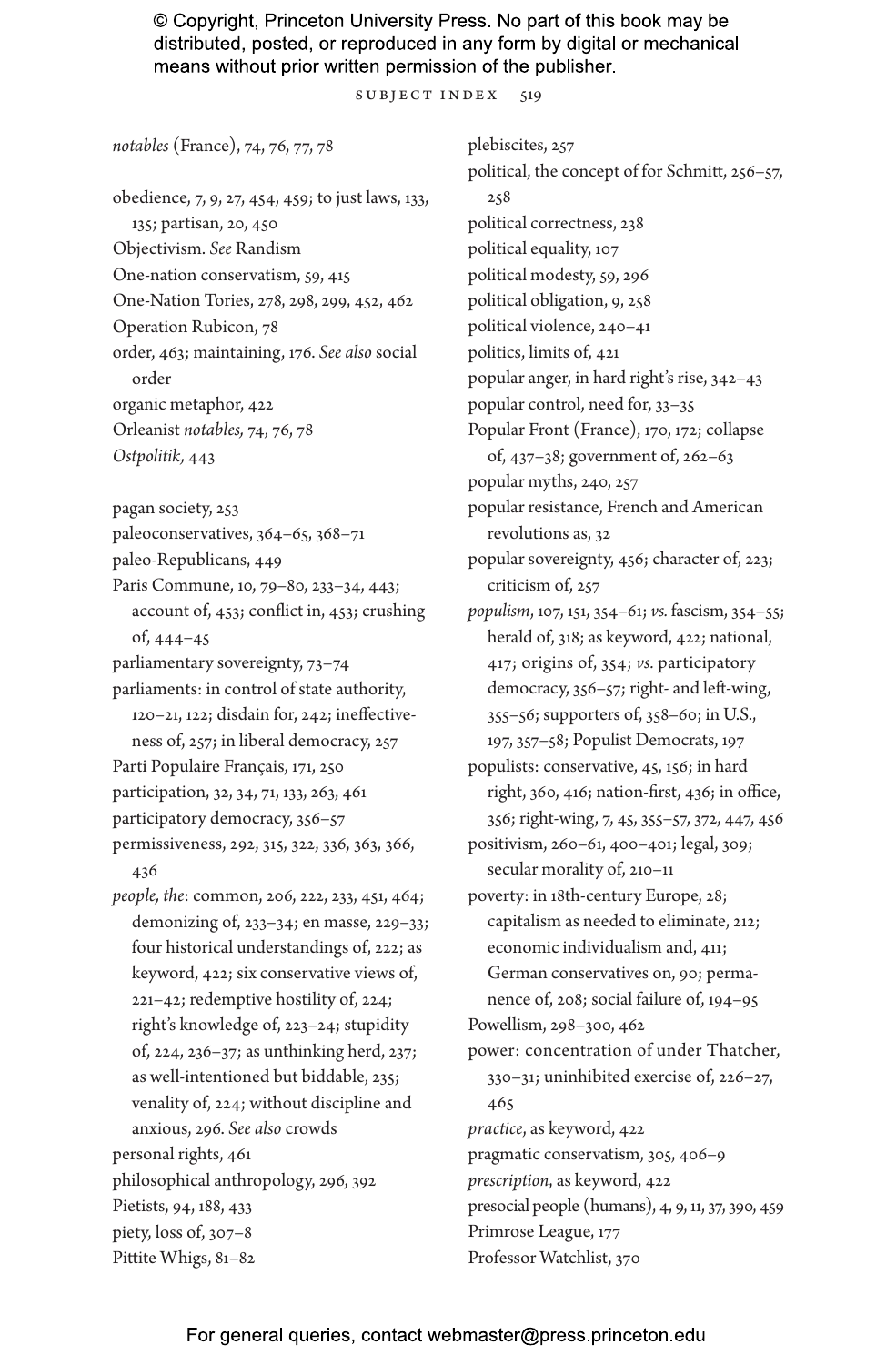*notables* (France), 74, 76, 77, 78

obedience, 7, 9, 27, 454, 459; to just laws, 133, 135; partisan, 20, 450

Objectivism. *See* Randism

One-nation conservatism, 59, 415

One-Nation Tories, 278, 298, 299, 452, 462

Operation Rubicon, 78

order, 463; maintaining, 176. *See also* social order

organic metaphor, 422

Orleanist *notables,* 74, 76, 78

*Ostpolitik,* 443

pagan society, 253

paleoconservatives, 364–65, 368–71

paleo-Republicans, 449

Paris Commune, 10, 79–80, 233–34, 443; account of, 453; conflict in, 453; crushing of, 444–45

parliamentary sovereignty, 73–74

parliaments: in control of state authority, 120–21, 122; disdain for, 242; ineffectiveness of, 257; in liberal democracy, 257

Parti Populaire Français, 171, 250

participation, 32, 34, 71, 133, 263, 461

participatory democracy, 356–57

permissiveness, 292, 315, 322, 336, 363, 366, 436

*people, the*: common, 206, 222, 233, 451, 464; demonizing of, 233–34; en masse, 229–33; four historical understandings of, 222; as keyword, 422; six conservative views of, 221–42; redemptive hostility of, 224; right's knowledge of, 223–24; stupidity of, 224, 236–37; as unthinking herd, 237; as well-intentioned but biddable, 235; venality of, 224; without discipline and anxious, 296. *See also* crowds

personal rights, 461

philosophical anthropology, 296, 392

Pietists, 94, 188, 433

piety, loss of, 307–8

Pittite Whigs, 81–82

plebiscites, 257

political, the concept of for Schmitt, 256–57, 258

political correctness, 238

political equality, 107

political modesty, 59, 296

political obligation, 9, 258

political violence, 240–41

politics, limits of, 421

popular anger, in hard right's rise, 342–43

popular control, need for, 33–35

Popular Front (France), 170, 172; collapse of, 437–38; government of, 262–63

popular myths, 240, 257

popular resistance, French and American revolutions as, 32

popular sovereignty, 456; character of, 223; criticism of, 257

*populism*, 107, 151, 354–61; *vs.* fascism, 354–55; herald of, 318; as keyword, 422; national, 417; origins of, 354; *vs.* participatory democracy, 356–57; right- and left-wing, 355–56; supporters of, 358–60; in U.S., 197, 357–58; Populist Democrats, 197

populists: conservative, 45, 156; in hard right, 360, 416; nation-first, 436; in office, 356; right-wing, 7, 45, 355–57, 372, 447, 456

positivism, 260–61, 400–401; legal, 309; secular morality of, 210–11

poverty: in 18th-century Europe, 28; capitalism as needed to eliminate, 212; economic individualism and, 411; German conservatives on, 90; permanence of, 208; social failure of, 194–95

Powellism, 298–300, 462

power: concentration of under Thatcher, 330–31; uninhibited exercise of, 226–27, 465

*practice*, as keyword, 422

pragmatic conservatism, 305, 406–9

*prescription*, as keyword, 422

presocial people (humans), 4, 9, 11, 37, 390, 459

Primrose League, 177

Professor Watchlist, 370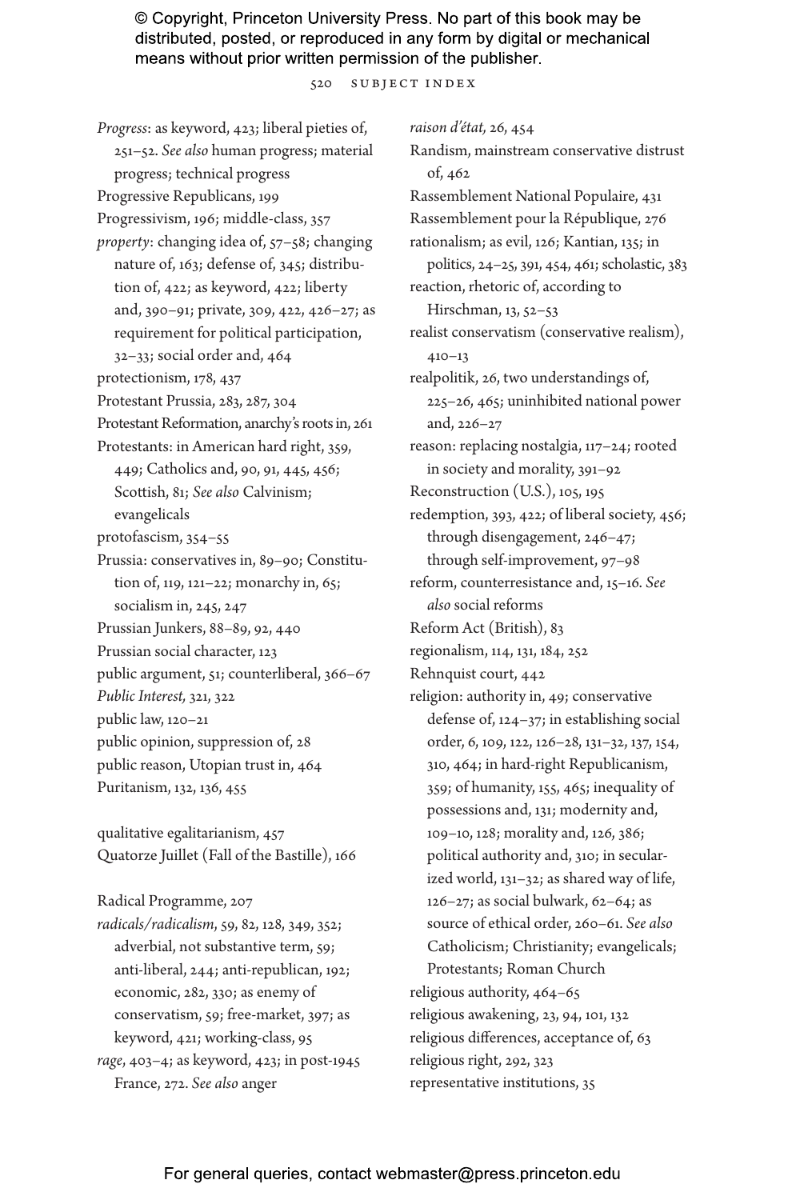*Progress*: as keyword, 423; liberal pieties of, 251–52. *See also* human progress; material progress; technical progress

Progressive Republicans, 199

Progressivism, 196; middle-class, 357

*property*: changing idea of, 57–58; changing nature of, 163; defense of, 345; distribution of, 422; as keyword, 422; liberty and, 390–91; private, 309, 422, 426–27; as requirement for political participation, 32–33; social order and, 464

protectionism, 178, 437

Protestant Prussia, 283, 287, 304

Protestant Reformation, anarchy's roots in, 261

Protestants: in American hard right, 359, 449; Catholics and, 90, 91, 445, 456; Scottish, 81; *See also* Calvinism; evangelicals

protofascism, 354–55

Prussia: conservatives in, 89–90; Constitution of, 119, 121–22; monarchy in, 65; socialism in, 245, 247

Prussian Junkers, 88–89, 92, 440

Prussian social character, 123

public argument, 51; counterliberal, 366–67

*Public Interest*, 321, 322

public law, 120–21

public opinion, suppression of, 28

public reason, Utopian trust in, 464

Puritanism, 132, 136, 455

qualitative egalitarianism, 457

Quatorze Juillet (Fall of the Bastille), 166

Radical Programme, 207

*radicals/radicalism*, 59, 82, 128, 349, 352; adverbial, not substantive term, 59; anti-liberal, 244; anti-republican, 192; economic, 282, 330; as enemy of conservatism, 59; free-market, 397; as keyword, 421; working-class, 95

*rage*, 403–4; as keyword, 423; in post-1945 France, 272. *See also* anger

*raison d'état*, 26, 454

Randism, mainstream conservative distrust of, 462

Rassemblement National Populaire, 431

Rassemblement pour la République, 276

rationalism; as evil, 126; Kantian, 135; in politics, 24–25, 391, 454, 461; scholastic, 383

reaction, rhetoric of, according to Hirschman, 13, 52–53

realist conservatism (conservative realism), 410–13

realpolitik, 26, two understandings of, 225–26, 465; uninhibited national power and, 226–27

reason: replacing nostalgia, 117–24; rooted in society and morality, 391–92

Reconstruction (U.S.), 105, 195

redemption, 393, 422; of liberal society, 456; through disengagement, 246–47; through self-improvement, 97–98

reform, counterresistance and, 15–16. *See also* social reforms

Reform Act (British), 83

regionalism, 114, 131, 184, 252

Rehnquist court, 442

religion: authority in, 49; conservative defense of, 124–37; in establishing social order, 6, 109, 122, 126–28, 131–32, 137, 154, 310, 464; in hard-right Republicanism, 359; of humanity, 155, 465; inequality of possessions and, 131; modernity and, 109–10, 128; morality and, 126, 386; political authority and, 310; in secularized world, 131–32; as shared way of life, 126–27; as social bulwark, 62–64; as source of ethical order, 260–61. *See also* Catholicism; Christianity; evangelicals; Protestants; Roman Church

religious authority, 464–65

religious awakening, 23, 94, 101, 132

religious differences, acceptance of, 63

religious right, 292, 323

representative institutions, 35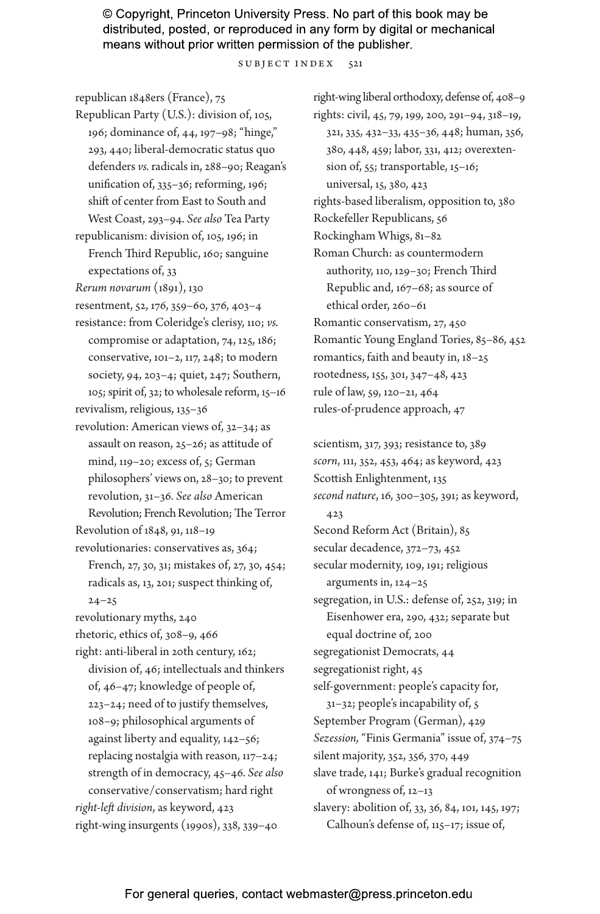republican 1848ers (France), 75

Republican Party (U.S.): division of, 105, 196; dominance of, 44, 197–98; "hinge," 293, 440; liberal-democratic status quo defenders *vs.* radicals in, 288–90; Reagan's unification of, 335–36; reforming, 196; shift of center from East to South and West Coast, 293–94. *See also* Tea Party

republicanism: division of, 105, 196; in French Third Republic, 160; sanguine expectations of, 33

*Rerum novarum* (1891), 130

resentment, 52, 176, 359–60, 376, 403–4

resistance: from Coleridge's clerisy, 110; *vs.* compromise or adaptation, 74, 125, 186; conservative, 101–2, 117, 248; to modern society, 94, 203–4; quiet, 247; Southern, 105; spirit of, 32; to wholesale reform, 15–16

revivalism, religious, 135–36

revolution: American views of, 32–34; as assault on reason, 25–26; as attitude of mind, 119–20; excess of, 5; German philosophers' views on, 28–30; to prevent revolution, 31–36. *See also* American Revolution; French Revolution; The Terror

Revolution of 1848, 91, 118–19

revolutionaries: conservatives as, 364; French, 27, 30, 31; mistakes of, 27, 30, 454; radicals as, 13, 201; suspect thinking of, 24–25

revolutionary myths, 240

rhetoric, ethics of, 308–9, 466

right: anti-liberal in 20th century, 162; division of, 46; intellectuals and thinkers of, 46–47; knowledge of people of, 223–24; need of to justify themselves, 108–9; philosophical arguments of against liberty and equality, 142–56; replacing nostalgia with reason, 117–24; strength of in democracy, 45–46. *See also* conservative/conservatism; hard right

*right-left division*, as keyword, 423

right-wing insurgents (1990s), 338, 339–40

right-wing liberal orthodoxy, defense of, 408–9

rights: civil, 45, 79, 199, 200, 291–94, 318–19, 321, 335, 432–33, 435–36, 448; human, 356, 380, 448, 459; labor, 331, 412; overextension of, 55; transportable, 15–16; universal, 15, 380, 423

rights-based liberalism, opposition to, 380

Rockefeller Republicans, 56

Rockingham Whigs, 81–82

Roman Church: as countermodern authority, 110, 129–30; French Third Republic and, 167–68; as source of ethical order, 260–61

Romantic conservatism, 27, 450

Romantic Young England Tories, 85–86, 452

romantics, faith and beauty in, 18–25

rootedness, 155, 301, 347–48, 423

rule of law, 59, 120–21, 464

rules-of-prudence approach, 47

scientism, 317, 393; resistance to, 389

*scorn*, 111, 352, 453, 464; as keyword, 423

Scottish Enlightenment, 135

*second nature*, 16, 300–305, 391; as keyword, 423

Second Reform Act (Britain), 85

secular decadence, 372–73, 452

secular modernity, 109, 191; religious arguments in, 124–25

segregation, in U.S.: defense of, 252, 319; in Eisenhower era, 290, 432; separate but equal doctrine of, 200

segregationist Democrats, 44

segregationist right, 45

self-government: people's capacity for, 31–32; people's incapability of, 5

September Program (German), 429

*Sezession*, "Finis Germania" issue of, 374–75

silent majority, 352, 356, 370, 449

slave trade, 141; Burke's gradual recognition of wrongness of, 12–13

slavery: abolition of, 33, 36, 84, 101, 145, 197; Calhoun's defense of, 115–17; issue of,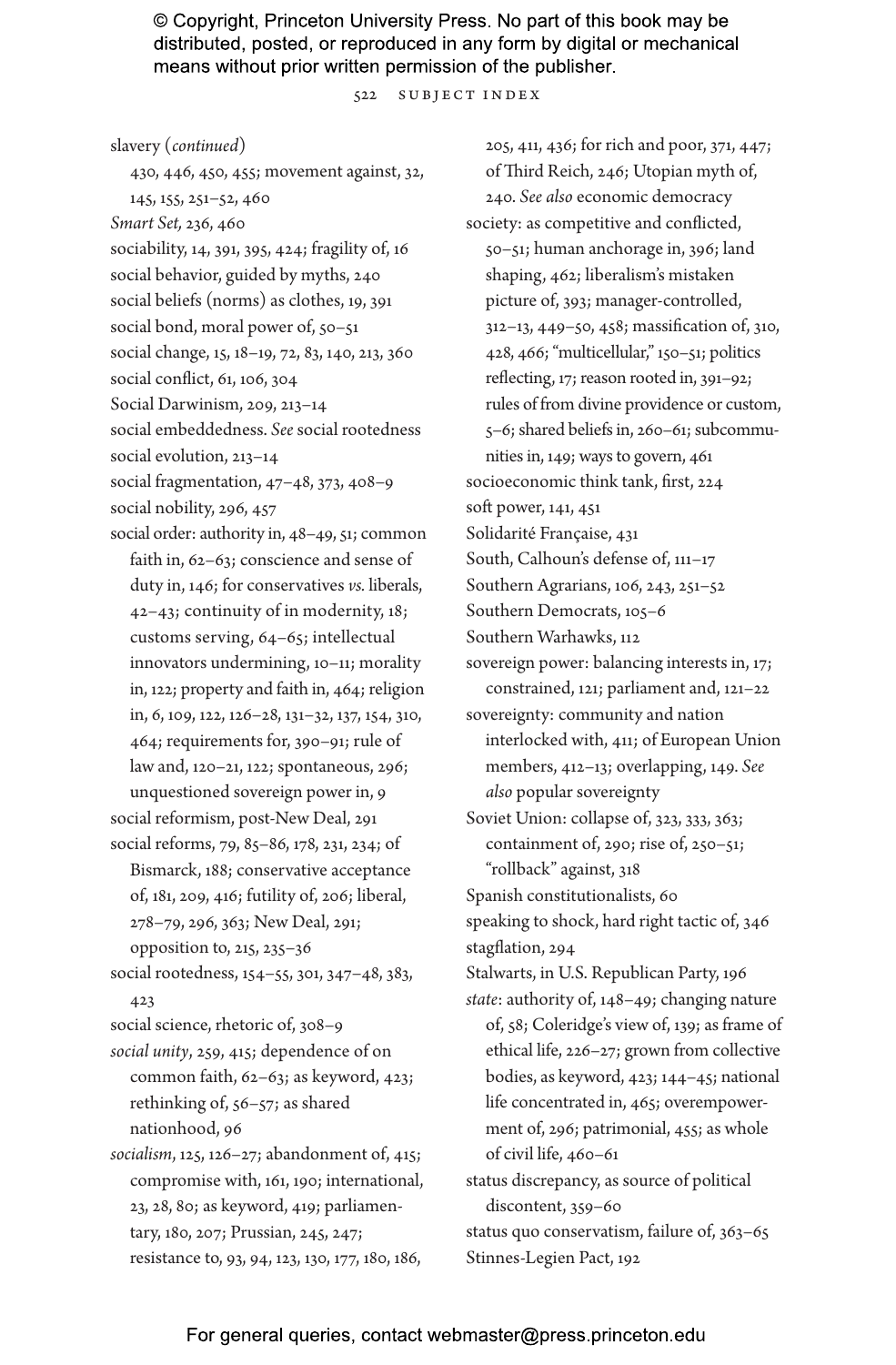slavery (*continued*)
430, 446, 450, 455; movement against, 32, 145, 155, 251–52, 460

*Smart Set*, 236, 460

sociability, 14, 391, 395, 424; fragility of, 16

social behavior, guided by myths, 240

social beliefs (norms) as clothes, 19, 391

social bond, moral power of, 50–51

social change, 15, 18–19, 72, 83, 140, 213, 360

social conflict, 61, 106, 304

Social Darwinism, 209, 213–14

social embeddedness. *See* social rootedness

social evolution, 213–14

social fragmentation, 47–48, 373, 408–9

social nobility, 296, 457

social order: authority in, 48–49, 51; common faith in, 62–63; conscience and sense of duty in, 146; for conservatives *vs.* liberals, 42–43; continuity of in modernity, 18; customs serving, 64–65; intellectual innovators undermining, 10–11; morality in, 122; property and faith in, 464; religion in, 6, 109, 122, 126–28, 131–32, 137, 154, 310, 464; requirements for, 390–91; rule of law and, 120–21, 122; spontaneous, 296; unquestioned sovereign power in, 9

social reformism, post-New Deal, 291

social reforms, 79, 85–86, 178, 231, 234; of Bismarck, 188; conservative acceptance of, 181, 209, 416; futility of, 206; liberal, 278–79, 296, 363; New Deal, 291; opposition to, 215, 235–36

social rootedness, 154–55, 301, 347–48, 383, 423

social science, rhetoric of, 308–9

*social unity*, 259, 415; dependence of on common faith, 62–63; as keyword, 423; rethinking of, 56–57; as shared nationhood, 96

*socialism*, 125, 126–27; abandonment of, 415; compromise with, 161, 190; international, 23, 28, 80; as keyword, 419; parliamentary, 180, 207; Prussian, 245, 247; resistance to, 93, 94, 123, 130, 177, 180, 186, 205, 411, 436; for rich and poor, 371, 447; of Third Reich, 246; Utopian myth of, 240. *See also* economic democracy

society: as competitive and conflicted, 50–51; human anchorage in, 396; land shaping, 462; liberalism's mistaken picture of, 393; manager-controlled, 312–13, 449–50, 458; massification of, 310, 428, 466; "multicellular," 150–51; politics reflecting, 17; reason rooted in, 391–92; rules of from divine providence or custom, 5–6; shared beliefs in, 260–61; subcommunities in, 149; ways to govern, 461

socioeconomic think tank, first, 224

soft power, 141, 451

Solidarité Française, 431

South, Calhoun's defense of, 111–17

Southern Agrarians, 106, 243, 251–52

Southern Democrats, 105–6

Southern Warhawks, 112

sovereign power: balancing interests in, 17; constrained, 121; parliament and, 121–22

sovereignty: community and nation interlocked with, 411; of European Union members, 412–13; overlapping, 149. *See also* popular sovereignty

Soviet Union: collapse of, 323, 333, 363; containment of, 290; rise of, 250–51; "rollback" against, 318

Spanish constitutionalists, 60

speaking to shock, hard right tactic of, 346

stagflation, 294

Stalwarts, in U.S. Republican Party, 196

*state*: authority of, 148–49; changing nature of, 58; Coleridge's view of, 139; as frame of ethical life, 226–27; grown from collective bodies, as keyword, 423; 144–45; national life concentrated in, 465; overempowerment of, 296; patrimonial, 455; as whole of civil life, 460–61

status discrepancy, as source of political discontent, 359–60

status quo conservatism, failure of, 363–65

Stinnes-Legien Pact, 192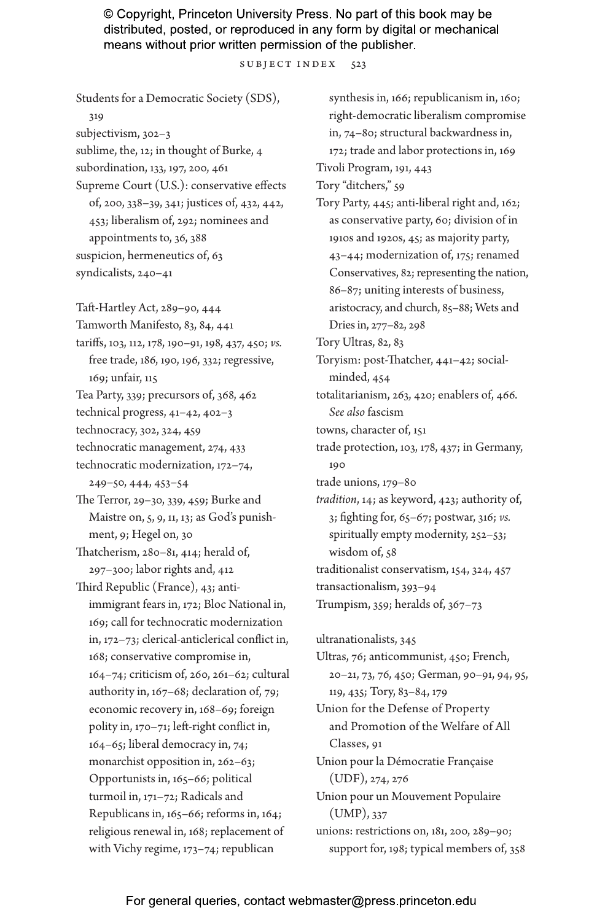Students for a Democratic Society (SDS), 319
subjectivism, 302–3
sublime, the, 12; in thought of Burke, 4
subordination, 133, 197, 200, 461
Supreme Court (U.S.): conservative effects of, 200, 338–39, 341; justices of, 432, 442, 453; liberalism of, 292; nominees and appointments to, 36, 388
suspicion, hermeneutics of, 63
syndicalists, 240–41

Taft-Hartley Act, 289–90, 444
Tamworth Manifesto, 83, 84, 441
tariffs, 103, 112, 178, 190–91, 198, 437, 450; *vs.* free trade, 186, 190, 196, 332; regressive, 169; unfair, 115
Tea Party, 339; precursors of, 368, 462
technical progress, 41–42, 402–3
technocracy, 302, 324, 459
technocratic management, 274, 433
technocratic modernization, 172–74, 249–50, 444, 453–54
The Terror, 29–30, 339, 459; Burke and Maistre on, 5, 9, 11, 13; as God's punishment, 9; Hegel on, 30
Thatcherism, 280–81, 414; herald of, 297–300; labor rights and, 412
Third Republic (France), 43; anti-immigrant fears in, 172; Bloc National in, 169; call for technocratic modernization in, 172–73; clerical-anticlerical conflict in, 168; conservative compromise in, 164–74; criticism of, 260, 261–62; cultural authority in, 167–68; declaration of, 79; economic recovery in, 168–69; foreign polity in, 170–71; left-right conflict in, 164–65; liberal democracy in, 74; monarchist opposition in, 262–63; Opportunists in, 165–66; political turmoil in, 171–72; Radicals and Republicans in, 165–66; reforms in, 164; religious renewal in, 168; replacement of with Vichy regime, 173–74; republican synthesis in, 166; republicanism in, 160; right-democratic liberalism compromise in, 74–80; structural backwardness in, 172; trade and labor protections in, 169
Tivoli Program, 191, 443
Tory "ditchers," 59
Tory Party, 445; anti-liberal right and, 162; as conservative party, 60; division of in 1910s and 1920s, 45; as majority party, 43–44; modernization of, 175; renamed Conservatives, 82; representing the nation, 86–87; uniting interests of business, aristocracy, and church, 85–88; Wets and Dries in, 277–82, 298
Tory Ultras, 82, 83
Toryism: post-Thatcher, 441–42; social-minded, 454
totalitarianism, 263, 420; enablers of, 466. *See also* fascism
towns, character of, 151
trade protection, 103, 178, 437; in Germany, 190
trade unions, 179–80
*tradition*, 14; as keyword, 423; authority of, 3; fighting for, 65–67; postwar, 316; *vs.* spiritually empty modernity, 252–53; wisdom of, 58
traditionalist conservatism, 154, 324, 457
transactionalism, 393–94
Trumpism, 359; heralds of, 367–73

ultranationalists, 345
Ultras, 76; anticommunist, 450; French, 20–21, 73, 76, 450; German, 90–91, 94, 95, 119, 435; Tory, 83–84, 179
Union for the Defense of Property and Promotion of the Welfare of All Classes, 91
Union pour la Démocratie Française (UDF), 274, 276
Union pour un Mouvement Populaire (UMP), 337
unions: restrictions on, 181, 200, 289–90; support for, 198; typical members of, 358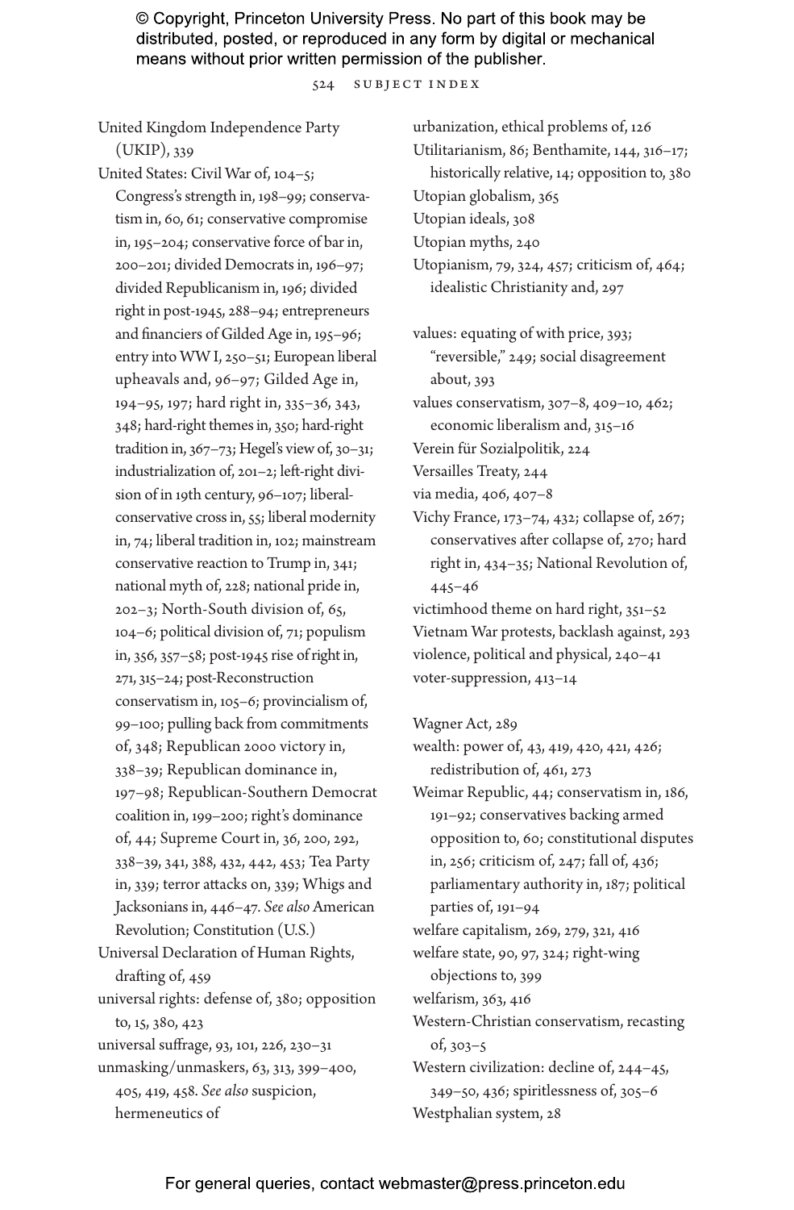United Kingdom Independence Party (UKIP), 339

United States: Civil War of, 104–5; Congress's strength in, 198–99; conservatism in, 60, 61; conservative compromise in, 195–204; conservative force of bar in, 200–201; divided Democrats in, 196–97; divided Republicanism in, 196; divided right in post-1945, 288–94; entrepreneurs and financiers of Gilded Age in, 195–96; entry into WW I, 250–51; European liberal upheavals and, 96–97; Gilded Age in, 194–95, 197; hard right in, 335–36, 343, 348; hard-right themes in, 350; hard-right tradition in, 367–73; Hegel's view of, 30–31; industrialization of, 201–2; left-right division of in 19th century, 96–107; liberal-conservative cross in, 55; liberal modernity in, 74; liberal tradition in, 102; mainstream conservative reaction to Trump in, 341; national myth of, 228; national pride in, 202–3; North-South division of, 65, 104–6; political division of, 71; populism in, 356, 357–58; post-1945 rise of right in, 271, 315–24; post-Reconstruction conservatism in, 105–6; provincialism of, 99–100; pulling back from commitments of, 348; Republican 2000 victory in, 338–39; Republican dominance in, 197–98; Republican-Southern Democrat coalition in, 199–200; right's dominance of, 44; Supreme Court in, 36, 200, 292, 338–39, 341, 388, 432, 442, 453; Tea Party in, 339; terror attacks on, 339; Whigs and Jacksonians in, 446–47. *See also* American Revolution; Constitution (U.S.)

Universal Declaration of Human Rights, drafting of, 459

universal rights: defense of, 380; opposition to, 15, 380, 423

universal suffrage, 93, 101, 226, 230–31

unmasking/unmaskers, 63, 313, 399–400, 405, 419, 458. *See also* suspicion, hermeneutics of

urbanization, ethical problems of, 126

Utilitarianism, 86; Benthamite, 144, 316–17; historically relative, 14; opposition to, 380

Utopian globalism, 365

Utopian ideals, 308

Utopian myths, 240

Utopianism, 79, 324, 457; criticism of, 464; idealistic Christianity and, 297

values: equating of with price, 393; "reversible," 249; social disagreement about, 393

values conservatism, 307–8, 409–10, 462; economic liberalism and, 315–16

Verein für Sozialpolitik, 224

Versailles Treaty, 244

via media, 406, 407–8

Vichy France, 173–74, 432; collapse of, 267; conservatives after collapse of, 270; hard right in, 434–35; National Revolution of, 445–46

victimhood theme on hard right, 351–52

Vietnam War protests, backlash against, 293

violence, political and physical, 240–41

voter-suppression, 413–14

Wagner Act, 289

wealth: power of, 43, 419, 420, 421, 426; redistribution of, 461, 273

Weimar Republic, 44; conservatism in, 186, 191–92; conservatives backing armed opposition to, 60; constitutional disputes in, 256; criticism of, 247; fall of, 436; parliamentary authority in, 187; political parties of, 191–94

welfare capitalism, 269, 279, 321, 416

welfare state, 90, 97, 324; right-wing objections to, 399

welfarism, 363, 416

Western-Christian conservatism, recasting of, 303–5

Western civilization: decline of, 244–45, 349–50, 436; spiritlessness of, 305–6

Westphalian system, 28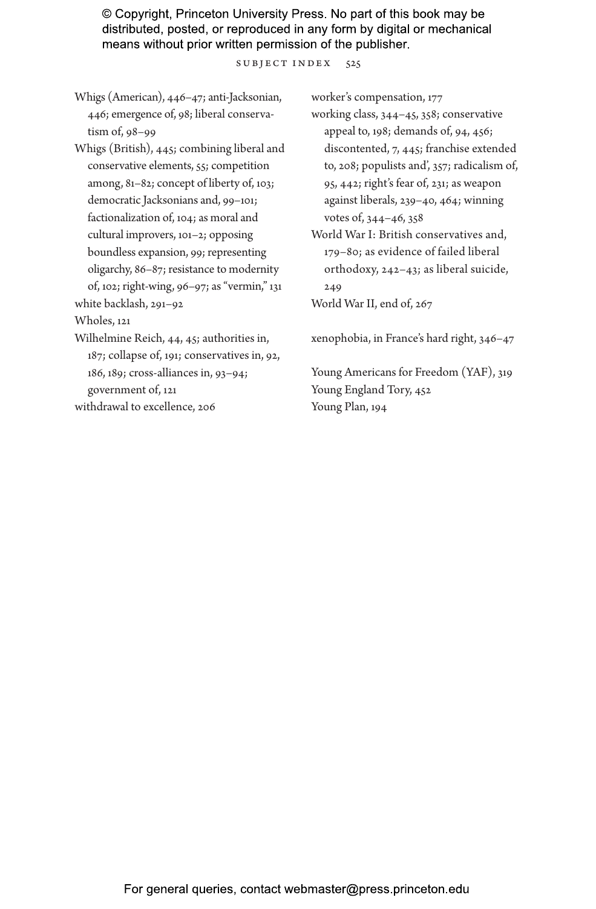Whigs (American), 446–47; anti-Jacksonian, 446; emergence of, 98; liberal conservatism of, 98–99

Whigs (British), 445; combining liberal and conservative elements, 55; competition among, 81–82; concept of liberty of, 103; democratic Jacksonians and, 99–101; factionalization of, 104; as moral and cultural improvers, 101–2; opposing boundless expansion, 99; representing oligarchy, 86–87; resistance to modernity of, 102; right-wing, 96–97; as "vermin," 131

white backlash, 291–92

Wholes, 121

Wilhelmine Reich, 44, 45; authorities in, 187; collapse of, 191; conservatives in, 92, 186, 189; cross-alliances in, 93–94; government of, 121

withdrawal to excellence, 206

worker's compensation, 177

working class, 344–45, 358; conservative appeal to, 198; demands of, 94, 456; discontented, 7, 445; franchise extended to, 208; populists and', 357; radicalism of, 95, 442; right's fear of, 231; as weapon against liberals, 239–40, 464; winning votes of, 344–46, 358

World War I: British conservatives and, 179–80; as evidence of failed liberal orthodoxy, 242–43; as liberal suicide, 249

World War II, end of, 267

xenophobia, in France's hard right, 346–47

Young Americans for Freedom (YAF), 319

Young England Tory, 452

Young Plan, 194